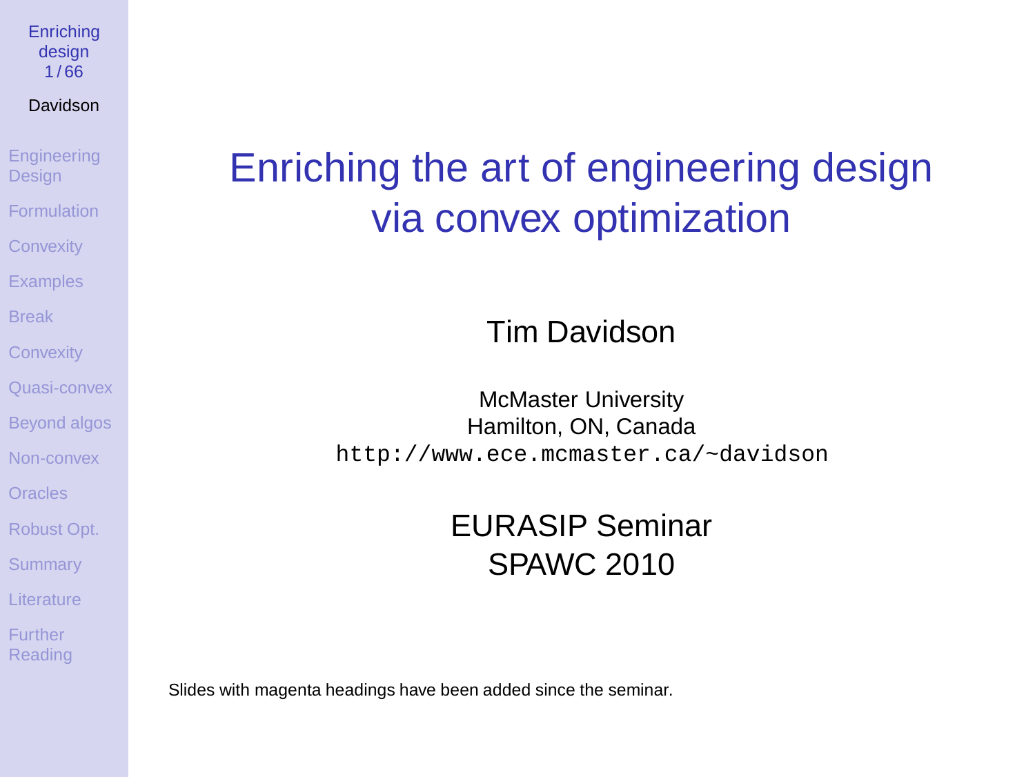# Enriching the art of engineering design via convex optimization

Tim Davidson

McMaster University
Hamilton, ON, Canada
http://www.ece.mcmaster.ca/~davidson

EURASIP Seminar
SPAWC 2010

Slides with magenta headings have been added since the seminar.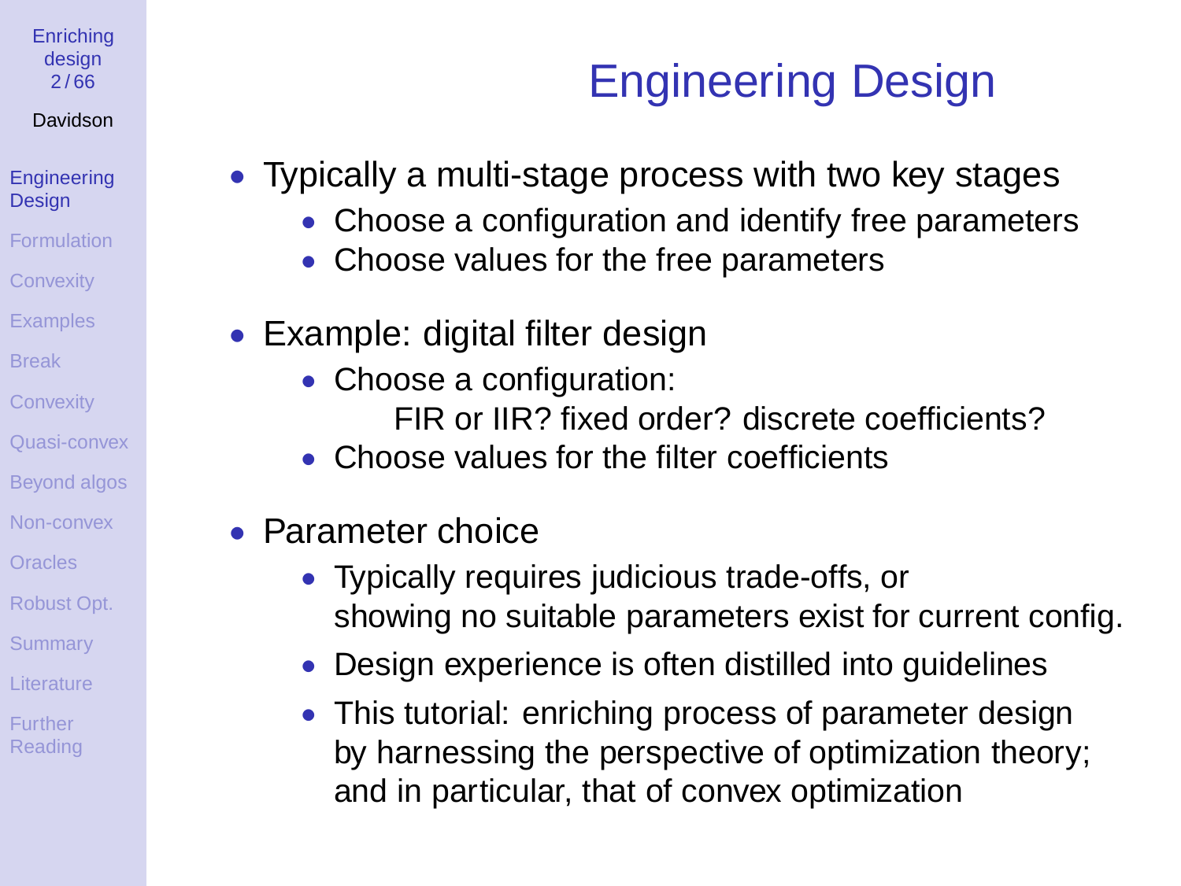# Engineering Design

- Typically a multi-stage process with two key stages
  - Choose a configuration and identify free parameters
  - Choose values for the free parameters
- Example: digital filter design
  - Choose a configuration:
    FIR or IIR? fixed order? discrete coefficients?
  - Choose values for the filter coefficients
- Parameter choice
  - Typically requires judicious trade-offs, or showing no suitable parameters exist for current config.
  - Design experience is often distilled into guidelines
  - This tutorial: enriching process of parameter design by harnessing the perspective of optimization theory; and in particular, that of convex optimization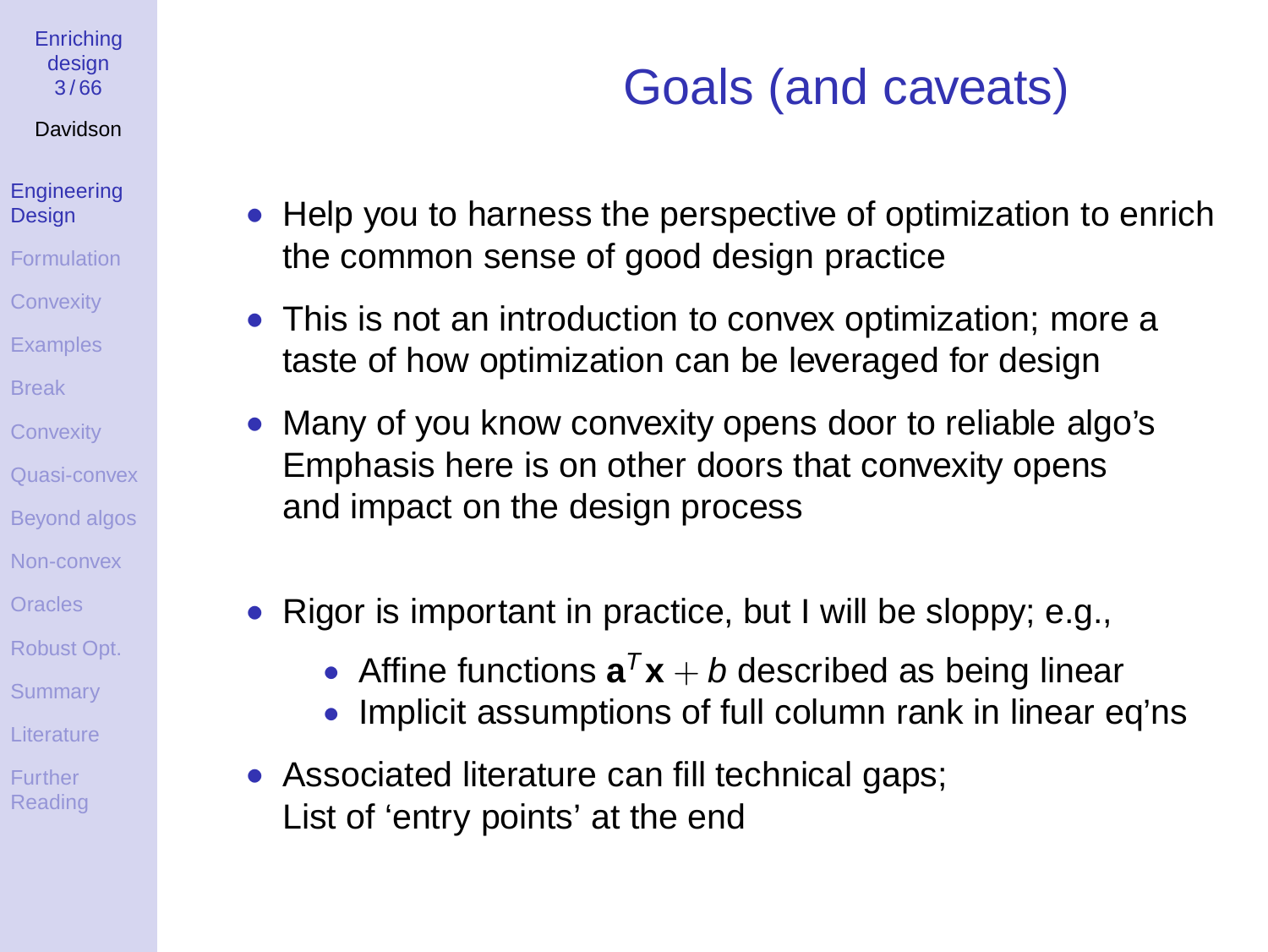# Goals (and caveats)

- Help you to harness the perspective of optimization to enrich the common sense of good design practice
- This is not an introduction to convex optimization; more a taste of how optimization can be leveraged for design
- Many of you know convexity opens door to reliable algo's
  Emphasis here is on other doors that convexity opens
  and impact on the design process
- Rigor is important in practice, but I will be sloppy; e.g.,
  - Affine functions $\mathbf{a}^T\mathbf{x} + b$ described as being linear
  - Implicit assumptions of full column rank in linear eq'ns
- Associated literature can fill technical gaps;
  List of 'entry points' at the end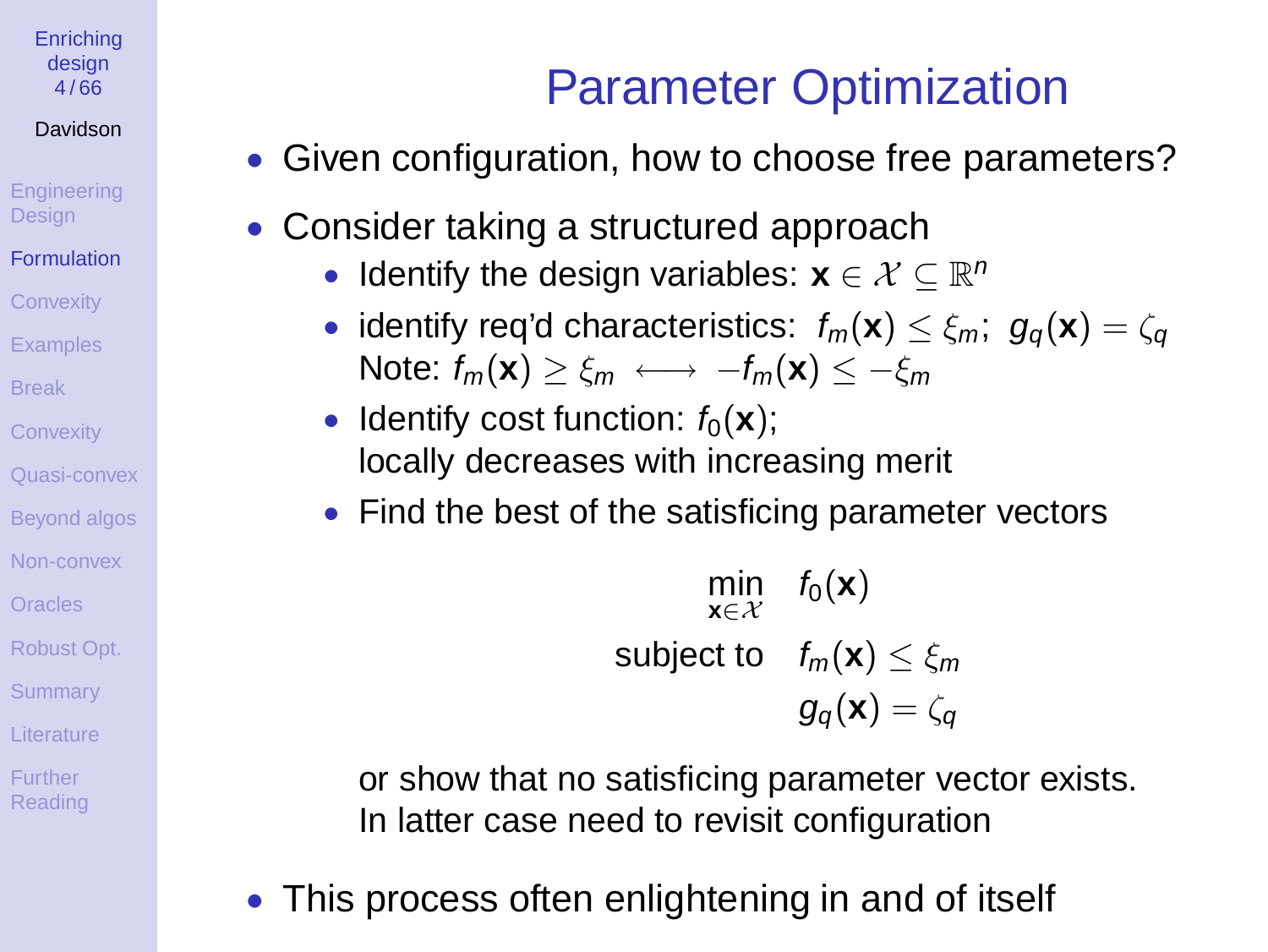# Parameter Optimization

- Given configuration, how to choose free parameters?
- Consider taking a structured approach
  - Identify the design variables: $\mathbf{x} \in \mathcal{X} \subseteq \mathbb{R}^n$
  - identify req'd characteristics: $f_m(\mathbf{x}) \leq \xi_m$; $g_q(\mathbf{x}) = \zeta_q$
    Note: $f_m(\mathbf{x}) \geq \xi_m \longleftrightarrow -f_m(\mathbf{x}) \leq -\xi_m$
  - Identify cost function: $f_0(\mathbf{x})$;
    locally decreases with increasing merit
  - Find the best of the satisficing parameter vectors

$$
\begin{aligned}
\min_{\mathbf{x} \in \mathcal{X}} \quad & f_0(\mathbf{x}) \\
\text{subject to} \quad & f_m(\mathbf{x}) \leq \xi_m \\
& g_q(\mathbf{x}) = \zeta_q
\end{aligned}
$$

    or show that no satisficing parameter vector exists.
    In latter case need to revisit configuration

- This process often enlightening in and of itself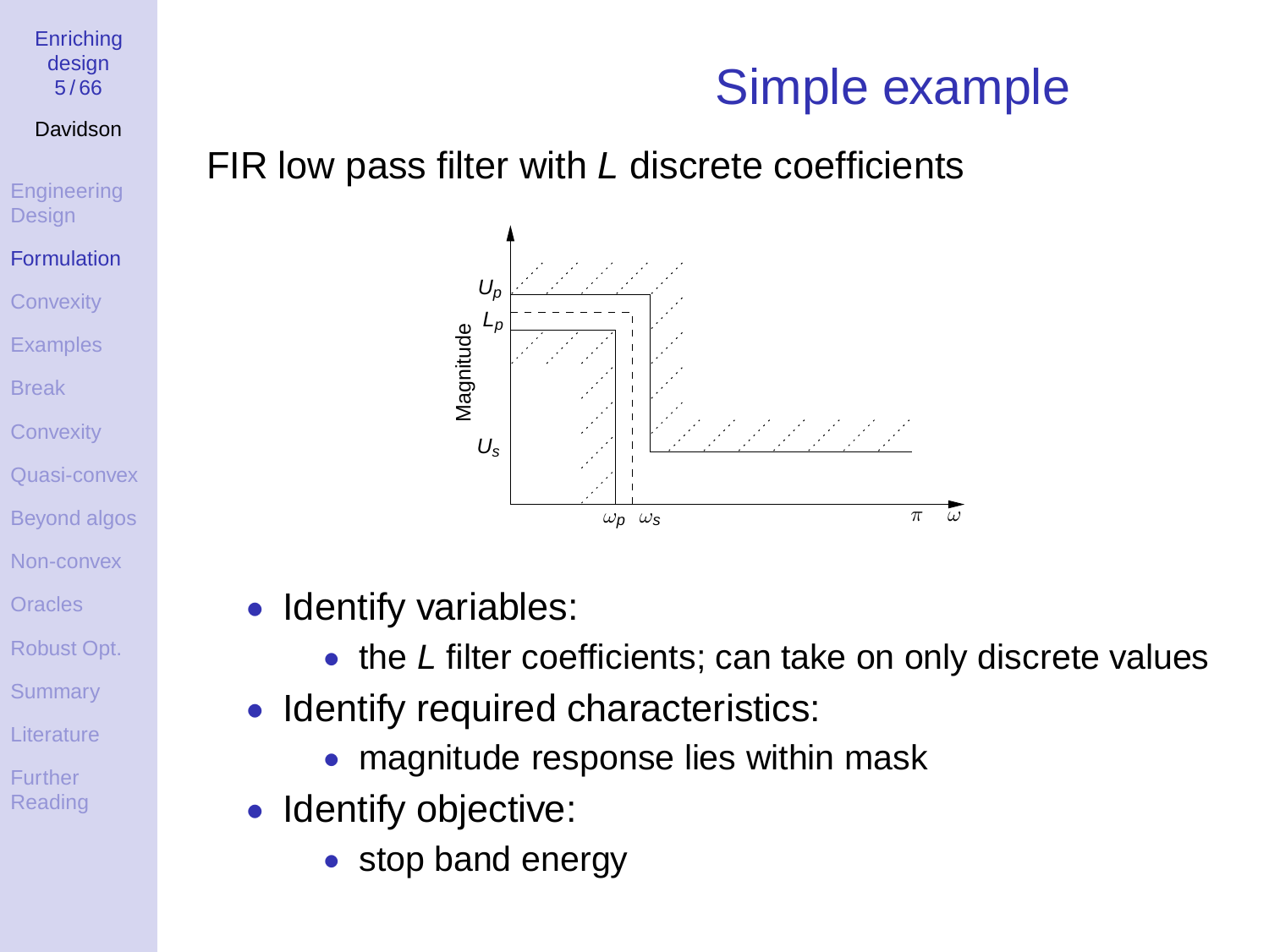# Simple example

FIR low pass filter with $L$ discrete coefficients

- Identify variables:
  - the $L$ filter coefficients; can take on only discrete values
- Identify required characteristics:
  - magnitude response lies within mask
- Identify objective:
  - stop band energy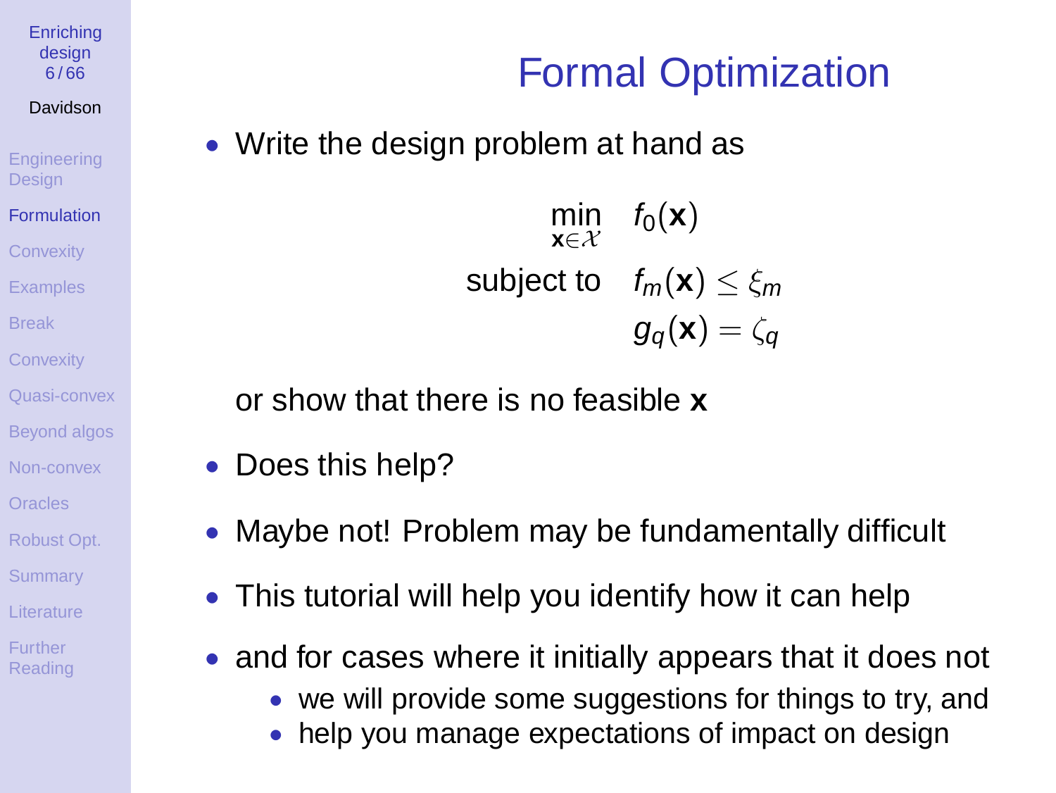# Formal Optimization

- Write the design problem at hand as

$$
\begin{aligned}
\min_{\mathbf{x}\in\mathcal{X}} \quad & f_0(\mathbf{x}) \\
\text{subject to} \quad & f_m(\mathbf{x}) \leq \xi_m \\
& g_q(\mathbf{x}) = \zeta_q
\end{aligned}
$$

  or show that there is no feasible $\mathbf{x}$

- Does this help?
- Maybe not! Problem may be fundamentally difficult
- This tutorial will help you identify how it can help
- and for cases where it initially appears that it does not
  - we will provide some suggestions for things to try, and
  - help you manage expectations of impact on design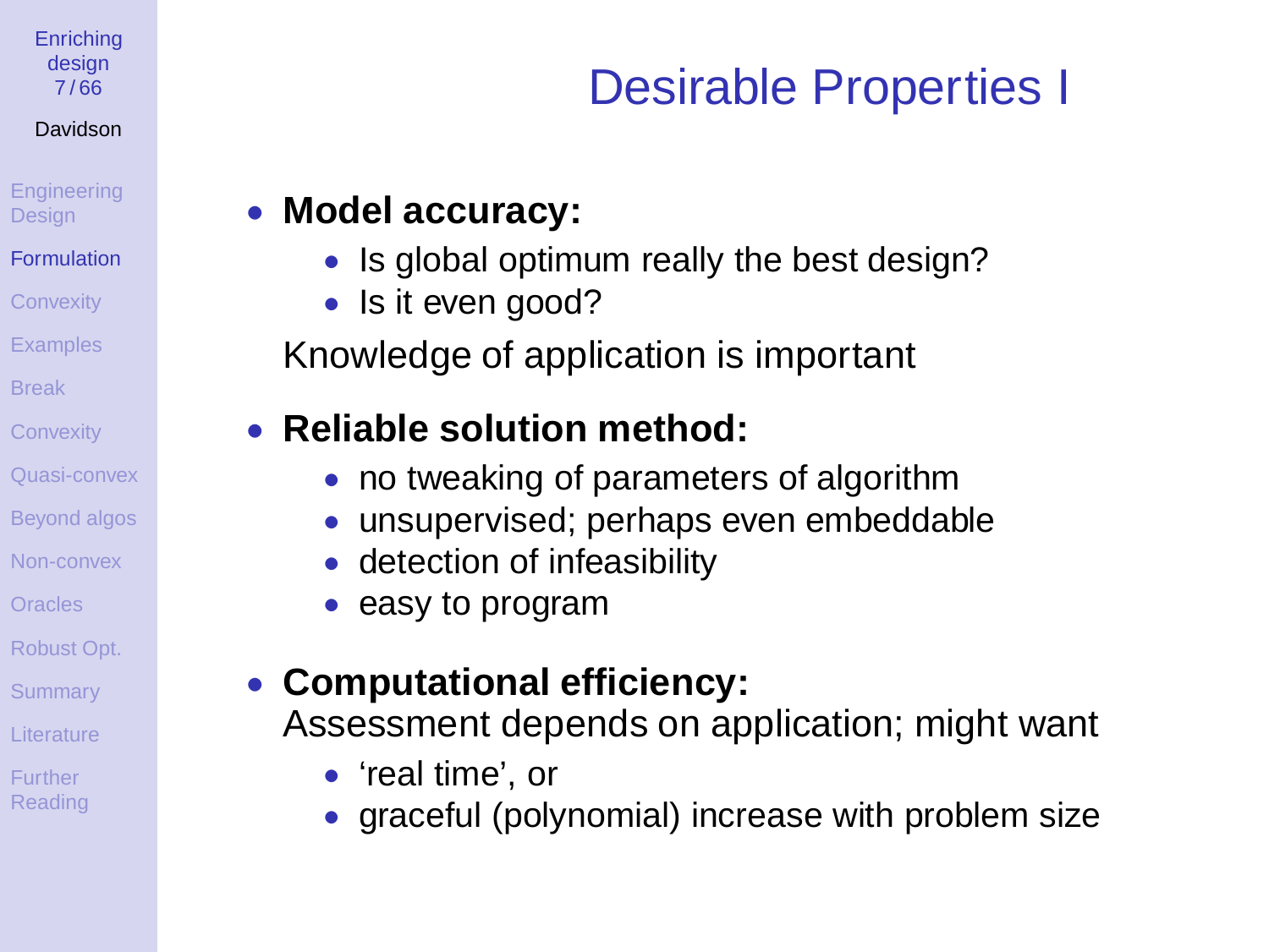# Desirable Properties I

- **Model accuracy:**
  - Is global optimum really the best design?
  - Is it even good?

  Knowledge of application is important

- **Reliable solution method:**
  - no tweaking of parameters of algorithm
  - unsupervised; perhaps even embeddable
  - detection of infeasibility
  - easy to program

- **Computational efficiency:**
  Assessment depends on application; might want
  - ‘real time’, or
  - graceful (polynomial) increase with problem size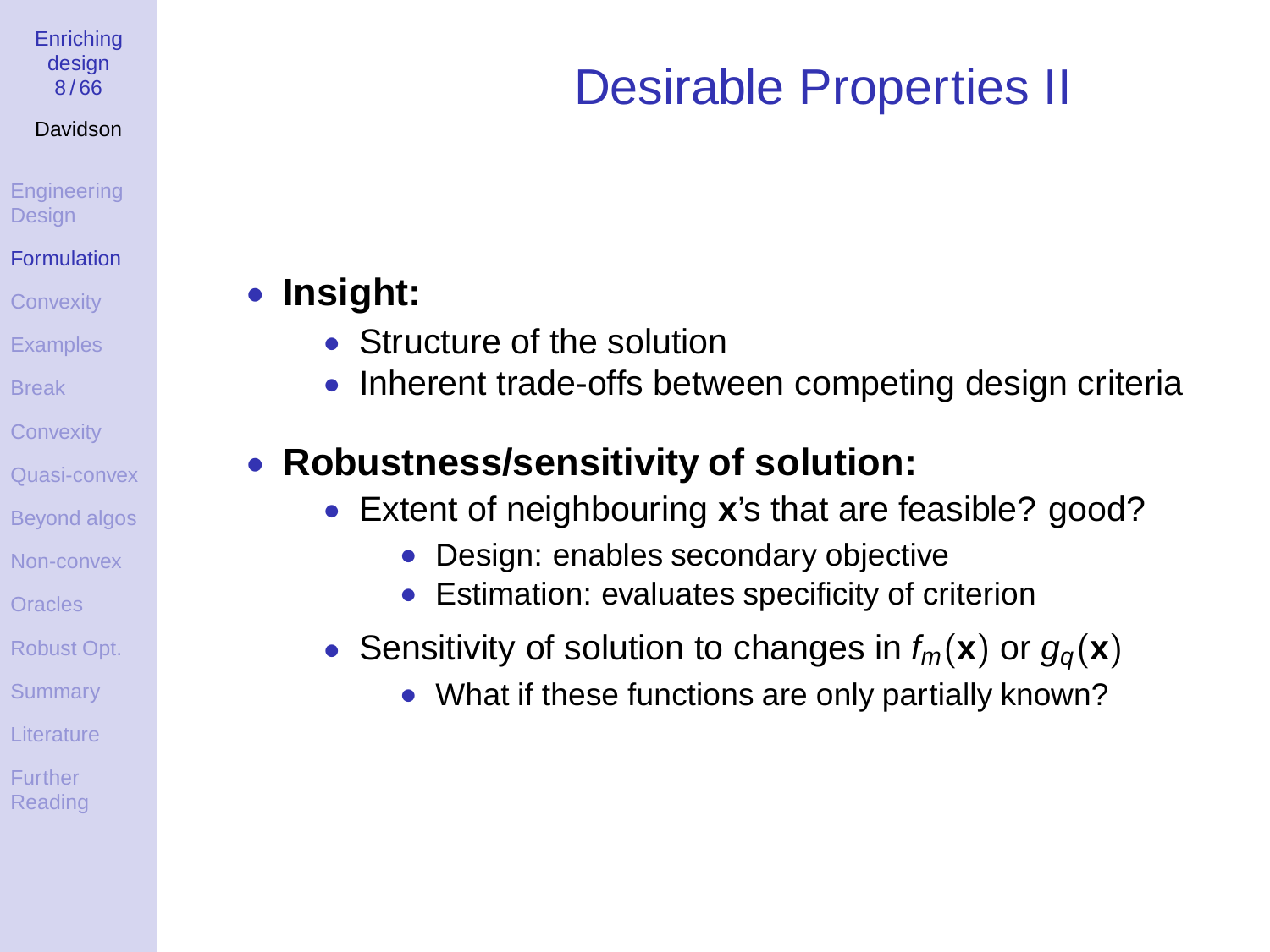# Desirable Properties II

- **Insight:**
  - Structure of the solution
  - Inherent trade-offs between competing design criteria
- **Robustness/sensitivity of solution:**
  - Extent of neighbouring $\mathbf{x}$'s that are feasible? good?
    - Design: enables secondary objective
    - Estimation: evaluates specificity of criterion
  - Sensitivity of solution to changes in $f_m(\mathbf{x})$ or $g_q(\mathbf{x})$
    - What if these functions are only partially known?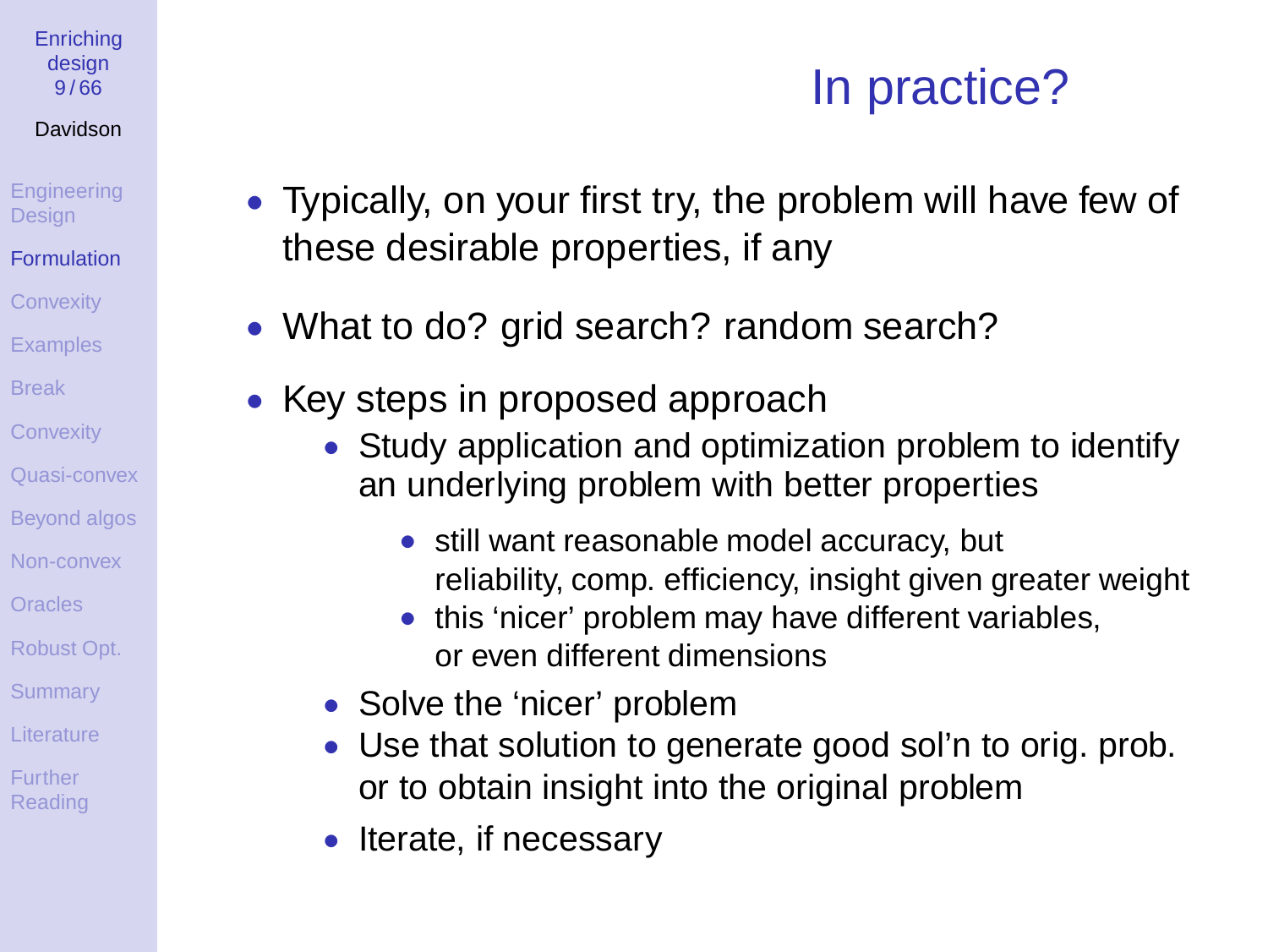# In practice?

- Typically, on your first try, the problem will have few of these desirable properties, if any
- What to do? grid search? random search?
- Key steps in proposed approach
  - Study application and optimization problem to identify an underlying problem with better properties
    - still want reasonable model accuracy, but reliability, comp. efficiency, insight given greater weight
    - this 'nicer' problem may have different variables, or even different dimensions
  - Solve the 'nicer' problem
  - Use that solution to generate good sol'n to orig. prob. or to obtain insight into the original problem
  - Iterate, if necessary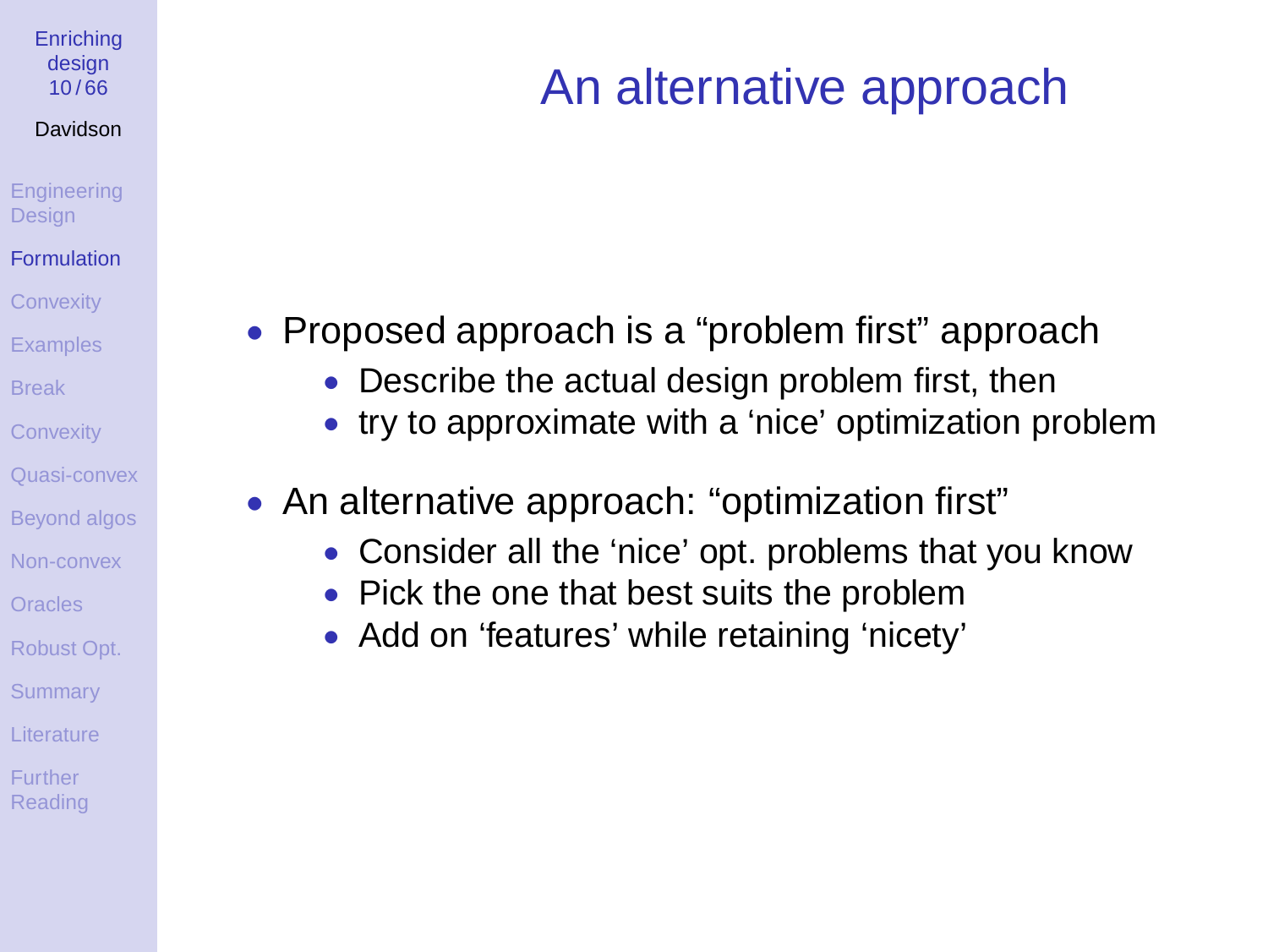# An alternative approach

- Proposed approach is a “problem first” approach
  - Describe the actual design problem first, then
  - try to approximate with a ‘nice’ optimization problem
- An alternative approach: “optimization first”
  - Consider all the ‘nice’ opt. problems that you know
  - Pick the one that best suits the problem
  - Add on ‘features’ while retaining ‘nicety’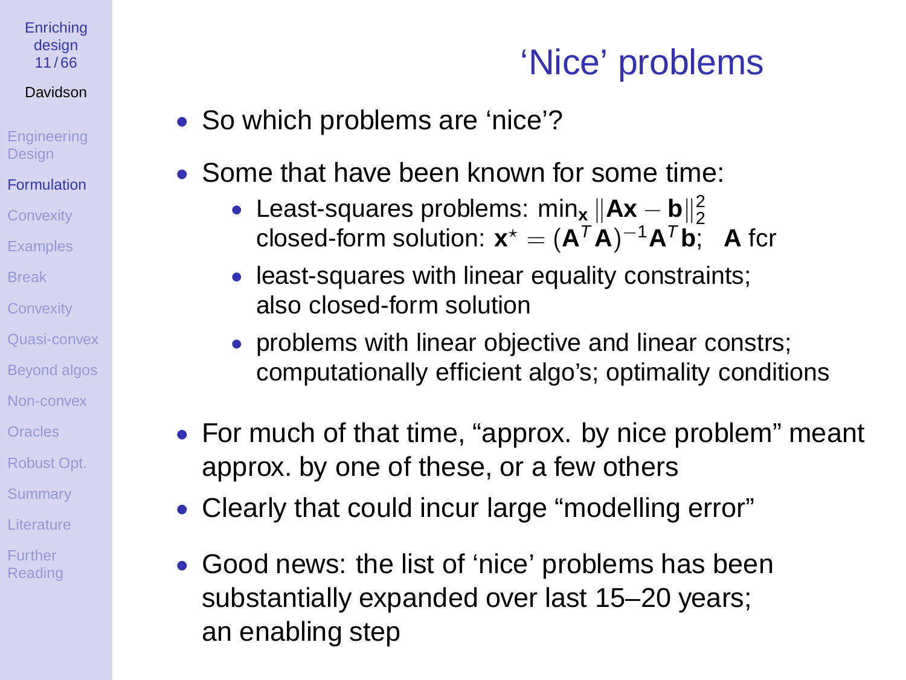# 'Nice' problems

- So which problems are 'nice'?
- Some that have been known for some time:
  - Least-squares problems: $\min_{\mathbf{x}} \|\mathbf{A}\mathbf{x} - \mathbf{b}\|_2^2$
    closed-form solution: $\mathbf{x}^\star = (\mathbf{A}^T\mathbf{A})^{-1}\mathbf{A}^T\mathbf{b}$;   $\mathbf{A}$ fcr
  - least-squares with linear equality constraints;
    also closed-form solution
  - problems with linear objective and linear constrs;
    computationally efficient algo's; optimality conditions
- For much of that time, "approx. by nice problem" meant approx. by one of these, or a few others
- Clearly that could incur large "modelling error"
- Good news: the list of 'nice' problems has been substantially expanded over last 15–20 years;
  an enabling step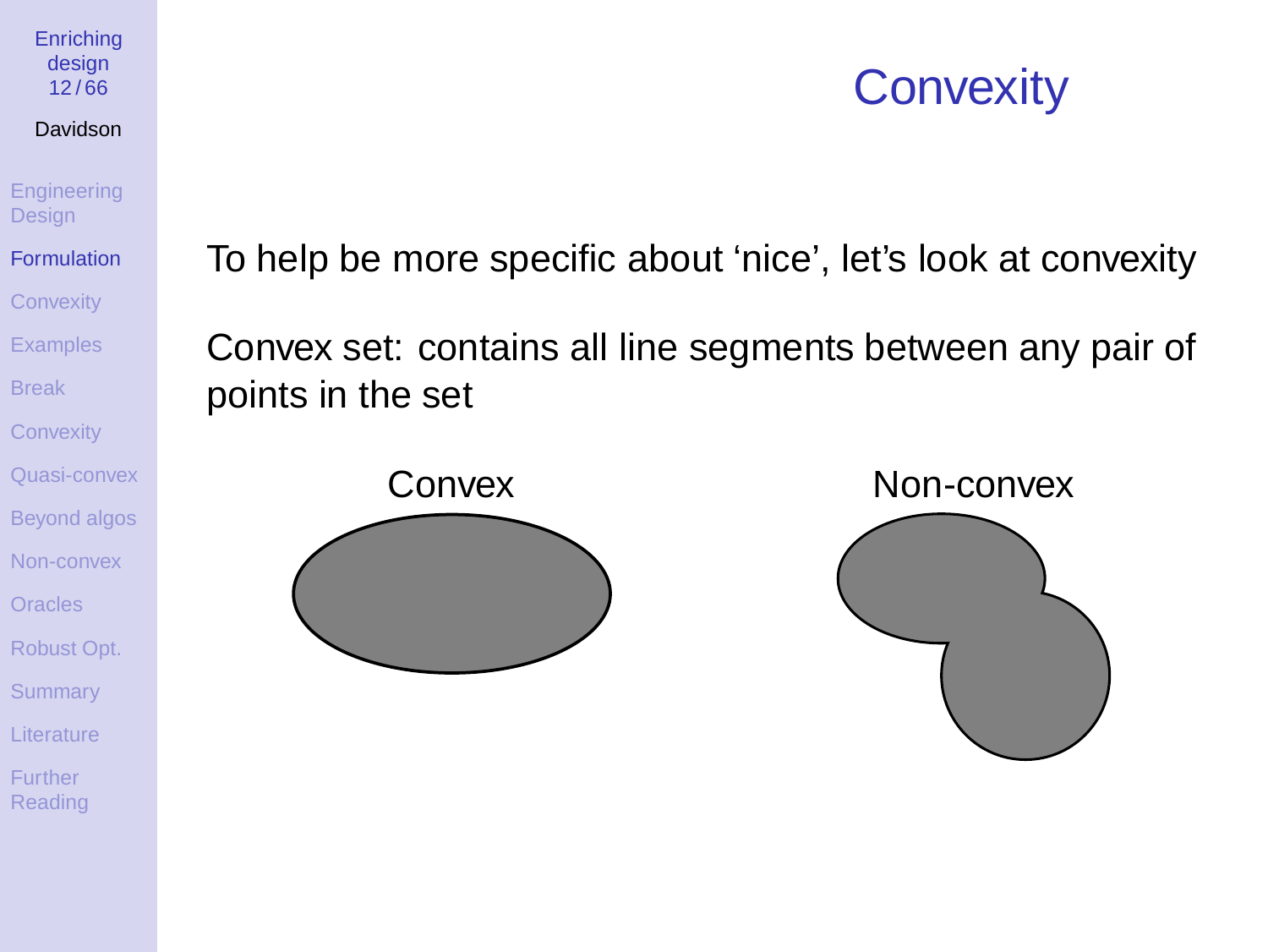# Convexity

To help be more specific about 'nice', let's look at convexity

Convex set: contains all line segments between any pair of points in the set

Convex

Non-convex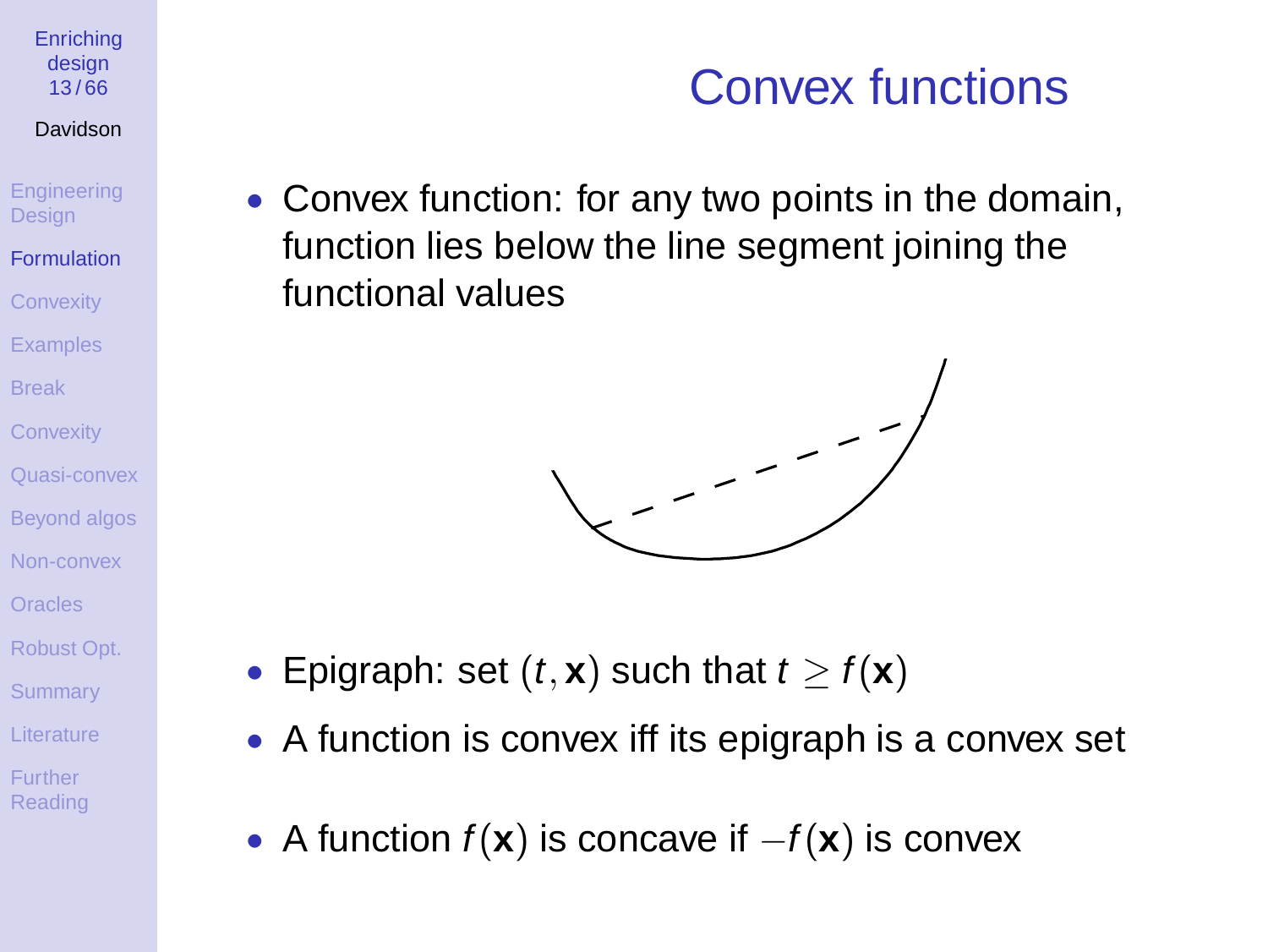# Convex functions

- Convex function: for any two points in the domain, function lies below the line segment joining the functional values

- Epigraph: set $(t, \mathbf{x})$ such that $t \geq f(\mathbf{x})$
- A function is convex iff its epigraph is a convex set
- A function $f(\mathbf{x})$ is concave if $-f(\mathbf{x})$ is convex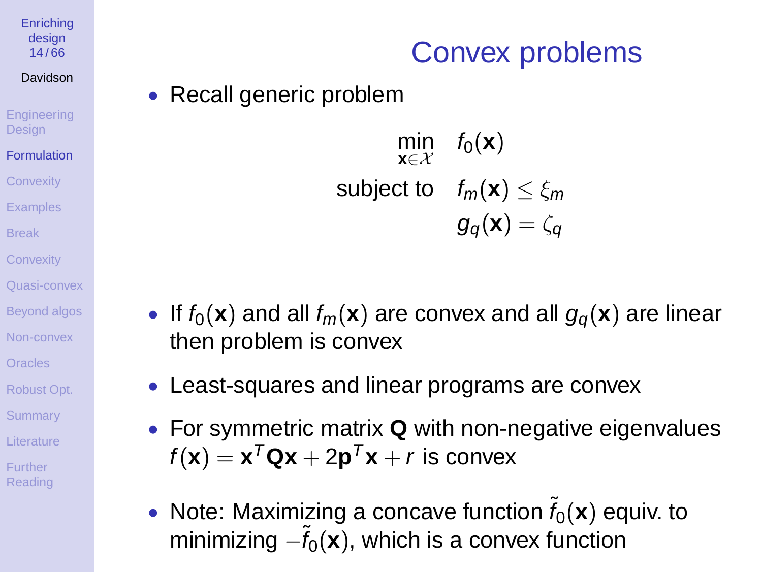# Convex problems

- Recall generic problem

$$
\begin{aligned}
\min_{\mathbf{x}\in\mathcal{X}} \quad & f_0(\mathbf{x}) \\
\text{subject to} \quad & f_m(\mathbf{x}) \leq \xi_m \\
& g_q(\mathbf{x}) = \zeta_q
\end{aligned}
$$

- If $f_0(\mathbf{x})$ and all $f_m(\mathbf{x})$ are convex and all $g_q(\mathbf{x})$ are linear then problem is convex
- Least-squares and linear programs are convex
- For symmetric matrix $\mathbf{Q}$ with non-negative eigenvalues $f(\mathbf{x}) = \mathbf{x}^T\mathbf{Q}\mathbf{x} + 2\mathbf{p}^T\mathbf{x} + r$ is convex
- Note: Maximizing a concave function $\tilde{f}_0(\mathbf{x})$ equiv. to minimizing $-\tilde{f}_0(\mathbf{x})$, which is a convex function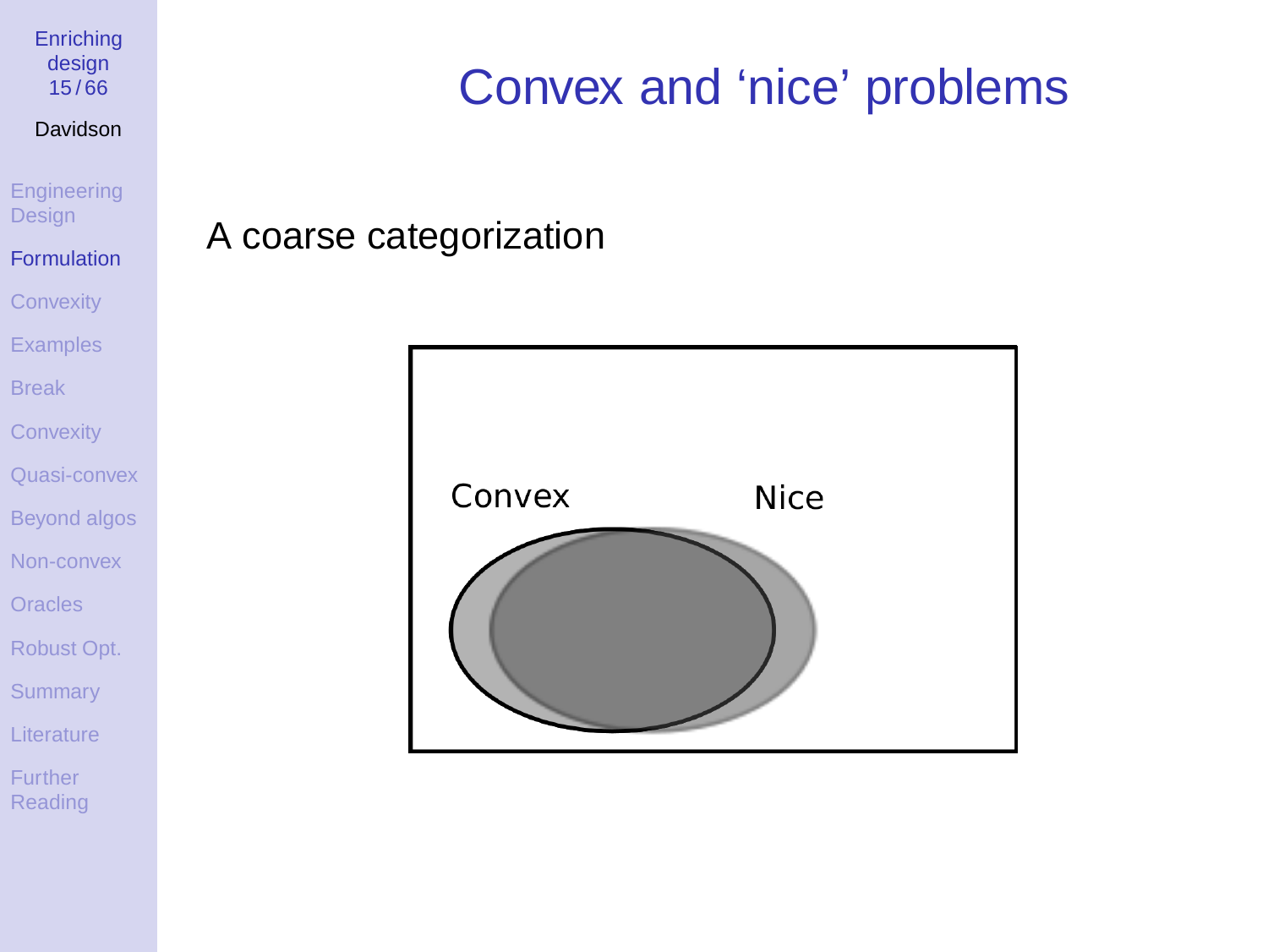# Convex and 'nice' problems

A coarse categorization

Convex

Nice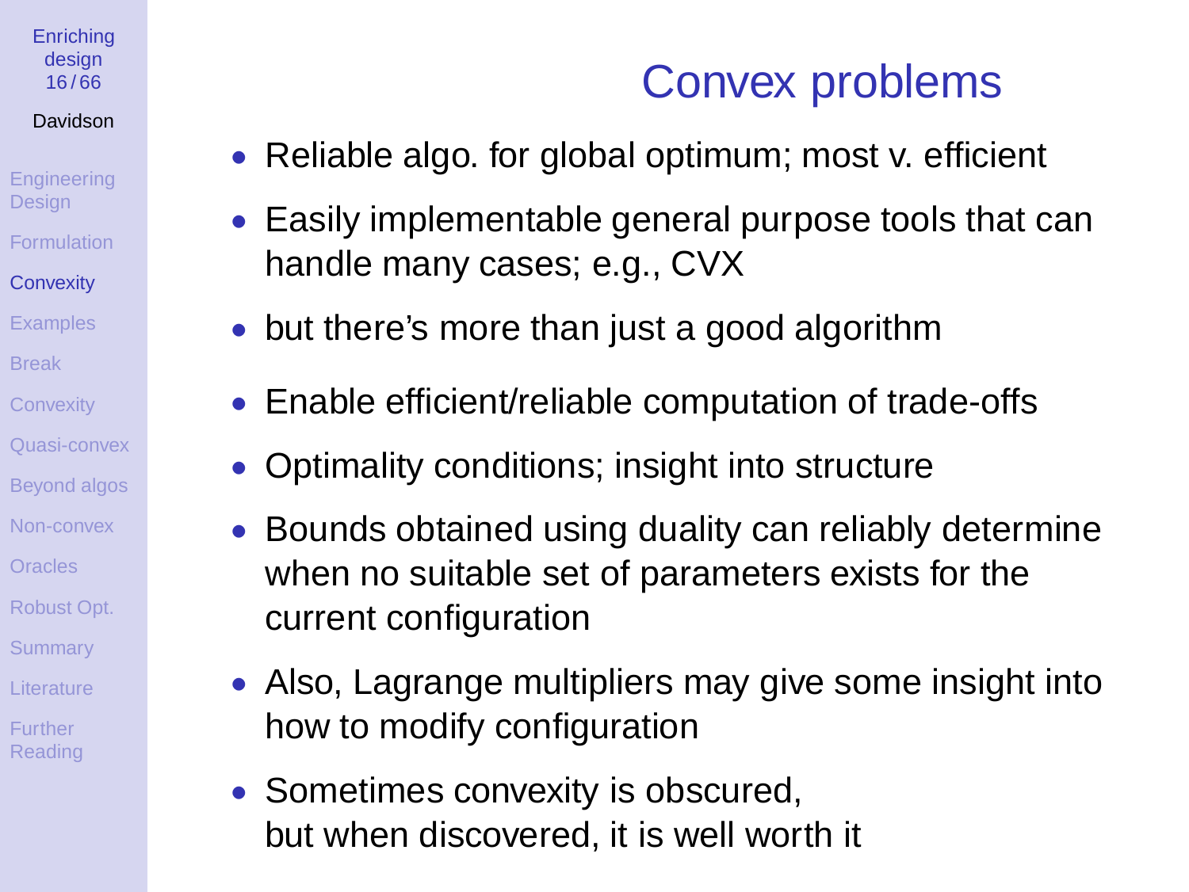# Convex problems

- Reliable algo. for global optimum; most v. efficient
- Easily implementable general purpose tools that can handle many cases; e.g., CVX
- but there's more than just a good algorithm
- Enable efficient/reliable computation of trade-offs
- Optimality conditions; insight into structure
- Bounds obtained using duality can reliably determine when no suitable set of parameters exists for the current configuration
- Also, Lagrange multipliers may give some insight into how to modify configuration
- Sometimes convexity is obscured,  
  but when discovered, it is well worth it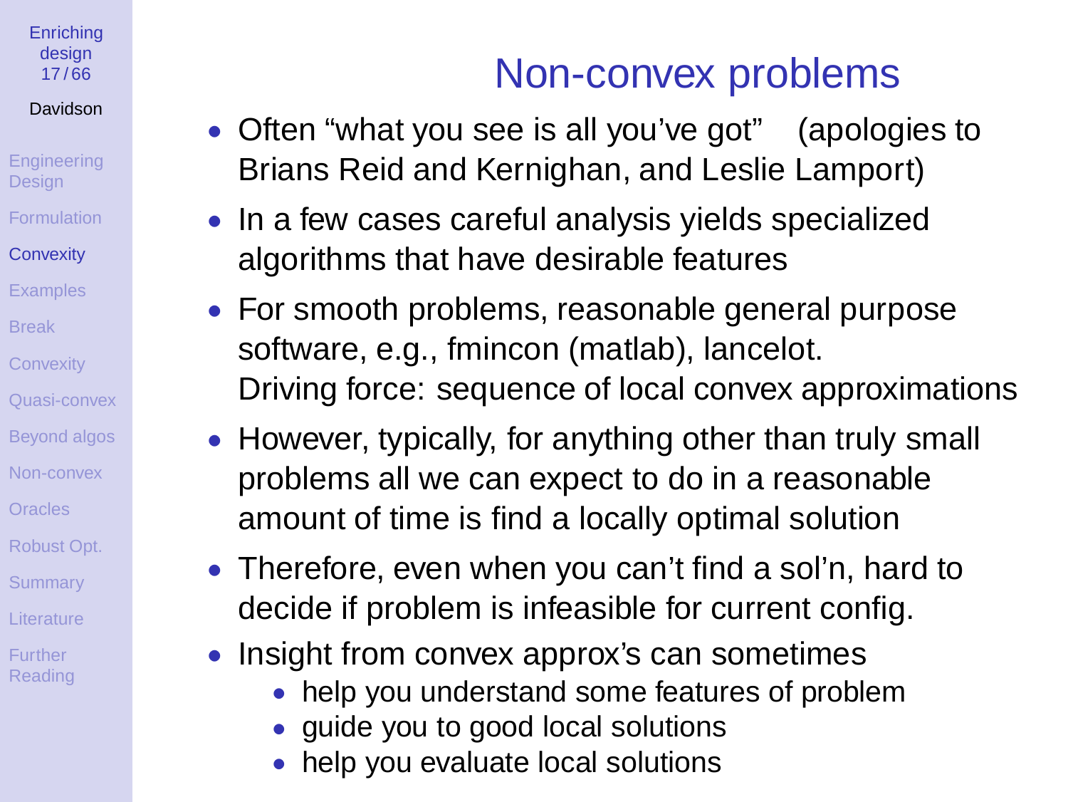# Non-convex problems

- Often "what you see is all you've got"    (apologies to Brians Reid and Kernighan, and Leslie Lamport)
- In a few cases careful analysis yields specialized algorithms that have desirable features
- For smooth problems, reasonable general purpose software, e.g., fmincon (matlab), lancelot.
  Driving force: sequence of local convex approximations
- However, typically, for anything other than truly small problems all we can expect to do in a reasonable amount of time is find a locally optimal solution
- Therefore, even when you can't find a sol'n, hard to decide if problem is infeasible for current config.
- Insight from convex approx's can sometimes
  - help you understand some features of problem
  - guide you to good local solutions
  - help you evaluate local solutions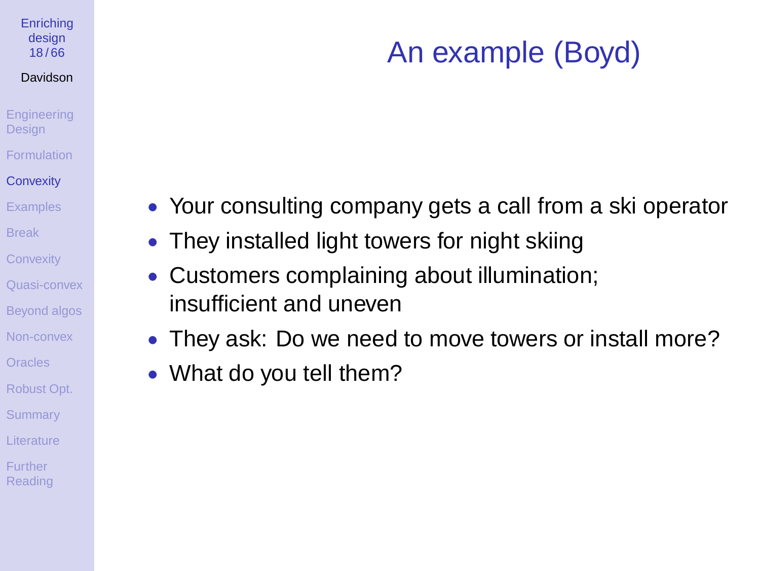# An example (Boyd)

- Your consulting company gets a call from a ski operator
- They installed light towers for night skiing
- Customers complaining about illumination; insufficient and uneven
- They ask: Do we need to move towers or install more?
- What do you tell them?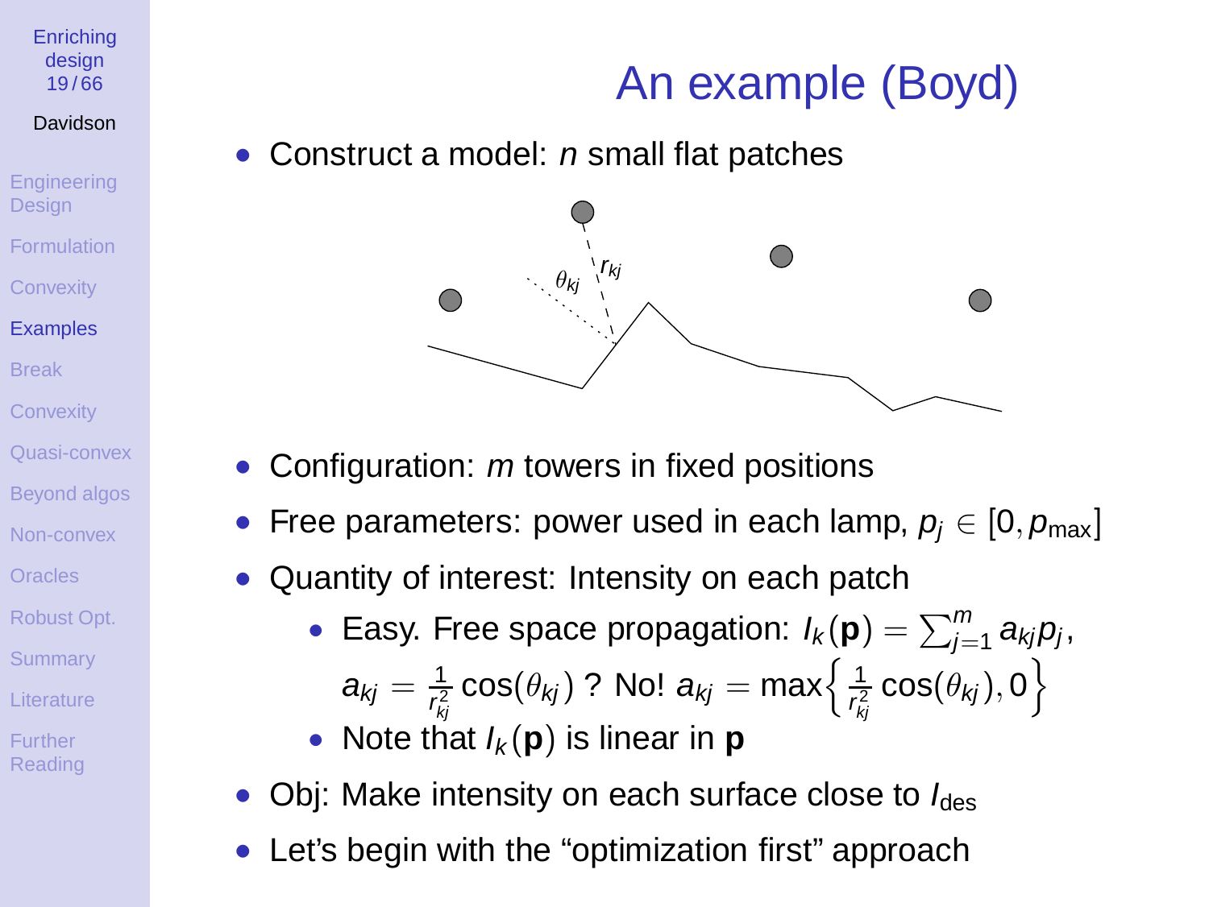# An example (Boyd)

- Construct a model: $n$ small flat patches

- Configuration: $m$ towers in fixed positions
- Free parameters: power used in each lamp, $p_j \in [0, p_{\max}]$
- Quantity of interest: Intensity on each patch
  - Easy. Free space propagation: $I_k(\mathbf{p}) = \sum_{j=1}^{m} a_{kj} p_j$, $a_{kj} = \frac{1}{r_{kj}^2} \cos(\theta_{kj})$ ? No! $a_{kj} = \max\left\{ \frac{1}{r_{kj}^2} \cos(\theta_{kj}), 0 \right\}$
  - Note that $I_k(\mathbf{p})$ is linear in $\mathbf{p}$
- Obj: Make intensity on each surface close to $I_{\text{des}}$
- Let's begin with the "optimization first" approach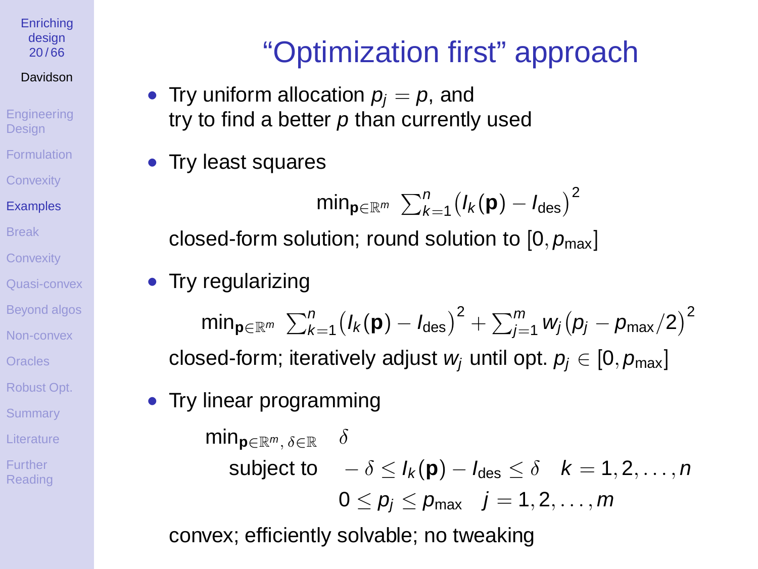# "Optimization first" approach

- Try uniform allocation $p_j = p$, and try to find a better $p$ than currently used

- Try least squares

$$\min_{\mathbf{p}\in\mathbb{R}^m} \sum_{k=1}^{n} \left(I_k(\mathbf{p}) - I_{\text{des}}\right)^2$$

closed-form solution; round solution to $[0, p_{\max}]$

- Try regularizing

$$\min_{\mathbf{p}\in\mathbb{R}^m} \sum_{k=1}^{n} \left(I_k(\mathbf{p}) - I_{\text{des}}\right)^2 + \sum_{j=1}^{m} w_j \left(p_j - p_{\max}/2\right)^2$$

closed-form; iteratively adjust $w_j$ until opt. $p_j \in [0, p_{\max}]$

- Try linear programming

$$\begin{array}{ll} \min_{\mathbf{p}\in\mathbb{R}^m,\, \delta\in\mathbb{R}} & \delta \\ \text{subject to} & -\delta \le I_k(\mathbf{p}) - I_{\text{des}} \le \delta \quad k = 1, 2, \ldots, n \\ & 0 \le p_j \le p_{\max} \quad j = 1, 2, \ldots, m \end{array}$$

convex; efficiently solvable; no tweaking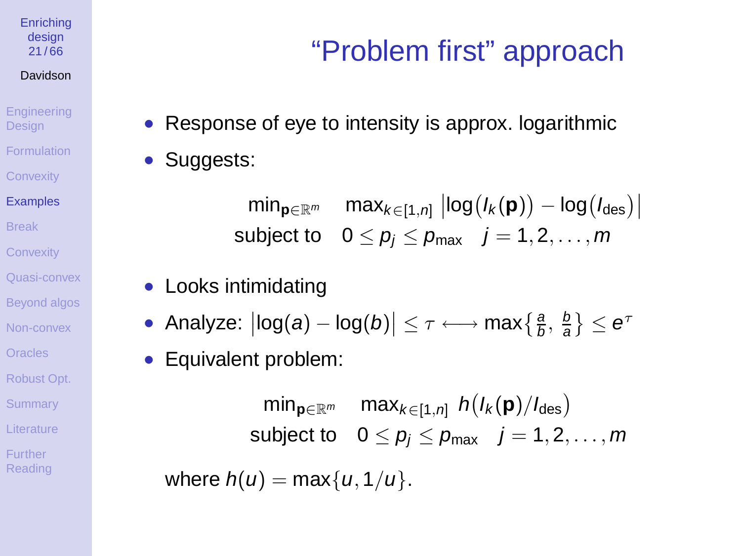# "Problem first" approach

- Response of eye to intensity is approx. logarithmic
- Suggests:

$$\begin{aligned} \min_{\mathbf{p}\in\mathbb{R}^m} \quad & \max_{k\in[1,n]} \left|\log\big(I_k(\mathbf{p})\big) - \log\big(I_{\text{des}}\big)\right| \\ \text{subject to} \quad & 0 \le p_j \le p_{\max} \quad j = 1, 2, \ldots, m \end{aligned}$$

- Looks intimidating
- Analyze: $\left|\log(a) - \log(b)\right| \le \tau \longleftrightarrow \max\{\frac{a}{b}, \frac{b}{a}\} \le e^\tau$
- Equivalent problem:

$$\begin{aligned} \min_{\mathbf{p}\in\mathbb{R}^m} \quad & \max_{k\in[1,n]} h\big(I_k(\mathbf{p})/I_{\text{des}}\big) \\ \text{subject to} \quad & 0 \le p_j \le p_{\max} \quad j = 1, 2, \ldots, m \end{aligned}$$

where $h(u) = \max\{u, 1/u\}$.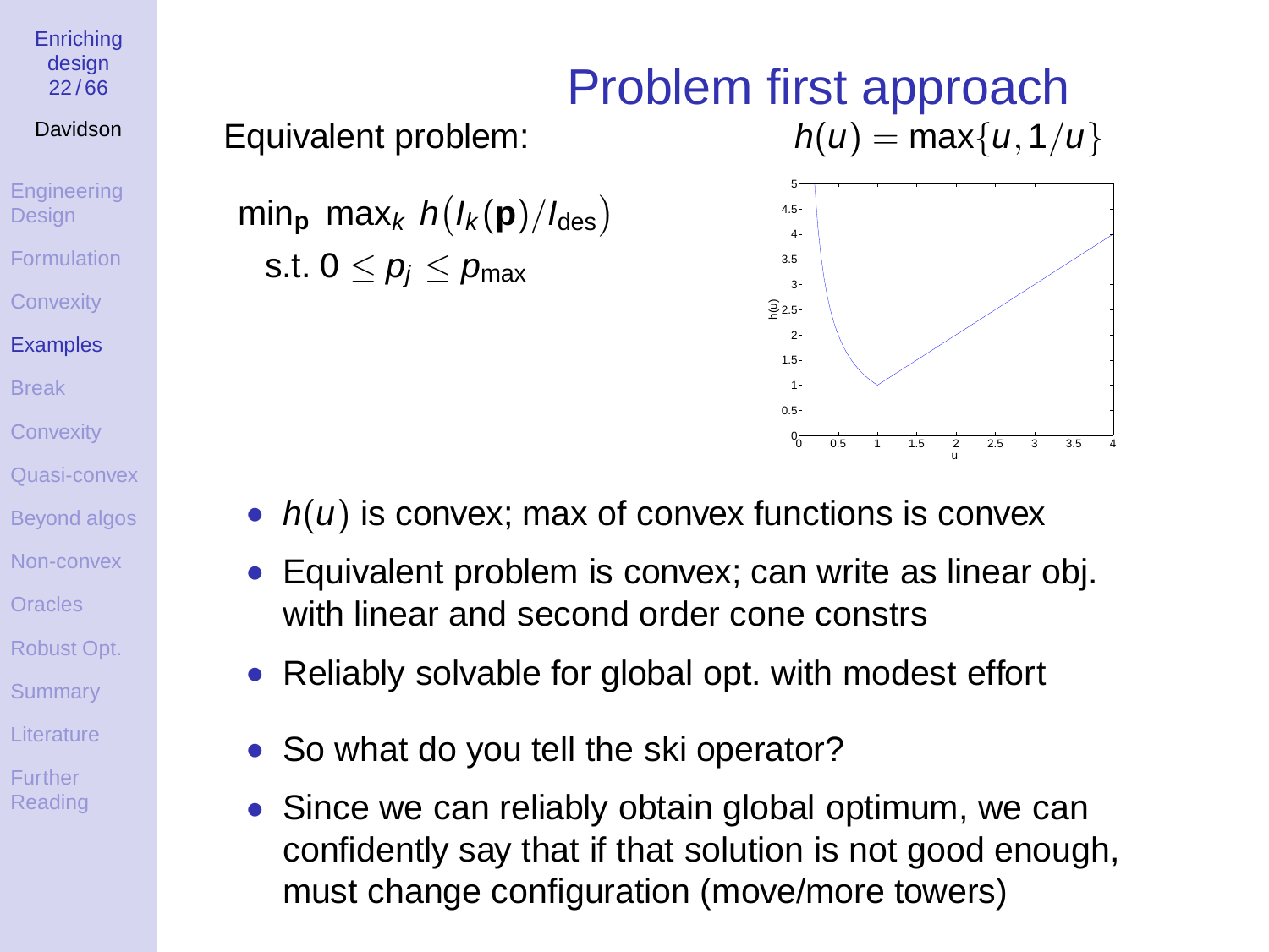# Problem first approach

Equivalent problem:

$h(u) = \max\{u, 1/u\}$

$$\min_{\mathbf{p}} \ \max_k \ h\big(I_k(\mathbf{p})/I_{\text{des}}\big)$$
$$\text{s.t. } 0 \le p_j \le p_{\max}$$

- $h(u)$ is convex; max of convex functions is convex
- Equivalent problem is convex; can write as linear obj. with linear and second order cone constrs
- Reliably solvable for global opt. with modest effort
- So what do you tell the ski operator?
- Since we can reliably obtain global optimum, we can confidently say that if that solution is not good enough, must change configuration (move/more towers)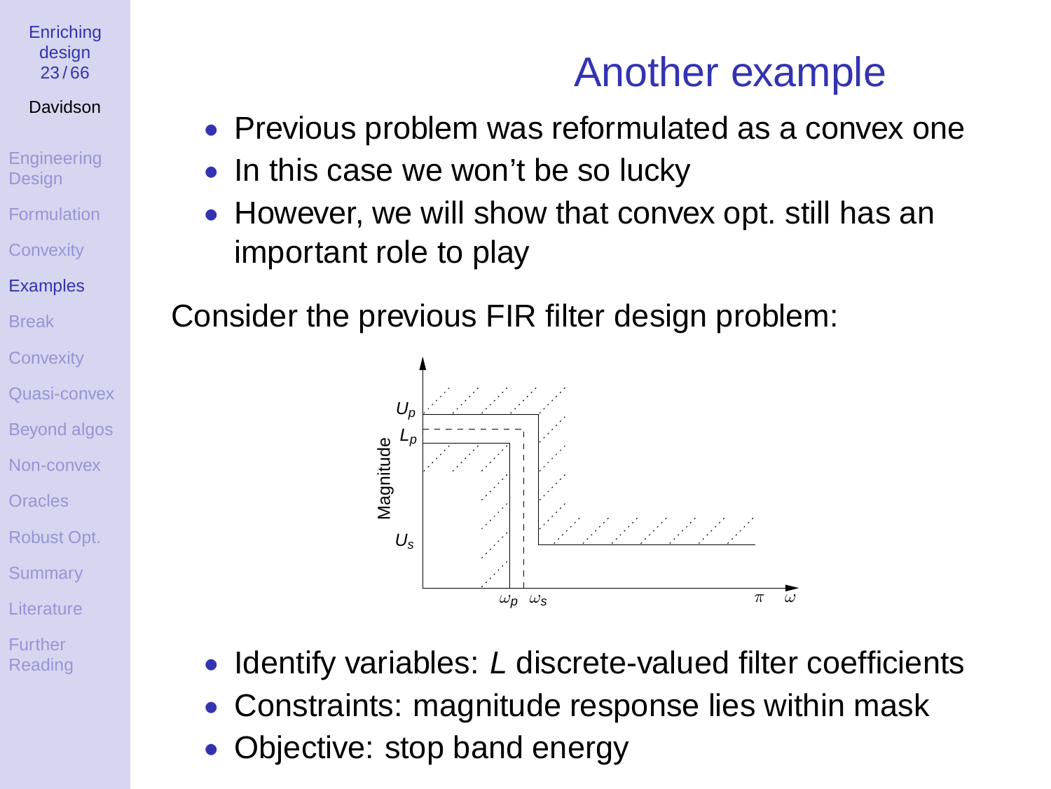# Another example

- Previous problem was reformulated as a convex one
- In this case we won't be so lucky
- However, we will show that convex opt. still has an important role to play

Consider the previous FIR filter design problem:

- Identify variables: $L$ discrete-valued filter coefficients
- Constraints: magnitude response lies within mask
- Objective: stop band energy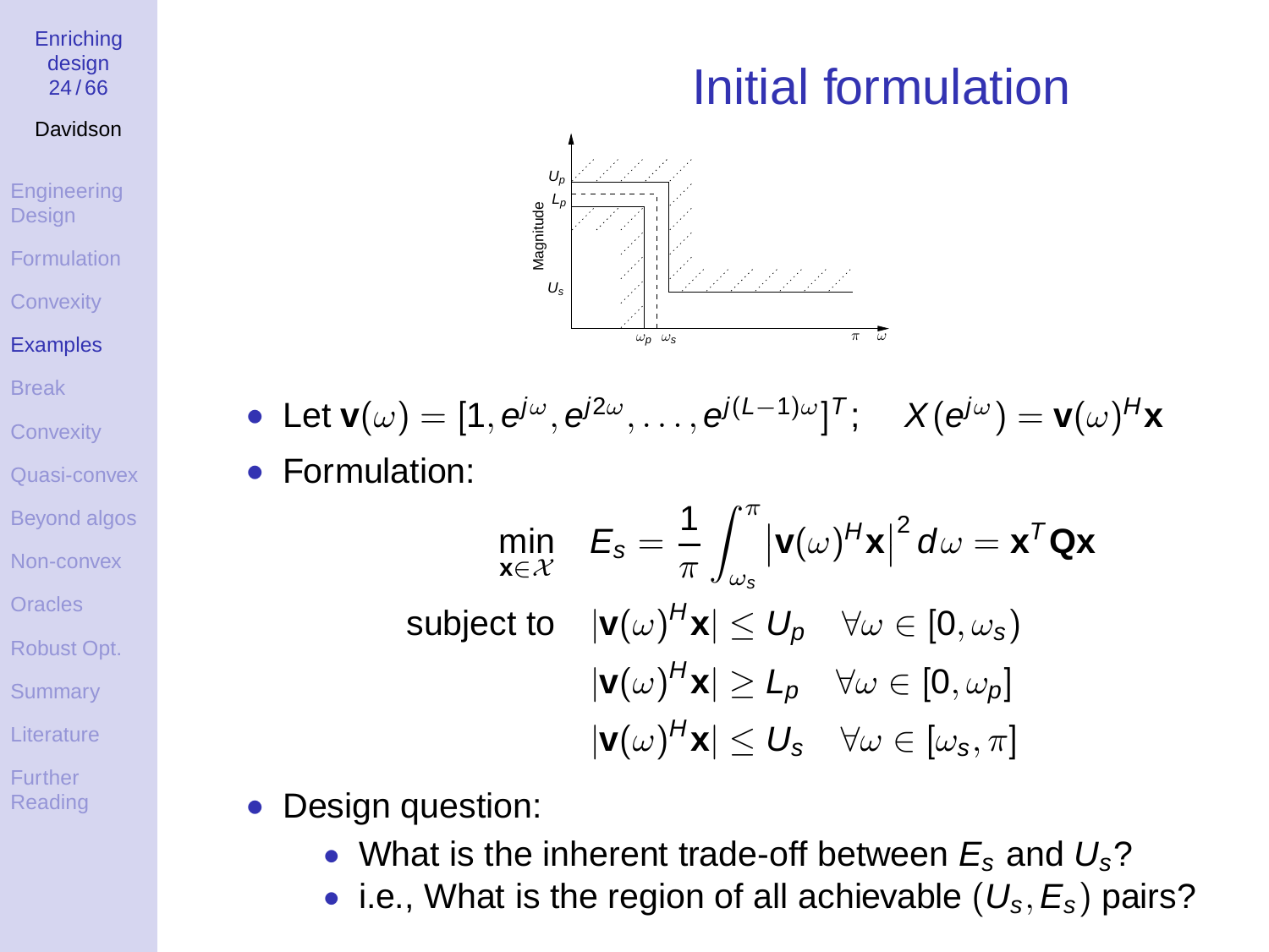# Initial formulation

- Let $\mathbf{v}(\omega) = [1, e^{j\omega}, e^{j2\omega}, \ldots, e^{j(L-1)\omega}]^T$; $\quad X(e^{j\omega}) = \mathbf{v}(\omega)^H \mathbf{x}$
- Formulation:

$$
\begin{aligned}
\min_{\mathbf{x} \in \mathcal{X}} \quad & E_s = \frac{1}{\pi} \int_{\omega_s}^{\pi} \left| \mathbf{v}(\omega)^H \mathbf{x} \right|^2 d\omega = \mathbf{x}^T \mathbf{Q} \mathbf{x} \\
\text{subject to} \quad & |\mathbf{v}(\omega)^H \mathbf{x}| \leq U_p \quad \forall \omega \in [0, \omega_s) \\
& |\mathbf{v}(\omega)^H \mathbf{x}| \geq L_p \quad \forall \omega \in [0, \omega_p] \\
& |\mathbf{v}(\omega)^H \mathbf{x}| \leq U_s \quad \forall \omega \in [\omega_s, \pi]
\end{aligned}
$$

- Design question:
  - What is the inherent trade-off between $E_s$ and $U_s$?
  - i.e., What is the region of all achievable $(U_s, E_s)$ pairs?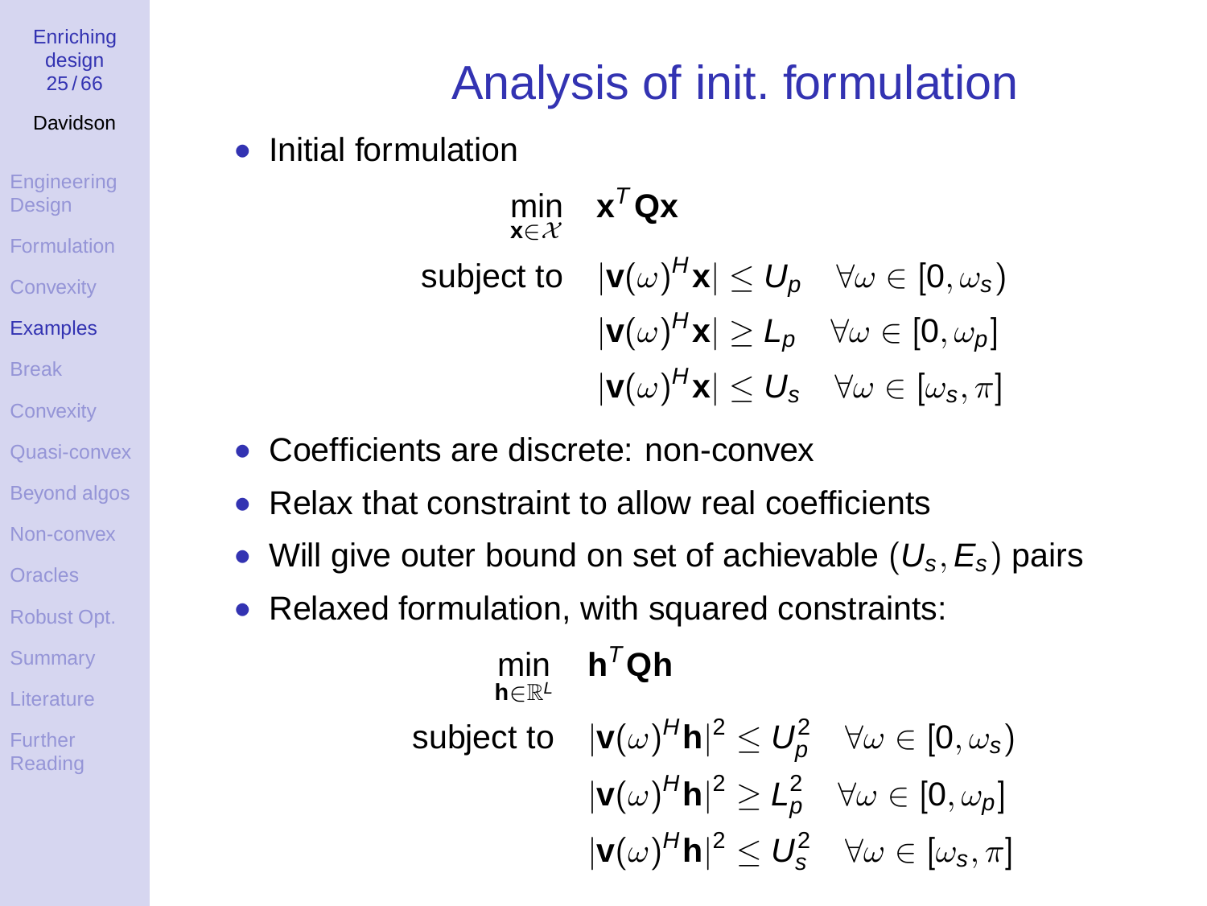# Analysis of init. formulation

- Initial formulation

$$
\begin{aligned}
\min_{\mathbf{x}\in\mathcal{X}} \quad & \mathbf{x}^T\mathbf{Q}\mathbf{x} \\
\text{subject to} \quad & |\mathbf{v}(\omega)^H\mathbf{x}| \le U_p \quad \forall\omega \in [0,\omega_s) \\
& |\mathbf{v}(\omega)^H\mathbf{x}| \ge L_p \quad \forall\omega \in [0,\omega_p] \\
& |\mathbf{v}(\omega)^H\mathbf{x}| \le U_s \quad \forall\omega \in [\omega_s,\pi]
\end{aligned}
$$

- Coefficients are discrete: non-convex
- Relax that constraint to allow real coefficients
- Will give outer bound on set of achievable $(U_s, E_s)$ pairs
- Relaxed formulation, with squared constraints:

$$
\begin{aligned}
\min_{\mathbf{h}\in\mathbb{R}^L} \quad & \mathbf{h}^T\mathbf{Q}\mathbf{h} \\
\text{subject to} \quad & |\mathbf{v}(\omega)^H\mathbf{h}|^2 \le U_p^2 \quad \forall\omega \in [0,\omega_s) \\
& |\mathbf{v}(\omega)^H\mathbf{h}|^2 \ge L_p^2 \quad \forall\omega \in [0,\omega_p] \\
& |\mathbf{v}(\omega)^H\mathbf{h}|^2 \le U_s^2 \quad \forall\omega \in [\omega_s,\pi]
\end{aligned}
$$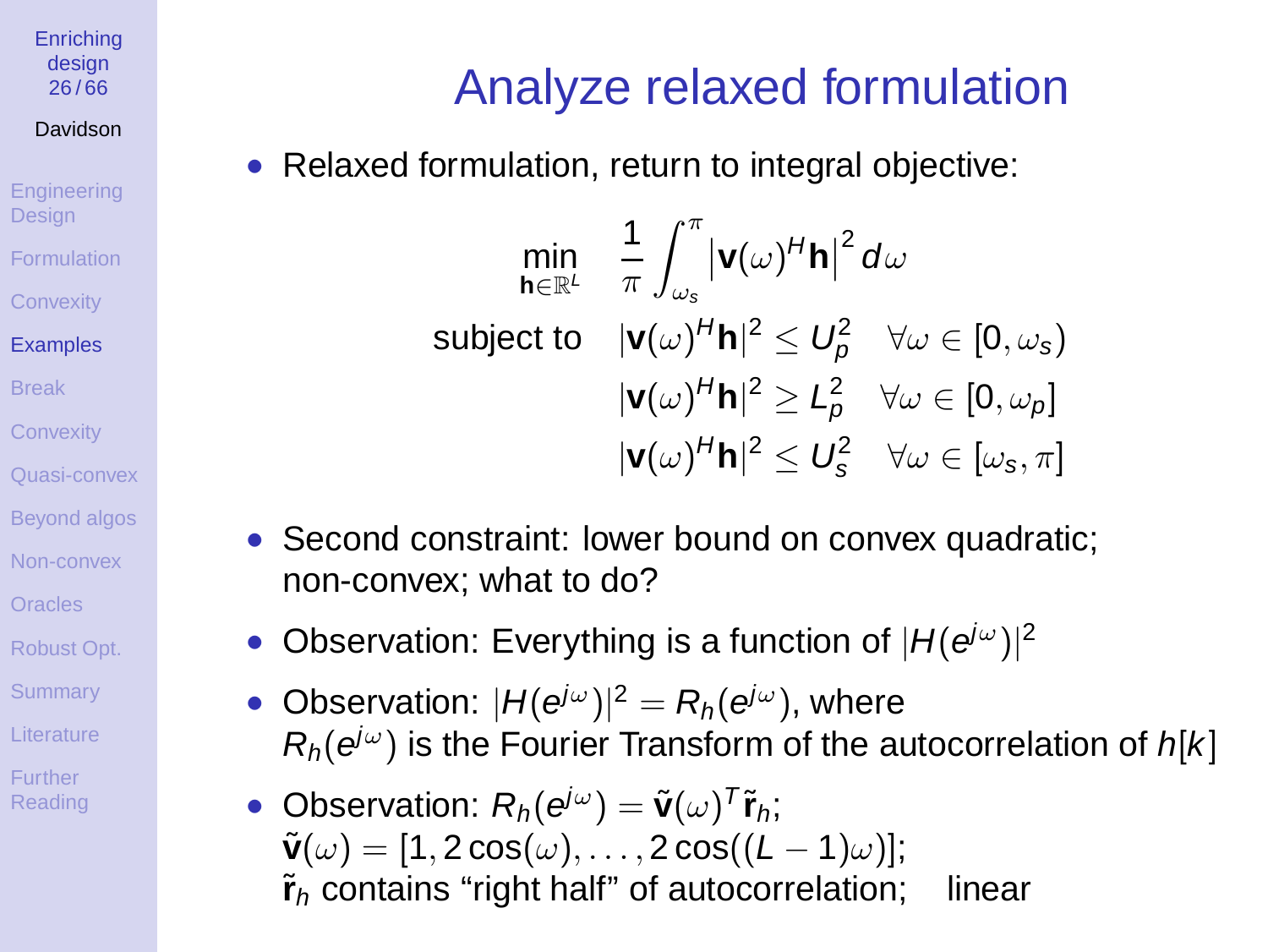# Analyze relaxed formulation

- Relaxed formulation, return to integral objective:

$$
\begin{aligned}
\min_{\mathbf{h}\in\mathbb{R}^L} \quad & \frac{1}{\pi}\int_{\omega_s}^{\pi} \left|\mathbf{v}(\omega)^H \mathbf{h}\right|^2 d\omega \\
\text{subject to} \quad & |\mathbf{v}(\omega)^H \mathbf{h}|^2 \le U_p^2 \quad \forall \omega \in [0, \omega_s) \\
& |\mathbf{v}(\omega)^H \mathbf{h}|^2 \ge L_p^2 \quad \forall \omega \in [0, \omega_p] \\
& |\mathbf{v}(\omega)^H \mathbf{h}|^2 \le U_s^2 \quad \forall \omega \in [\omega_s, \pi]
\end{aligned}
$$

- Second constraint: lower bound on convex quadratic; non-convex; what to do?
- Observation: Everything is a function of $|H(e^{j\omega})|^2$
- Observation: $|H(e^{j\omega})|^2 = R_h(e^{j\omega})$, where $R_h(e^{j\omega})$ is the Fourier Transform of the autocorrelation of $h[k]$
- Observation: $R_h(e^{j\omega}) = \tilde{\mathbf{v}}(\omega)^T \tilde{\mathbf{r}}_h$;
  $\tilde{\mathbf{v}}(\omega) = [1, 2\cos(\omega), \ldots, 2\cos((L-1)\omega)]$;
  $\tilde{\mathbf{r}}_h$ contains "right half" of autocorrelation; linear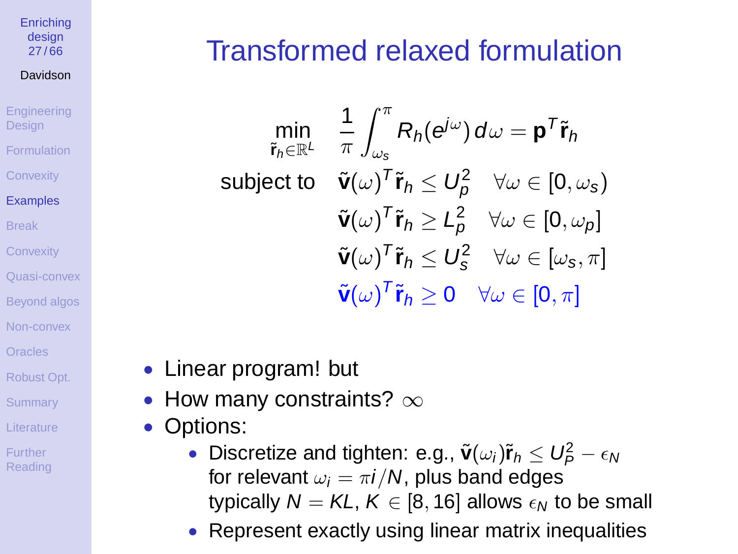# Transformed relaxed formulation

$$
\begin{aligned}
\min_{\tilde{\mathbf{r}}_h \in \mathbb{R}^L} \quad & \frac{1}{\pi} \int_{\omega_s}^{\pi} R_h(e^{j\omega}) \, d\omega = \mathbf{p}^T \tilde{\mathbf{r}}_h \\
\text{subject to} \quad & \tilde{\mathbf{v}}(\omega)^T \tilde{\mathbf{r}}_h \le U_p^2 \quad \forall \omega \in [0, \omega_s) \\
& \tilde{\mathbf{v}}(\omega)^T \tilde{\mathbf{r}}_h \ge L_p^2 \quad \forall \omega \in [0, \omega_p] \\
& \tilde{\mathbf{v}}(\omega)^T \tilde{\mathbf{r}}_h \le U_s^2 \quad \forall \omega \in [\omega_s, \pi] \\
& \tilde{\mathbf{v}}(\omega)^T \tilde{\mathbf{r}}_h \ge 0 \quad \forall \omega \in [0, \pi]
\end{aligned}
$$

- Linear program! but
- How many constraints? $\infty$
- Options:
  - Discretize and tighten: e.g., $\tilde{\mathbf{v}}(\omega_i)\tilde{\mathbf{r}}_h \le U_P^2 - \epsilon_N$ for relevant $\omega_i = \pi i / N$, plus band edges typically $N = KL$, $K \in [8, 16]$ allows $\epsilon_N$ to be small
  - Represent exactly using linear matrix inequalities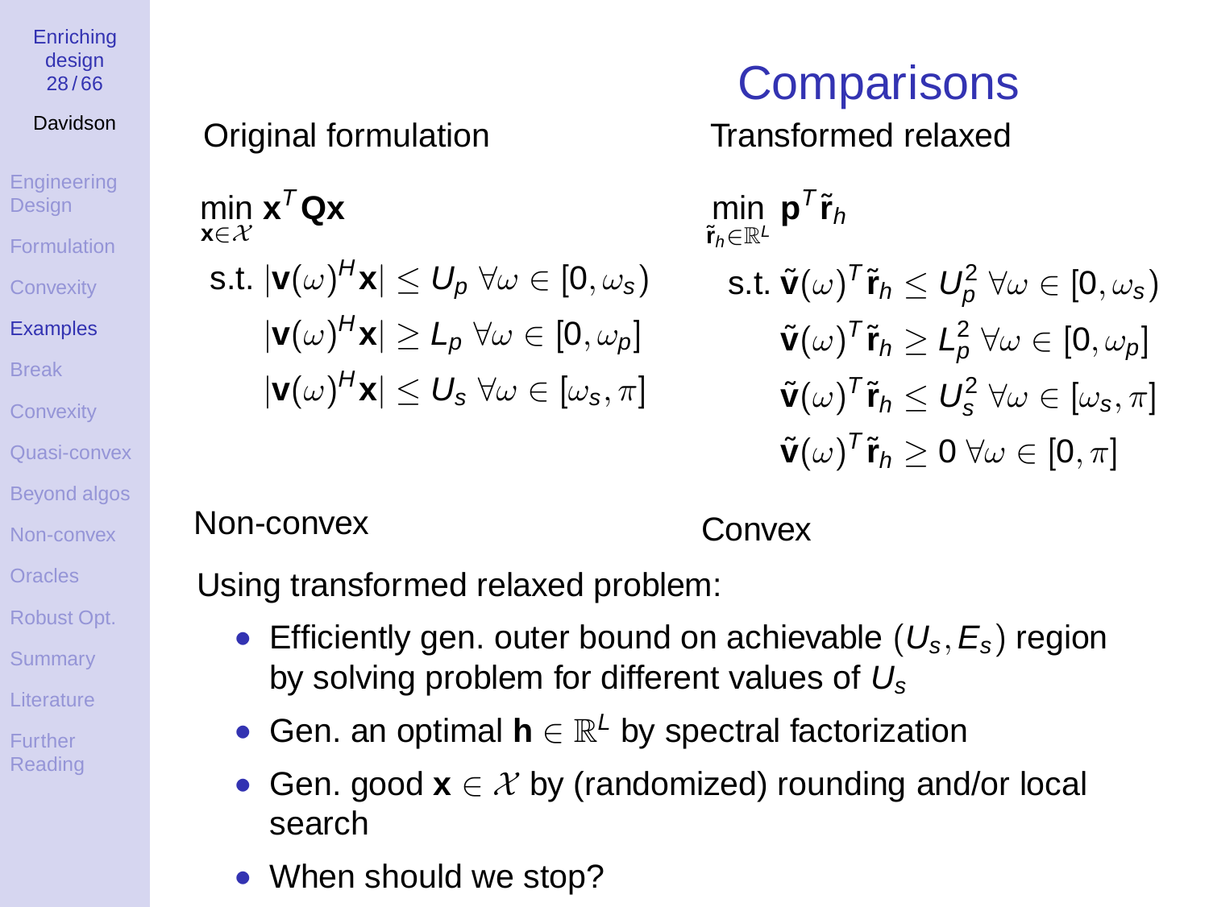# Comparisons

**Original formulation**

$$
\begin{aligned}
\min_{\mathbf{x}\in\mathcal{X}} \ & \mathbf{x}^T\mathbf{Q}\mathbf{x} \\
\text{s.t. } & |\mathbf{v}(\omega)^H\mathbf{x}| \le U_p \ \forall\omega\in[0,\omega_s) \\
& |\mathbf{v}(\omega)^H\mathbf{x}| \ge L_p \ \forall\omega\in[0,\omega_p] \\
& |\mathbf{v}(\omega)^H\mathbf{x}| \le U_s \ \forall\omega\in[\omega_s,\pi]
\end{aligned}
$$

Non-convex

**Transformed relaxed**

$$
\begin{aligned}
\min_{\tilde{\mathbf{r}}_h\in\mathbb{R}^L} \ & \mathbf{p}^T\tilde{\mathbf{r}}_h \\
\text{s.t. } & \tilde{\mathbf{v}}(\omega)^T\tilde{\mathbf{r}}_h \le U_p^2 \ \forall\omega\in[0,\omega_s) \\
& \tilde{\mathbf{v}}(\omega)^T\tilde{\mathbf{r}}_h \ge L_p^2 \ \forall\omega\in[0,\omega_p] \\
& \tilde{\mathbf{v}}(\omega)^T\tilde{\mathbf{r}}_h \le U_s^2 \ \forall\omega\in[\omega_s,\pi] \\
& \tilde{\mathbf{v}}(\omega)^T\tilde{\mathbf{r}}_h \ge 0 \ \forall\omega\in[0,\pi]
\end{aligned}
$$

Convex

Using transformed relaxed problem:

- Efficiently gen. outer bound on achievable $(U_s, E_s)$ region by solving problem for different values of $U_s$
- Gen. an optimal $\mathbf{h}\in\mathbb{R}^L$ by spectral factorization
- Gen. good $\mathbf{x}\in\mathcal{X}$ by (randomized) rounding and/or local search
- When should we stop?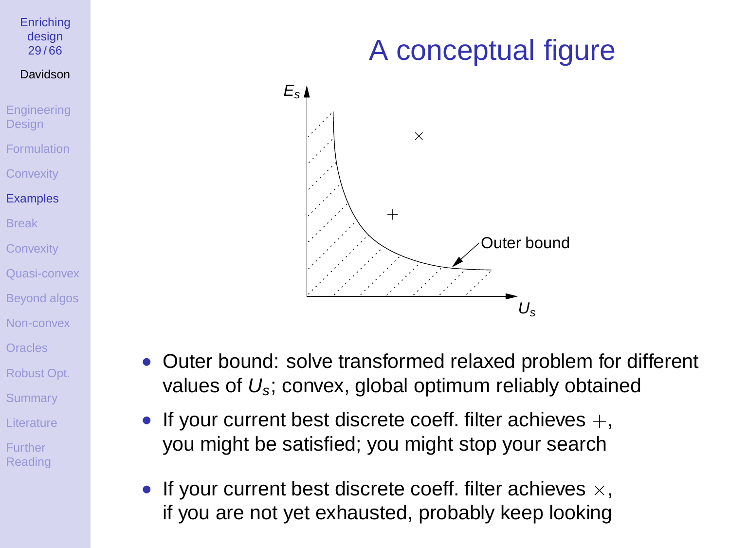# A conceptual figure

- Outer bound: solve transformed relaxed problem for different values of $U_s$; convex, global optimum reliably obtained
- If your current best discrete coeff. filter achieves $+$, you might be satisfied; you might stop your search
- If your current best discrete coeff. filter achieves $\times$, if you are not yet exhausted, probably keep looking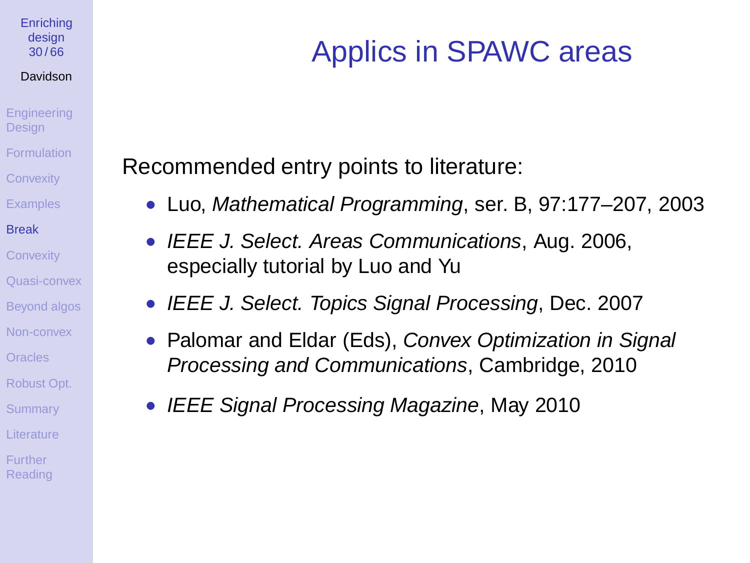# Applics in SPAWC areas

Recommended entry points to literature:

- Luo, *Mathematical Programming*, ser. B, 97:177–207, 2003
- *IEEE J. Select. Areas Communications*, Aug. 2006, especially tutorial by Luo and Yu
- *IEEE J. Select. Topics Signal Processing*, Dec. 2007
- Palomar and Eldar (Eds), *Convex Optimization in Signal Processing and Communications*, Cambridge, 2010
- *IEEE Signal Processing Magazine*, May 2010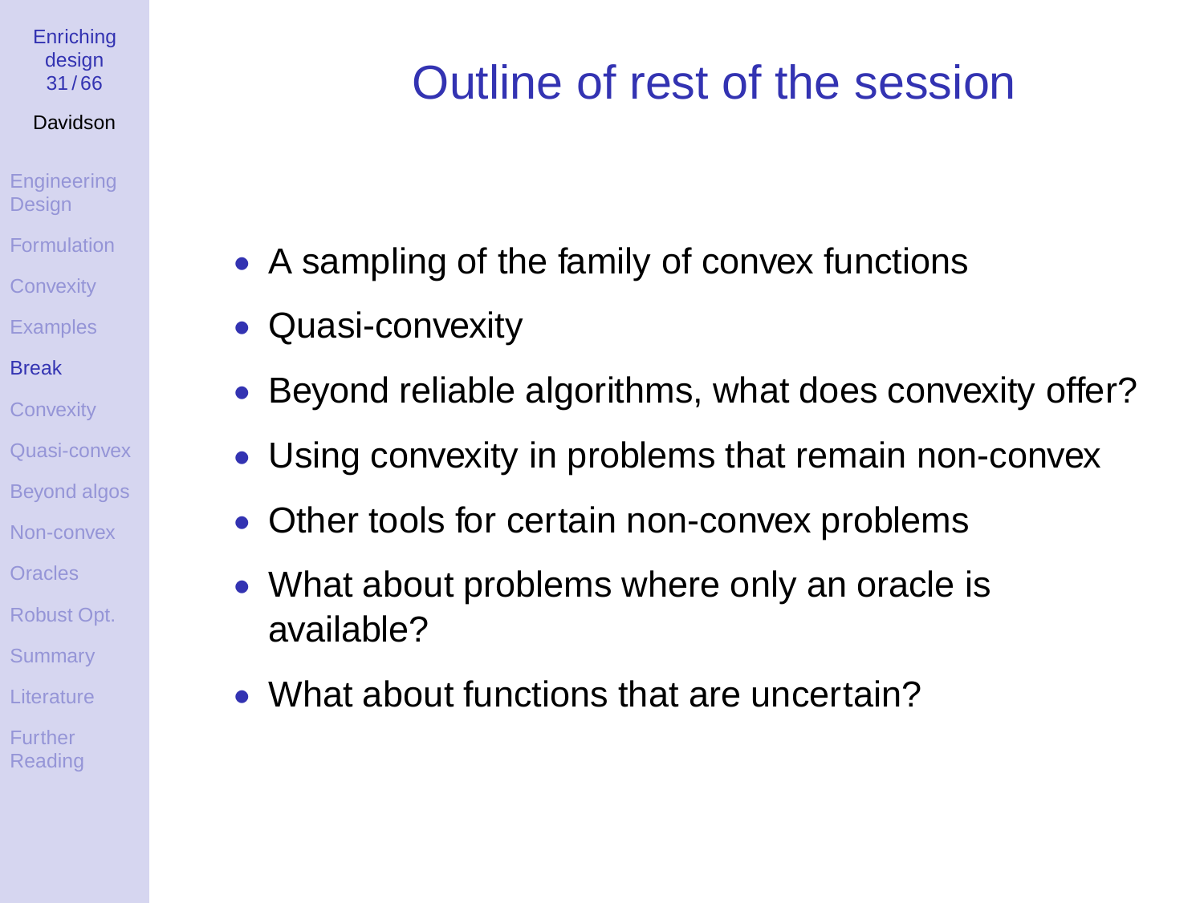# Outline of rest of the session

- A sampling of the family of convex functions
- Quasi-convexity
- Beyond reliable algorithms, what does convexity offer?
- Using convexity in problems that remain non-convex
- Other tools for certain non-convex problems
- What about problems where only an oracle is available?
- What about functions that are uncertain?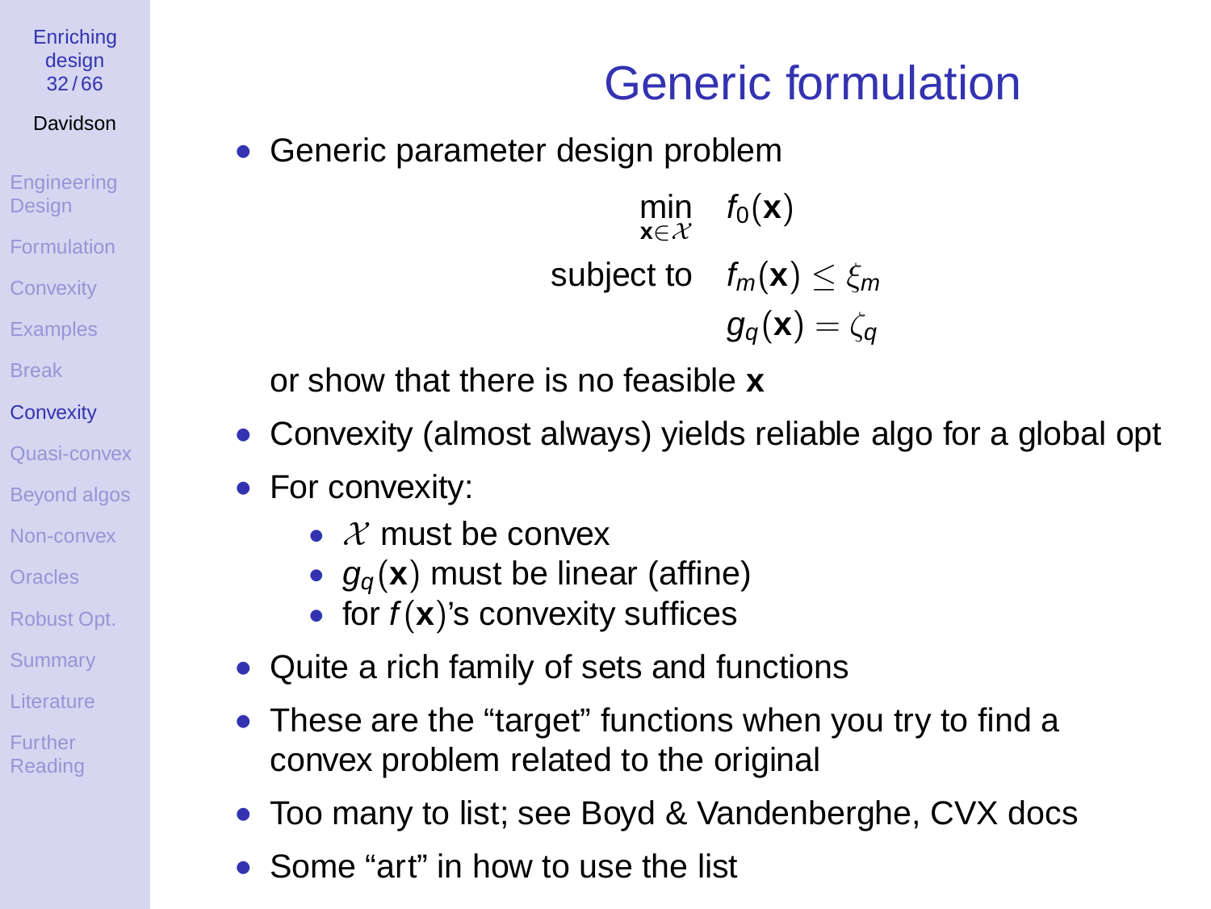# Generic formulation

- Generic parameter design problem

$$
\begin{aligned}
\min_{\mathbf{x}\in\mathcal{X}} \quad & f_0(\mathbf{x}) \\
\text{subject to} \quad & f_m(\mathbf{x}) \leq \xi_m \\
& g_q(\mathbf{x}) = \zeta_q
\end{aligned}
$$

  or show that there is no feasible $\mathbf{x}$
- Convexity (almost always) yields reliable algo for a global opt
- For convexity:
  - $\mathcal{X}$ must be convex
  - $g_q(\mathbf{x})$ must be linear (affine)
  - for $f(\mathbf{x})$'s convexity suffices
- Quite a rich family of sets and functions
- These are the "target" functions when you try to find a convex problem related to the original
- Too many to list; see Boyd & Vandenberghe, CVX docs
- Some "art" in how to use the list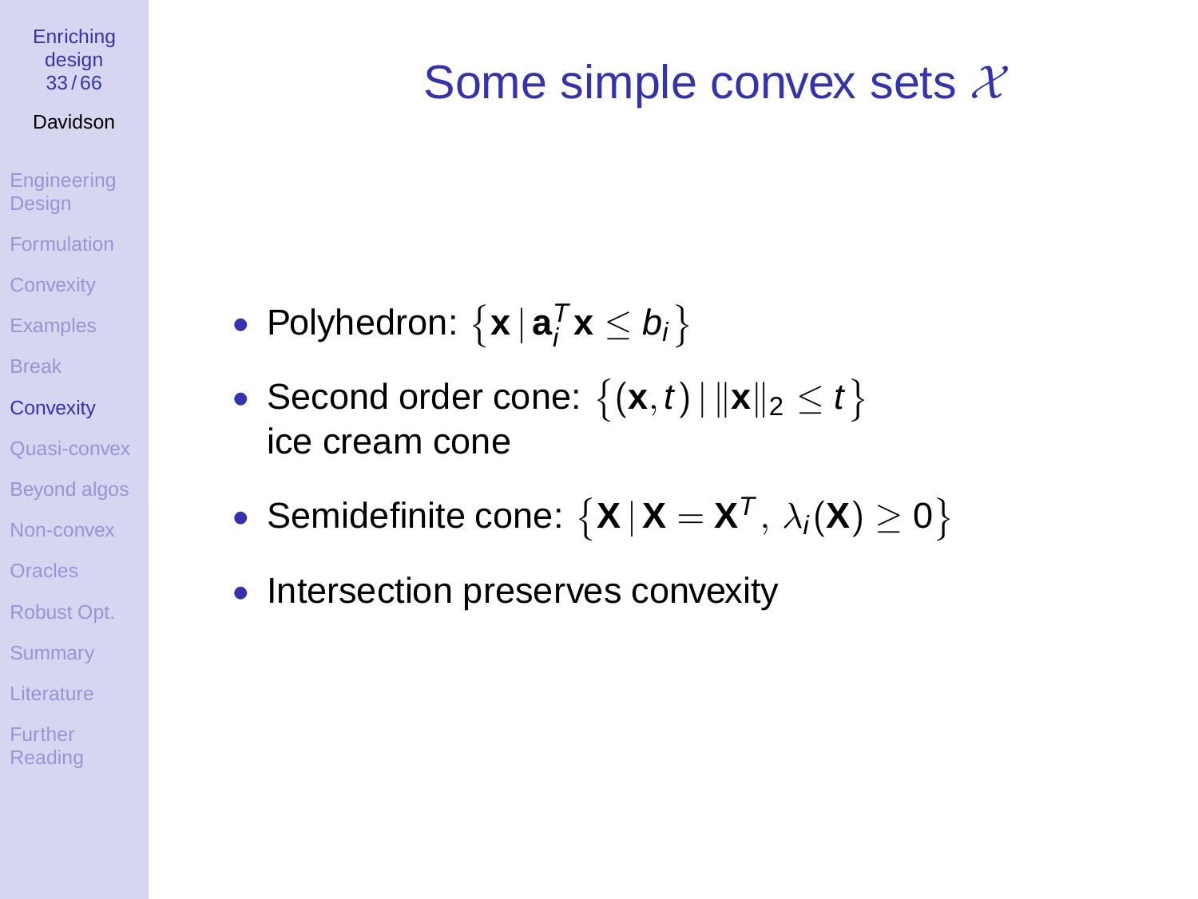# Some simple convex sets $\mathcal{X}$

- Polyhedron: $\left\{\mathbf{x} \,|\, \mathbf{a}_i^T \mathbf{x} \leq b_i\right\}$
- Second order cone: $\left\{(\mathbf{x}, t) \,|\, \|\mathbf{x}\|_2 \leq t\right\}$
  ice cream cone
- Semidefinite cone: $\left\{\mathbf{X} \,|\, \mathbf{X} = \mathbf{X}^T,\, \lambda_i(\mathbf{X}) \geq 0\right\}$
- Intersection preserves convexity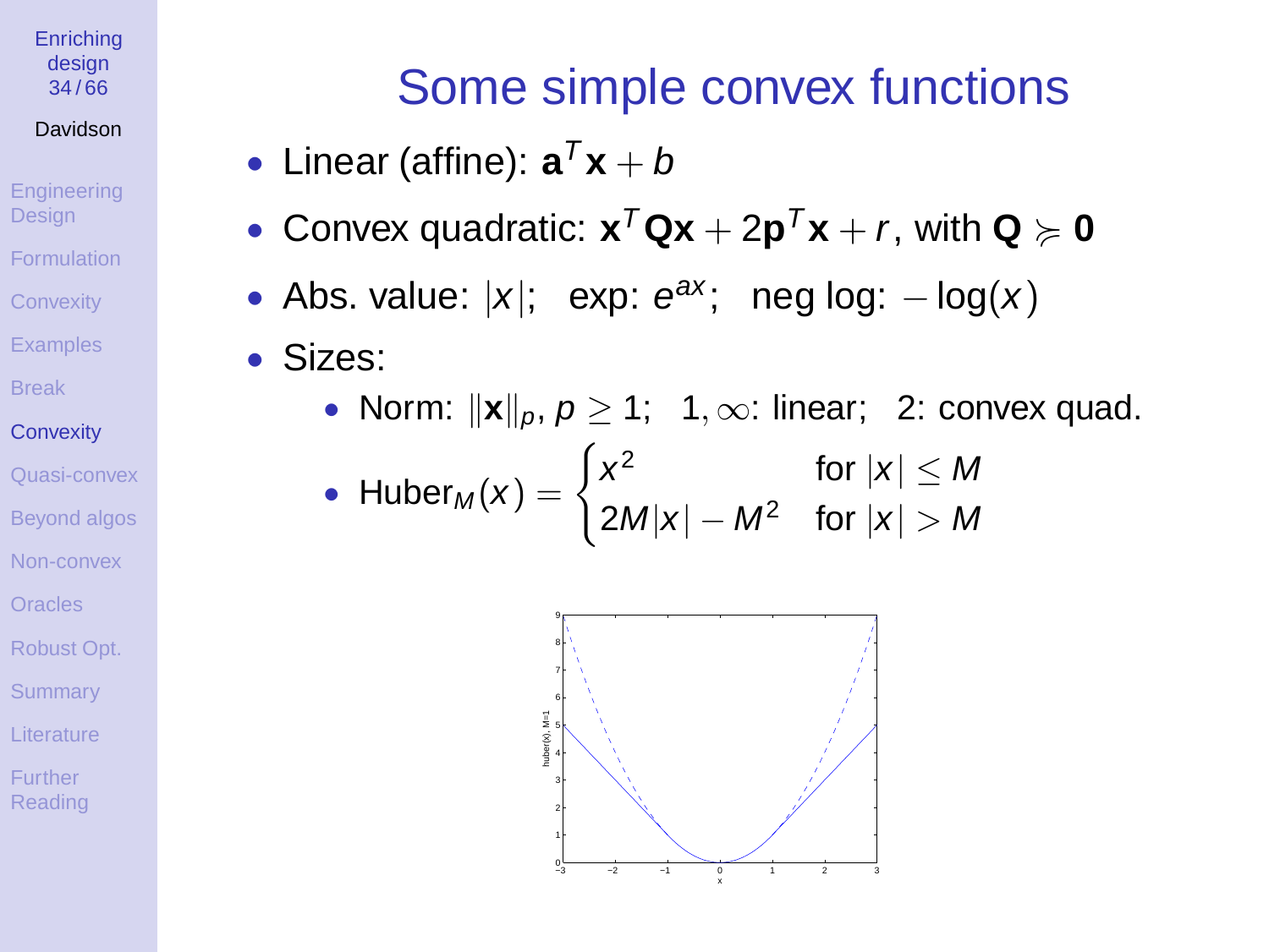# Some simple convex functions

- Linear (affine): $\mathbf{a}^T\mathbf{x} + b$
- Convex quadratic: $\mathbf{x}^T\mathbf{Q}\mathbf{x} + 2\mathbf{p}^T\mathbf{x} + r$, with $\mathbf{Q} \succcurlyeq \mathbf{0}$
- Abs. value: $|x|$; exp: $e^{ax}$; neg log: $-\log(x)$
- Sizes:
  - Norm: $\|\mathbf{x}\|_p$, $p \geq 1$; $1, \infty$: linear; 2: convex quad.
  - $\text{Huber}_M(x) = \begin{cases} x^2 & \text{for } |x| \leq M \\ 2M|x| - M^2 & \text{for } |x| > M \end{cases}$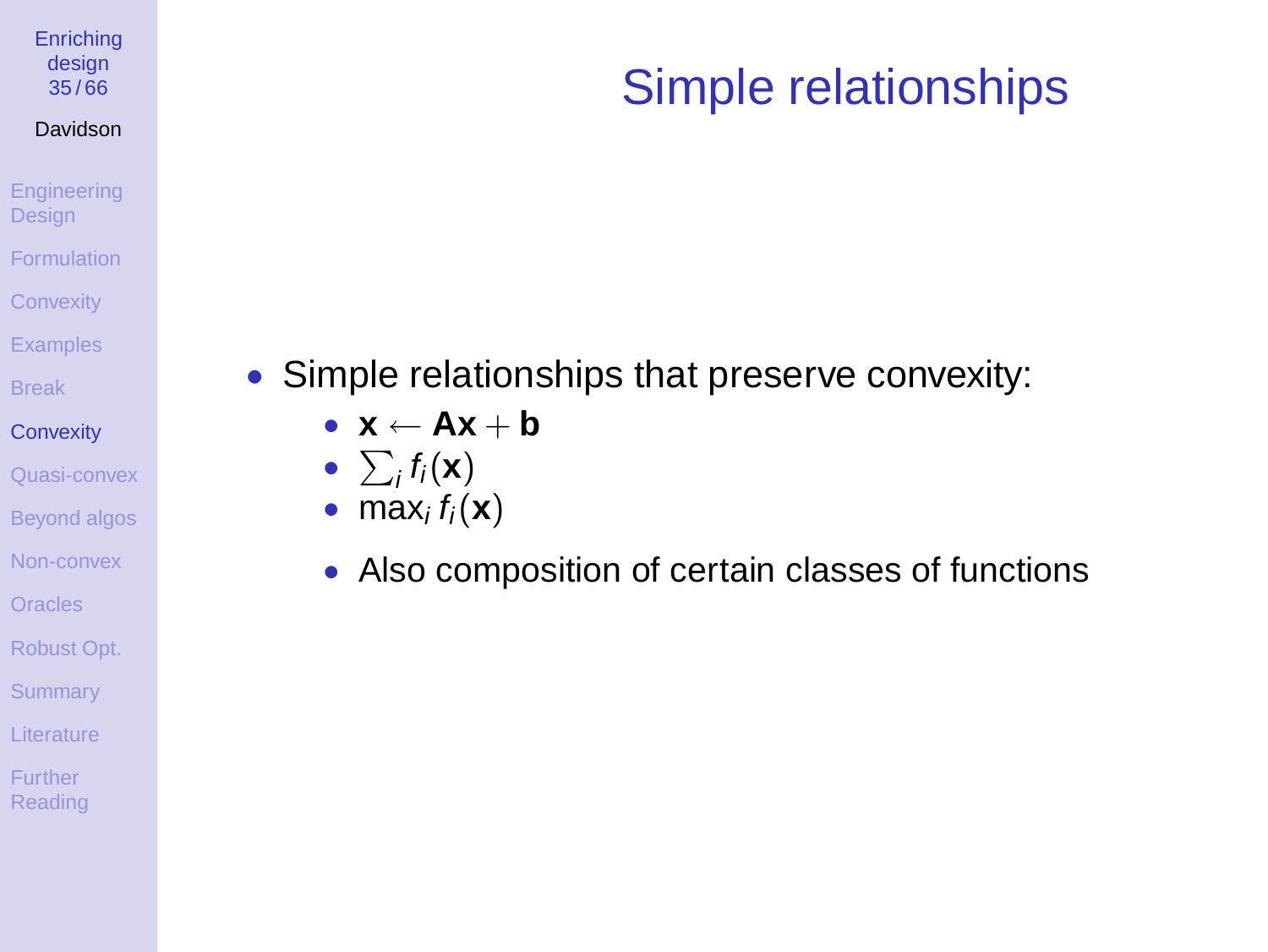# Simple relationships

- Simple relationships that preserve convexity:
  - $\mathbf{x} \leftarrow \mathbf{A}\mathbf{x} + \mathbf{b}$
  - $\sum_i f_i(\mathbf{x})$
  - $\max_i f_i(\mathbf{x})$
  - Also composition of certain classes of functions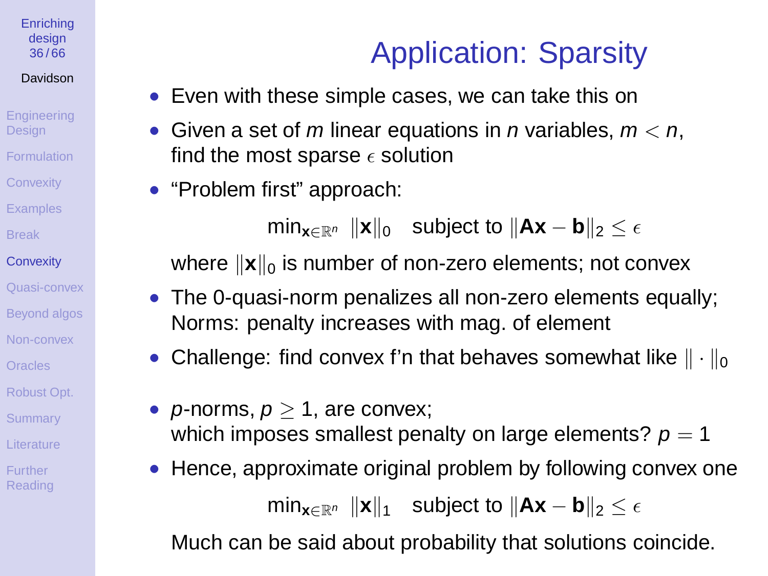# Application: Sparsity

- Even with these simple cases, we can take this on
- Given a set of $m$ linear equations in $n$ variables, $m < n$, find the most sparse $\epsilon$ solution
- "Problem first" approach:

$$\min_{\mathbf{x}\in\mathbb{R}^n} \ \|\mathbf{x}\|_0 \quad \text{subject to } \|\mathbf{A}\mathbf{x} - \mathbf{b}\|_2 \leq \epsilon$$

  where $\|\mathbf{x}\|_0$ is number of non-zero elements; not convex

- The 0-quasi-norm penalizes all non-zero elements equally; Norms: penalty increases with mag. of element
- Challenge: find convex f'n that behaves somewhat like $\|\cdot\|_0$
- $p$-norms, $p \geq 1$, are convex;
  which imposes smallest penalty on large elements? $p = 1$
- Hence, approximate original problem by following convex one

$$\min_{\mathbf{x}\in\mathbb{R}^n} \ \|\mathbf{x}\|_1 \quad \text{subject to } \|\mathbf{A}\mathbf{x} - \mathbf{b}\|_2 \leq \epsilon$$

  Much can be said about probability that solutions coincide.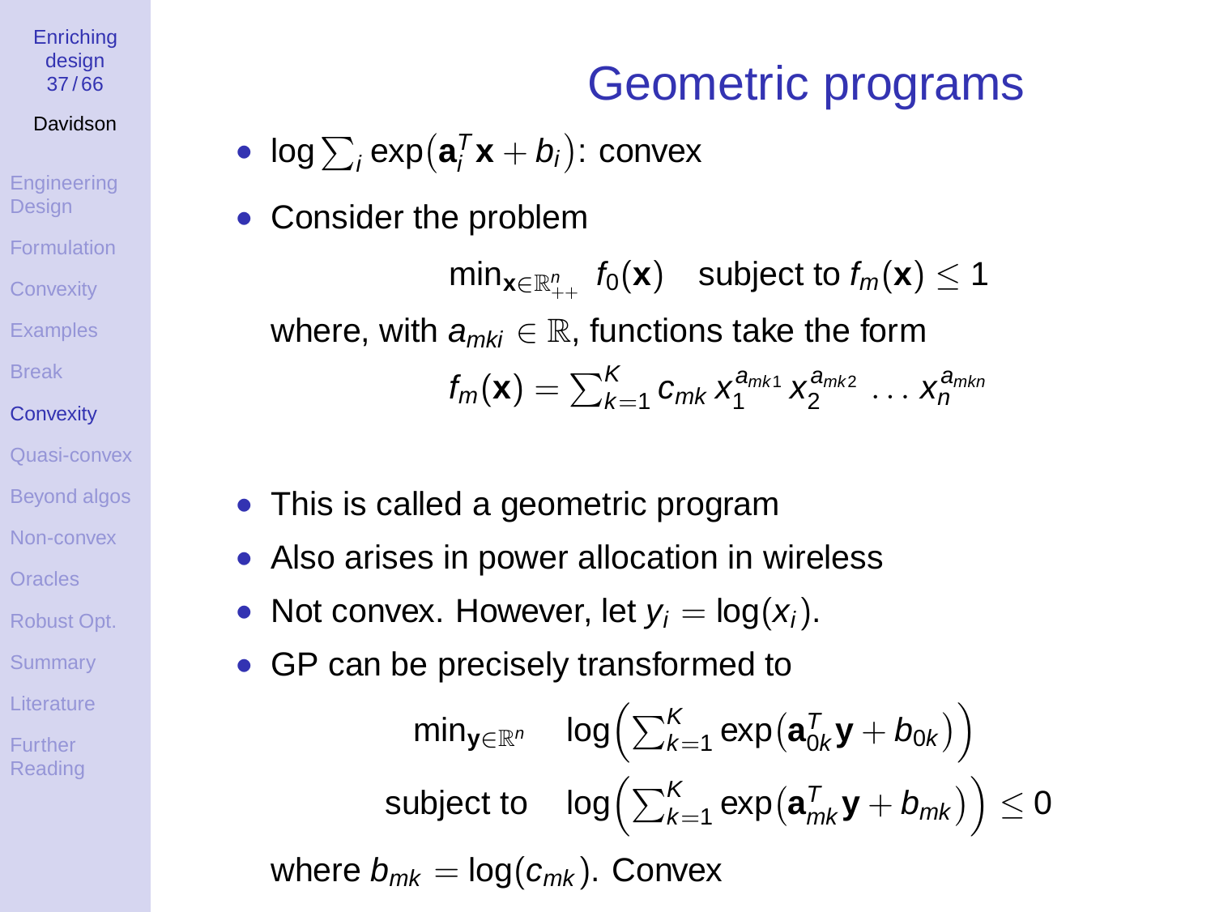# Geometric programs

- $\log \sum_i \exp(\mathbf{a}_i^T \mathbf{x} + b_i)$: convex
- Consider the problem

$$\min_{\mathbf{x} \in \mathbb{R}^n_{++}} \; f_0(\mathbf{x}) \quad \text{subject to } f_m(\mathbf{x}) \leq 1$$

where, with $a_{mki} \in \mathbb{R}$, functions take the form

$$f_m(\mathbf{x}) = \sum_{k=1}^{K} c_{mk} \, x_1^{a_{mk1}} \, x_2^{a_{mk2}} \, \dots \, x_n^{a_{mkn}}$$

- This is called a geometric program
- Also arises in power allocation in wireless
- Not convex. However, let $y_i = \log(x_i)$.
- GP can be precisely transformed to

$$\begin{aligned} \min_{\mathbf{y} \in \mathbb{R}^n} \quad & \log\Big(\sum_{k=1}^{K} \exp\big(\mathbf{a}_{0k}^T \mathbf{y} + b_{0k}\big)\Big) \\ \text{subject to} \quad & \log\Big(\sum_{k=1}^{K} \exp\big(\mathbf{a}_{mk}^T \mathbf{y} + b_{mk}\big)\Big) \leq 0 \end{aligned}$$

where $b_{mk} = \log(c_{mk})$. Convex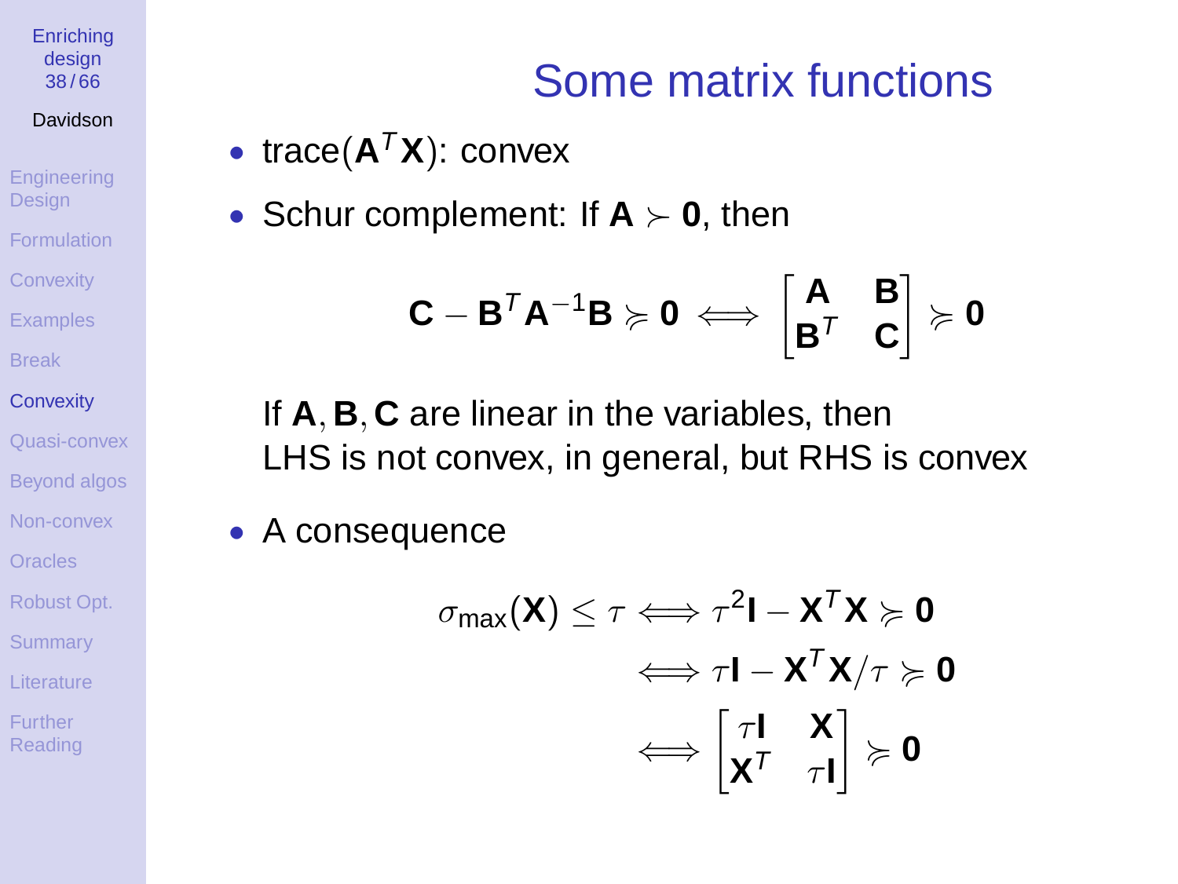# Some matrix functions

- trace($\mathbf{A}^T\mathbf{X}$): convex
- Schur complement: If $\mathbf{A} \succ \mathbf{0}$, then

$$\mathbf{C} - \mathbf{B}^T\mathbf{A}^{-1}\mathbf{B} \succeq \mathbf{0} \iff \begin{bmatrix} \mathbf{A} & \mathbf{B} \\ \mathbf{B}^T & \mathbf{C} \end{bmatrix} \succeq \mathbf{0}$$

  If $\mathbf{A}, \mathbf{B}, \mathbf{C}$ are linear in the variables, then LHS is not convex, in general, but RHS is convex

- A consequence

$$\begin{aligned}
\sigma_{\max}(\mathbf{X}) \leq \tau &\iff \tau^2\mathbf{I} - \mathbf{X}^T\mathbf{X} \succeq \mathbf{0} \\
&\iff \tau\mathbf{I} - \mathbf{X}^T\mathbf{X}/\tau \succeq \mathbf{0} \\
&\iff \begin{bmatrix} \tau\mathbf{I} & \mathbf{X} \\ \mathbf{X}^T & \tau\mathbf{I} \end{bmatrix} \succeq \mathbf{0}
\end{aligned}$$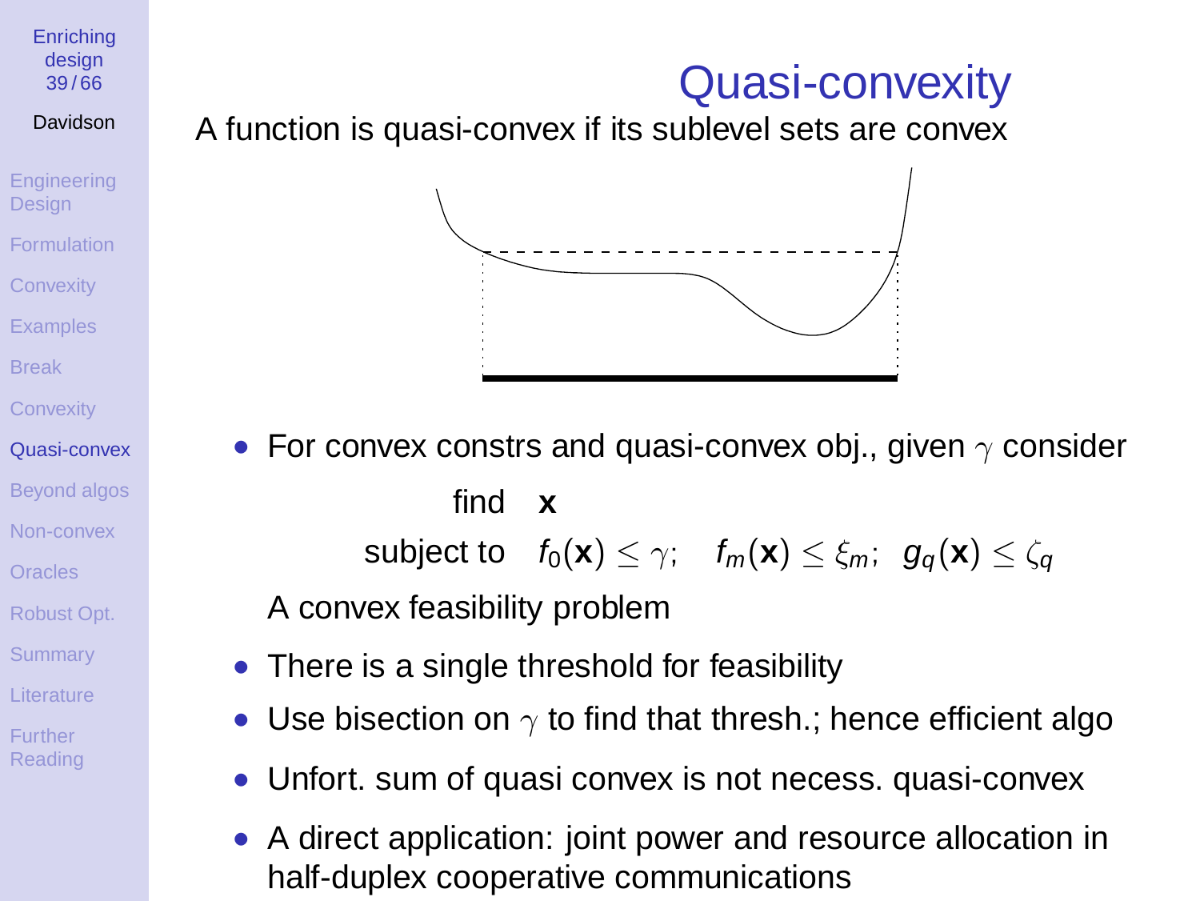# Quasi-convexity

A function is quasi-convex if its sublevel sets are convex

- For convex constrs and quasi-convex obj., given $\gamma$ consider

$$\begin{aligned} \text{find} \quad & \mathbf{x} \\ \text{subject to} \quad & f_0(\mathbf{x}) \leq \gamma; \quad f_m(\mathbf{x}) \leq \xi_m; \;\; g_q(\mathbf{x}) \leq \zeta_q \end{aligned}$$

  A convex feasibility problem

- There is a single threshold for feasibility
- Use bisection on $\gamma$ to find that thresh.; hence efficient algo
- Unfort. sum of quasi convex is not necess. quasi-convex
- A direct application: joint power and resource allocation in half-duplex cooperative communications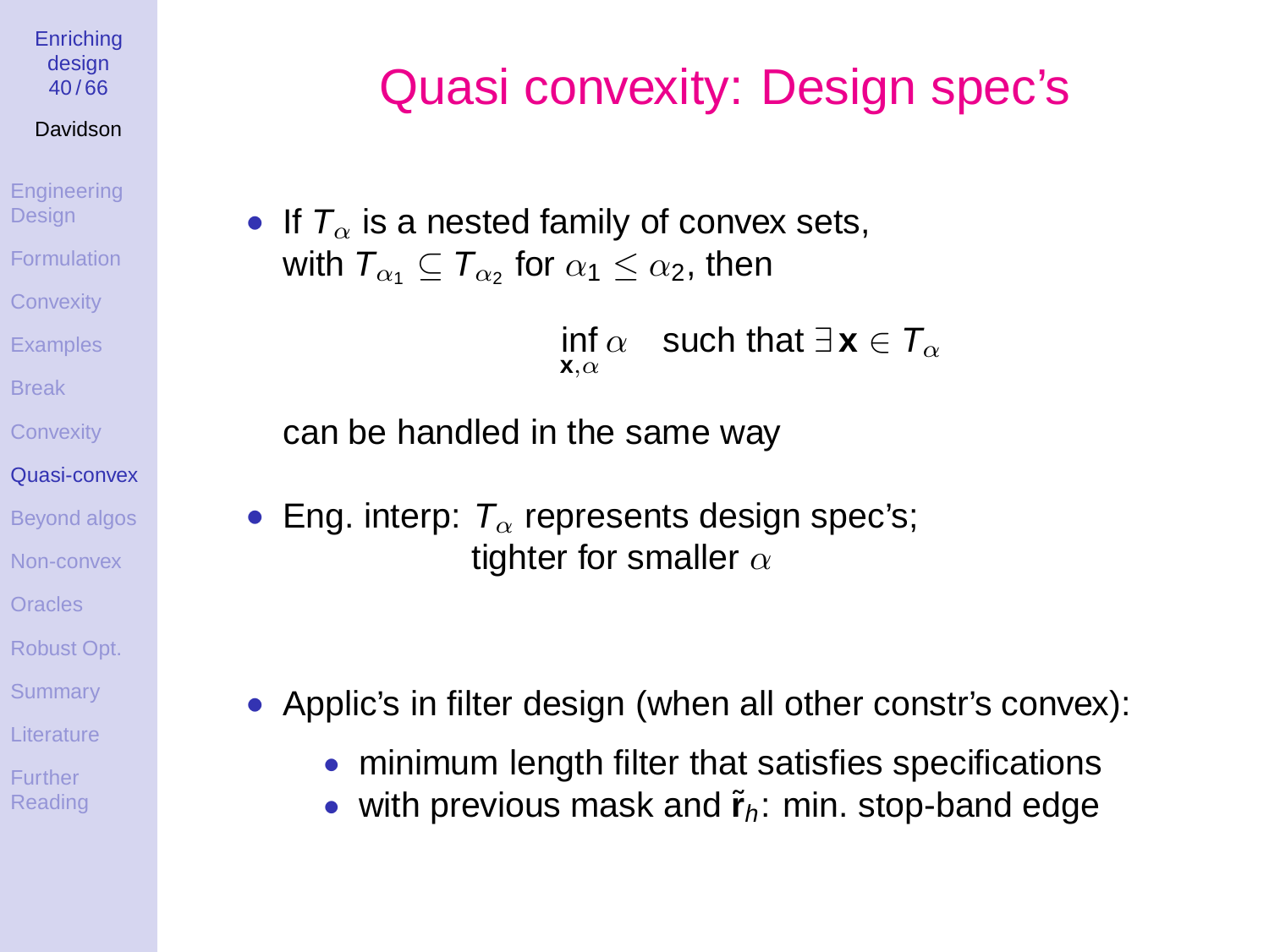# Quasi convexity: Design spec's

- If $T_\alpha$ is a nested family of convex sets, with $T_{\alpha_1} \subseteq T_{\alpha_2}$ for $\alpha_1 \leq \alpha_2$, then

$$\inf_{\mathbf{x},\alpha} \alpha \quad \text{such that } \exists\, \mathbf{x} \in T_\alpha$$

  can be handled in the same way

- Eng. interp: $T_\alpha$ represents design spec's; tighter for smaller $\alpha$

- Applic's in filter design (when all other constr's convex):
  - minimum length filter that satisfies specifications
  - with previous mask and $\tilde{\mathbf{r}}_h$: min. stop-band edge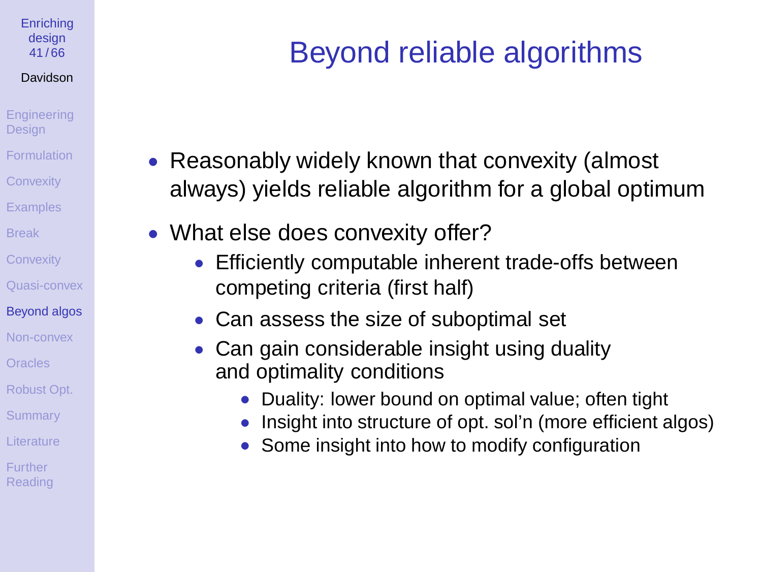# Beyond reliable algorithms

- Reasonably widely known that convexity (almost always) yields reliable algorithm for a global optimum
- What else does convexity offer?
  - Efficiently computable inherent trade-offs between competing criteria (first half)
  - Can assess the size of suboptimal set
  - Can gain considerable insight using duality and optimality conditions
    - Duality: lower bound on optimal value; often tight
    - Insight into structure of opt. sol'n (more efficient algos)
    - Some insight into how to modify configuration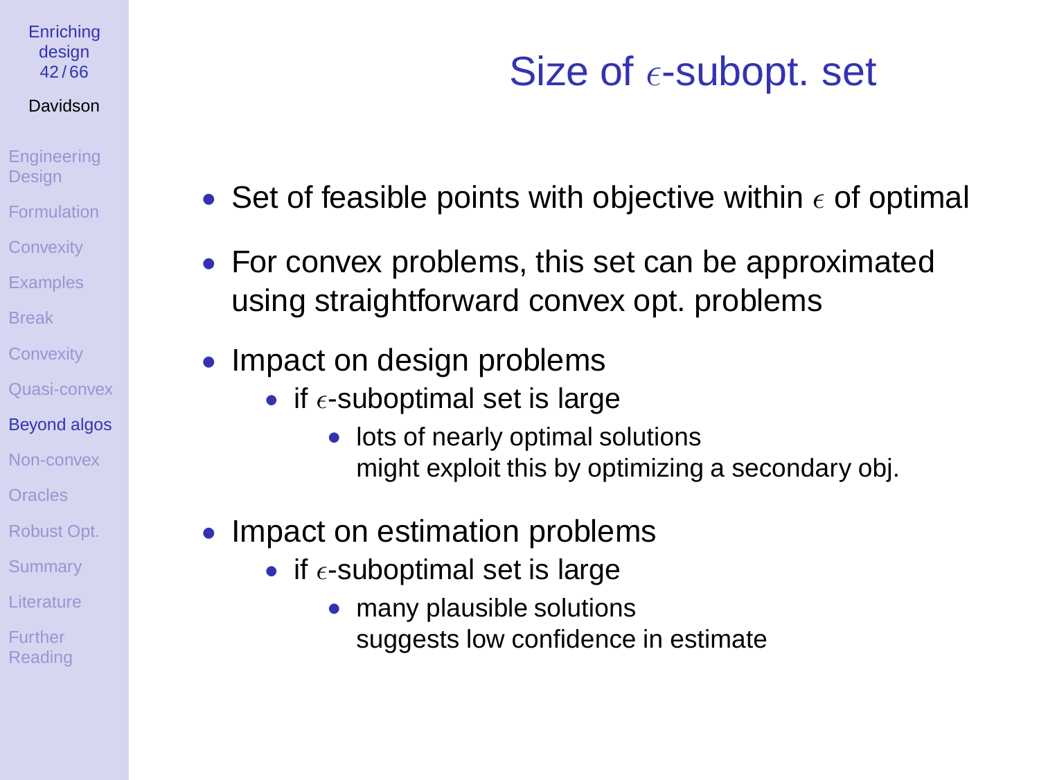# Size of $\epsilon$-subopt. set

- Set of feasible points with objective within $\epsilon$ of optimal
- For convex problems, this set can be approximated using straightforward convex opt. problems
- Impact on design problems
  - if $\epsilon$-suboptimal set is large
    - lots of nearly optimal solutions
      might exploit this by optimizing a secondary obj.
- Impact on estimation problems
  - if $\epsilon$-suboptimal set is large
    - many plausible solutions
      suggests low confidence in estimate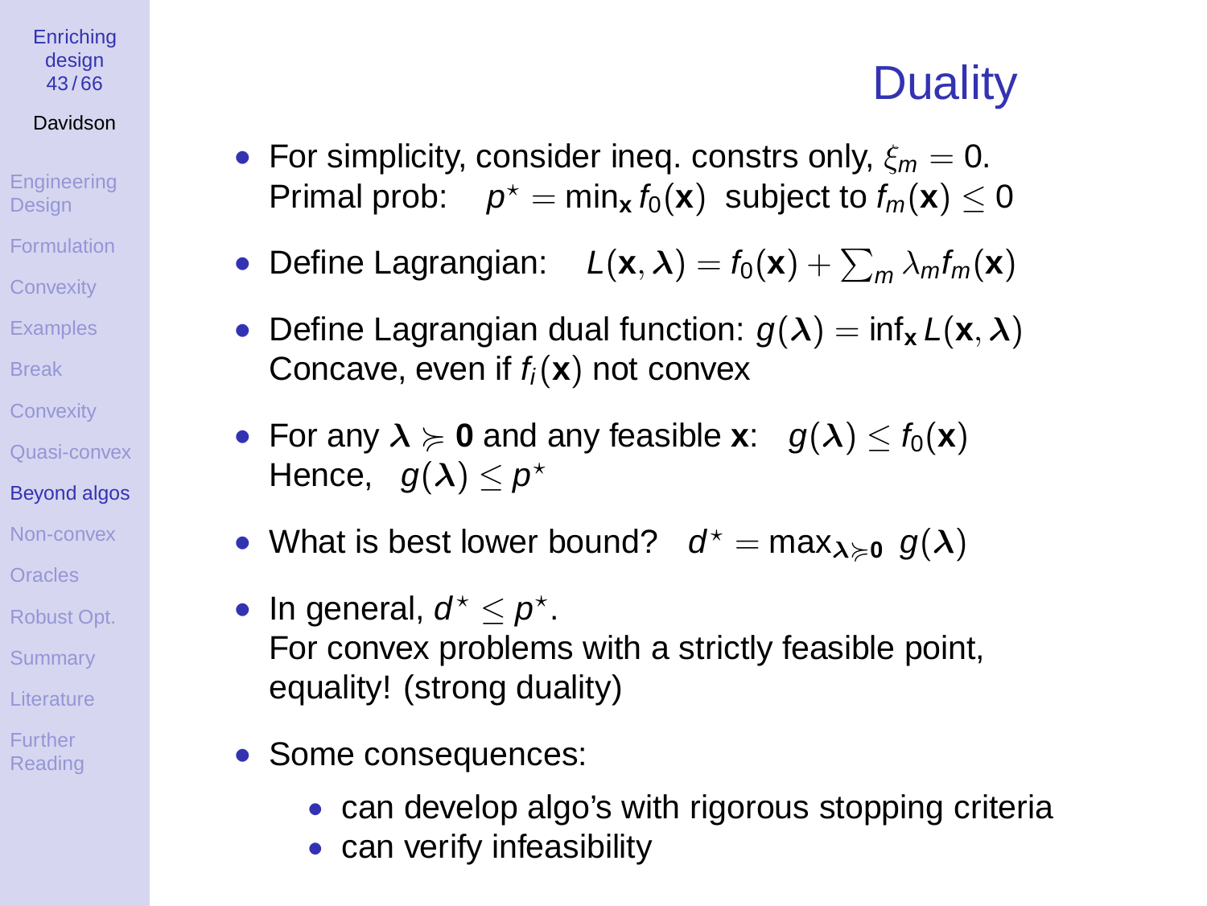# Duality

- For simplicity, consider ineq. constrs only, $\xi_m = 0$.
  Primal prob: $p^\star = \min_{\mathbf{x}} f_0(\mathbf{x})$ subject to $f_m(\mathbf{x}) \leq 0$
- Define Lagrangian: $L(\mathbf{x}, \boldsymbol{\lambda}) = f_0(\mathbf{x}) + \sum_m \lambda_m f_m(\mathbf{x})$
- Define Lagrangian dual function: $g(\boldsymbol{\lambda}) = \inf_{\mathbf{x}} L(\mathbf{x}, \boldsymbol{\lambda})$
  Concave, even if $f_i(\mathbf{x})$ not convex
- For any $\boldsymbol{\lambda} \succcurlyeq \mathbf{0}$ and any feasible $\mathbf{x}$: $g(\boldsymbol{\lambda}) \leq f_0(\mathbf{x})$
  Hence, $g(\boldsymbol{\lambda}) \leq p^\star$
- What is best lower bound? $d^\star = \max_{\boldsymbol{\lambda} \succcurlyeq \mathbf{0}} g(\boldsymbol{\lambda})$
- In general, $d^\star \leq p^\star$.
  For convex problems with a strictly feasible point, equality! (strong duality)
- Some consequences:
  - can develop algo's with rigorous stopping criteria
  - can verify infeasibility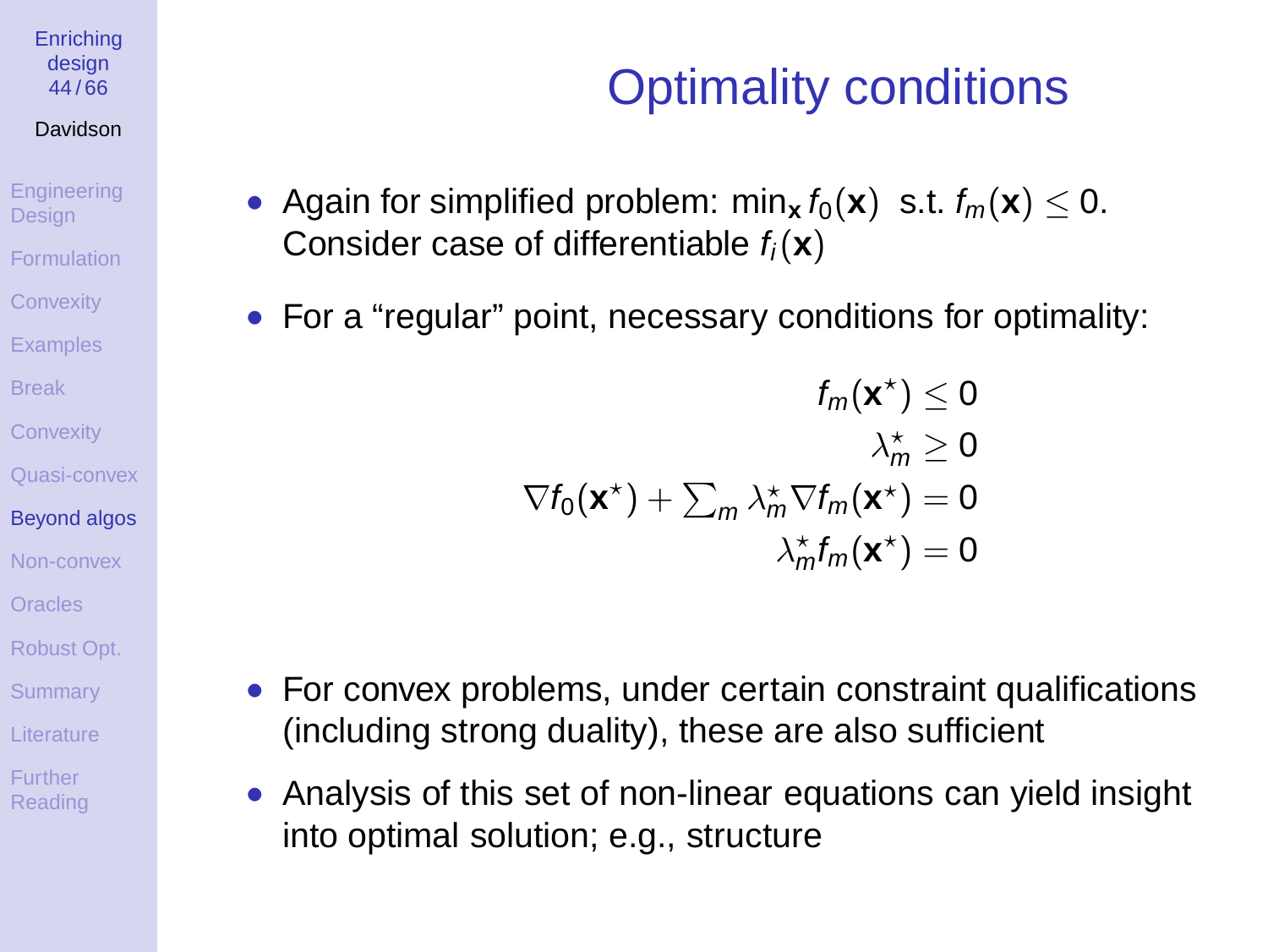# Optimality conditions

- Again for simplified problem: $\min_{\mathbf{x}} f_0(\mathbf{x})$ s.t. $f_m(\mathbf{x}) \leq 0$. Consider case of differentiable $f_i(\mathbf{x})$
- For a "regular" point, necessary conditions for optimality:

$$
\begin{aligned}
f_m(\mathbf{x}^\star) &\leq 0 \\
\lambda_m^\star &\geq 0 \\
\nabla f_0(\mathbf{x}^\star) + \textstyle\sum_m \lambda_m^\star \nabla f_m(\mathbf{x}^\star) &= 0 \\
\lambda_m^\star f_m(\mathbf{x}^\star) &= 0
\end{aligned}
$$

- For convex problems, under certain constraint qualifications (including strong duality), these are also sufficient
- Analysis of this set of non-linear equations can yield insight into optimal solution; e.g., structure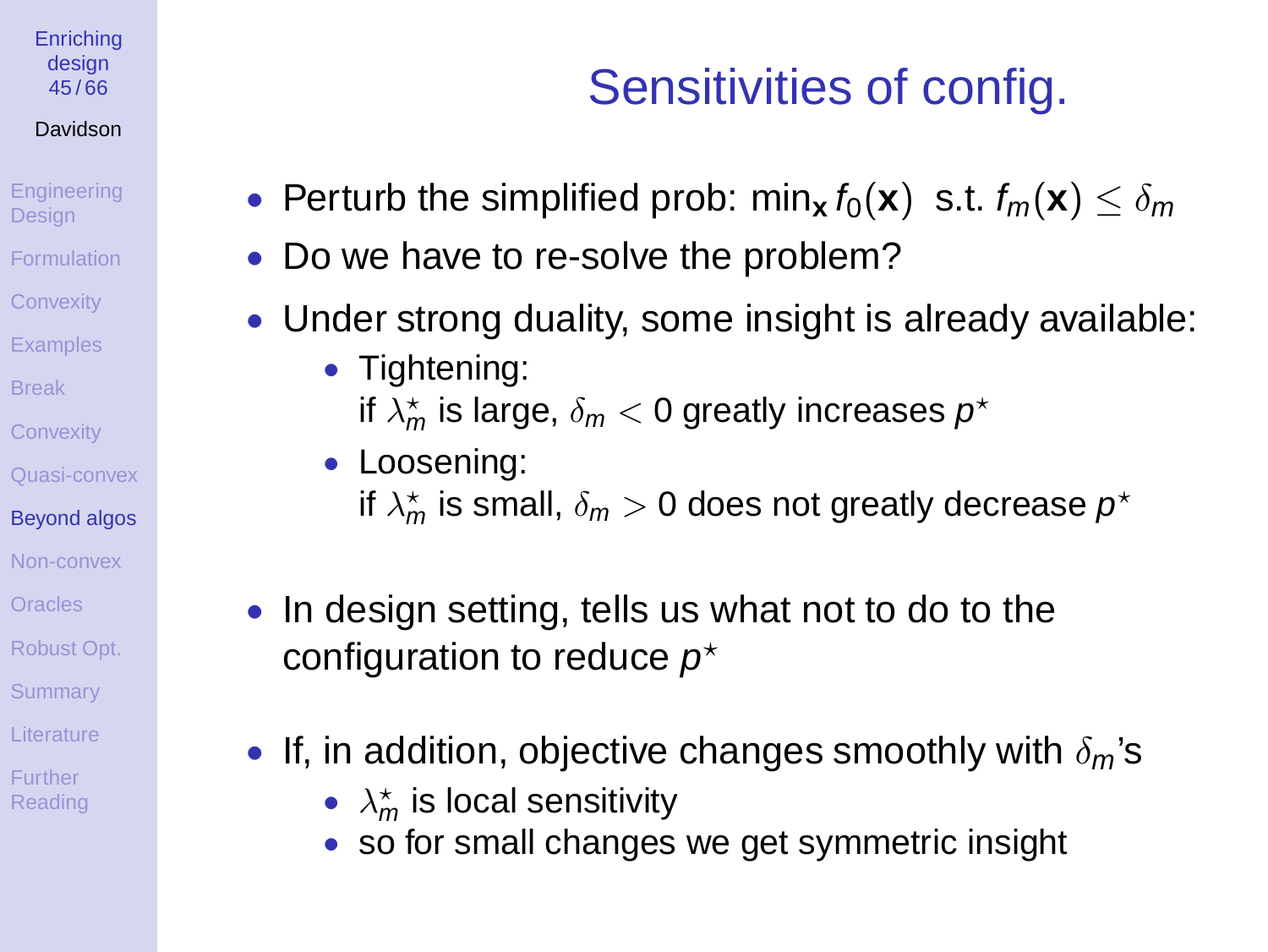# Sensitivities of config.

- Perturb the simplified prob: $\min_{\mathbf{x}} f_0(\mathbf{x})$ s.t. $f_m(\mathbf{x}) \leq \delta_m$
- Do we have to re-solve the problem?
- Under strong duality, some insight is already available:
  - Tightening:
    if $\lambda_m^\star$ is large, $\delta_m < 0$ greatly increases $p^\star$
  - Loosening:
    if $\lambda_m^\star$ is small, $\delta_m > 0$ does not greatly decrease $p^\star$
- In design setting, tells us what not to do to the configuration to reduce $p^\star$
- If, in addition, objective changes smoothly with $\delta_m$'s
  - $\lambda_m^\star$ is local sensitivity
  - so for small changes we get symmetric insight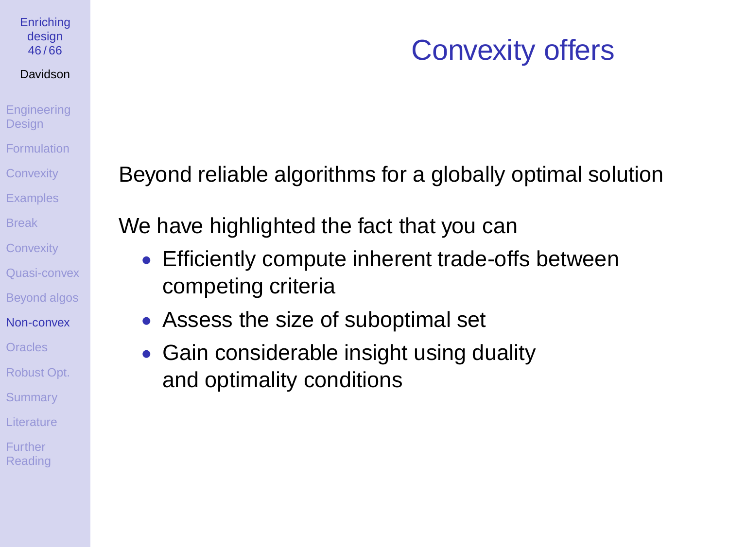# Convexity offers

Beyond reliable algorithms for a globally optimal solution

We have highlighted the fact that you can

- Efficiently compute inherent trade-offs between competing criteria
- Assess the size of suboptimal set
- Gain considerable insight using duality and optimality conditions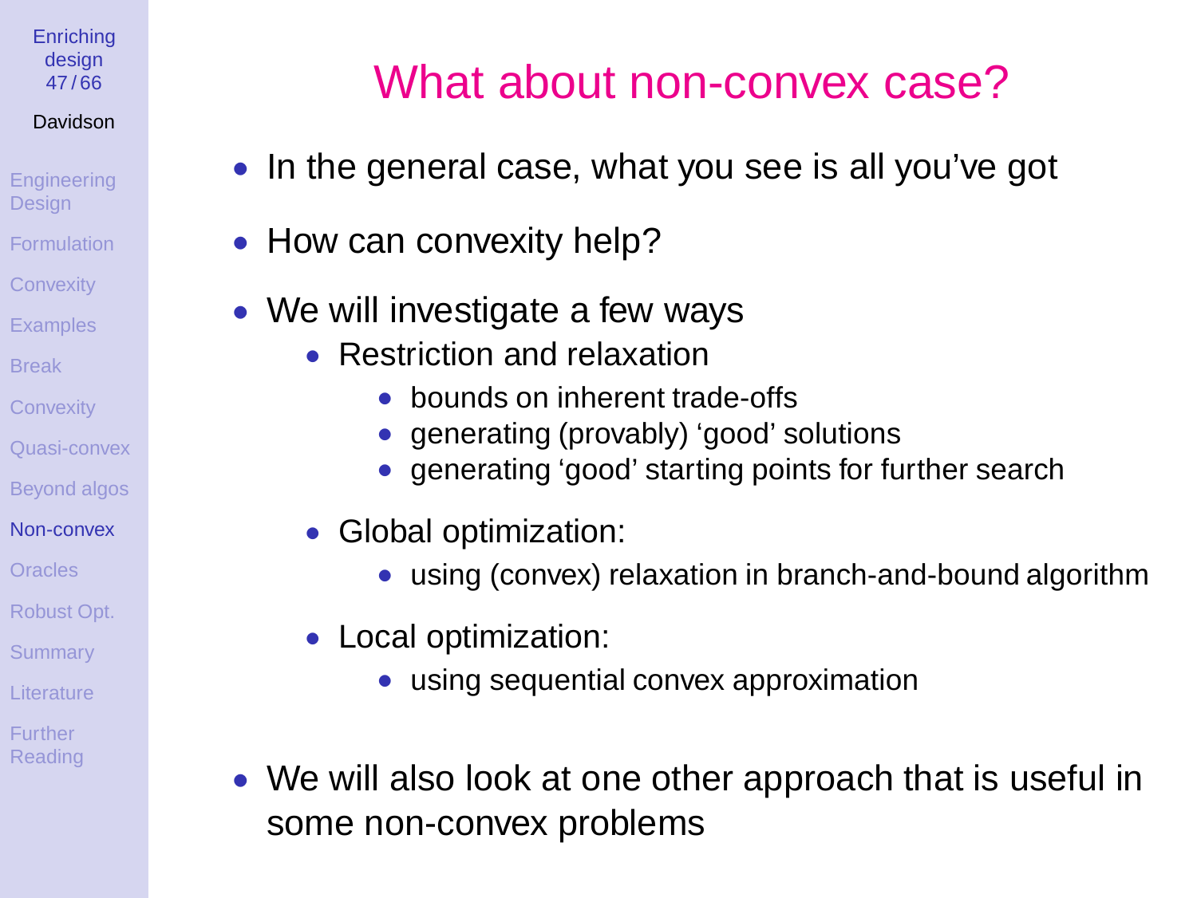# What about non-convex case?

- In the general case, what you see is all you've got
- How can convexity help?
- We will investigate a few ways
  - Restriction and relaxation
    - bounds on inherent trade-offs
    - generating (provably) 'good' solutions
    - generating 'good' starting points for further search
  - Global optimization:
    - using (convex) relaxation in branch-and-bound algorithm
  - Local optimization:
    - using sequential convex approximation
- We will also look at one other approach that is useful in some non-convex problems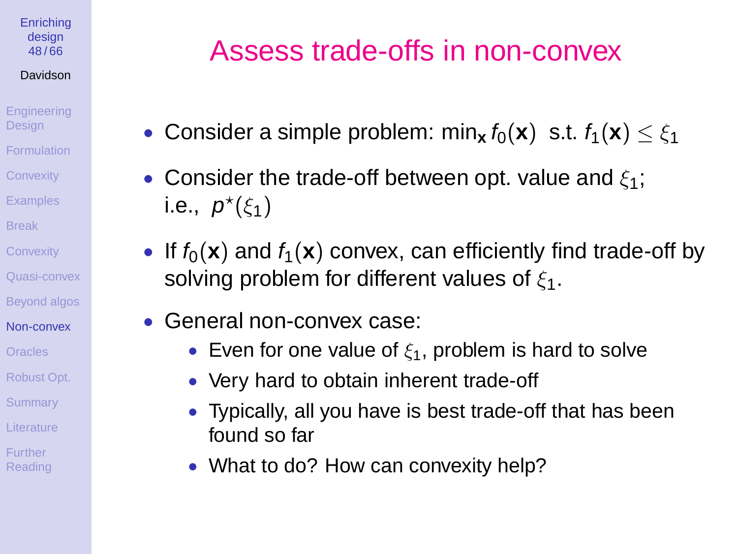# Assess trade-offs in non-convex

- Consider a simple problem: $\min_{\mathbf{x}} f_0(\mathbf{x})$ s.t. $f_1(\mathbf{x}) \leq \xi_1$
- Consider the trade-off between opt. value and $\xi_1$; i.e., $p^\star(\xi_1)$
- If $f_0(\mathbf{x})$ and $f_1(\mathbf{x})$ convex, can efficiently find trade-off by solving problem for different values of $\xi_1$.
- General non-convex case:
  - Even for one value of $\xi_1$, problem is hard to solve
  - Very hard to obtain inherent trade-off
  - Typically, all you have is best trade-off that has been found so far
  - What to do? How can convexity help?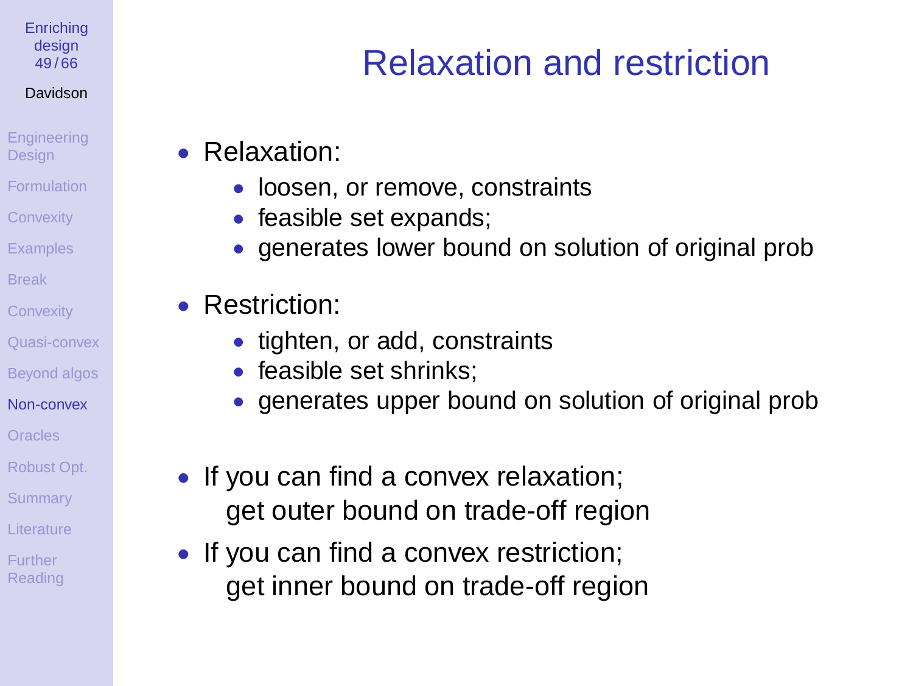# Relaxation and restriction

- Relaxation:
  - loosen, or remove, constraints
  - feasible set expands;
  - generates lower bound on solution of original prob
- Restriction:
  - tighten, or add, constraints
  - feasible set shrinks;
  - generates upper bound on solution of original prob

- If you can find a convex relaxation;
  get outer bound on trade-off region
- If you can find a convex restriction;
  get inner bound on trade-off region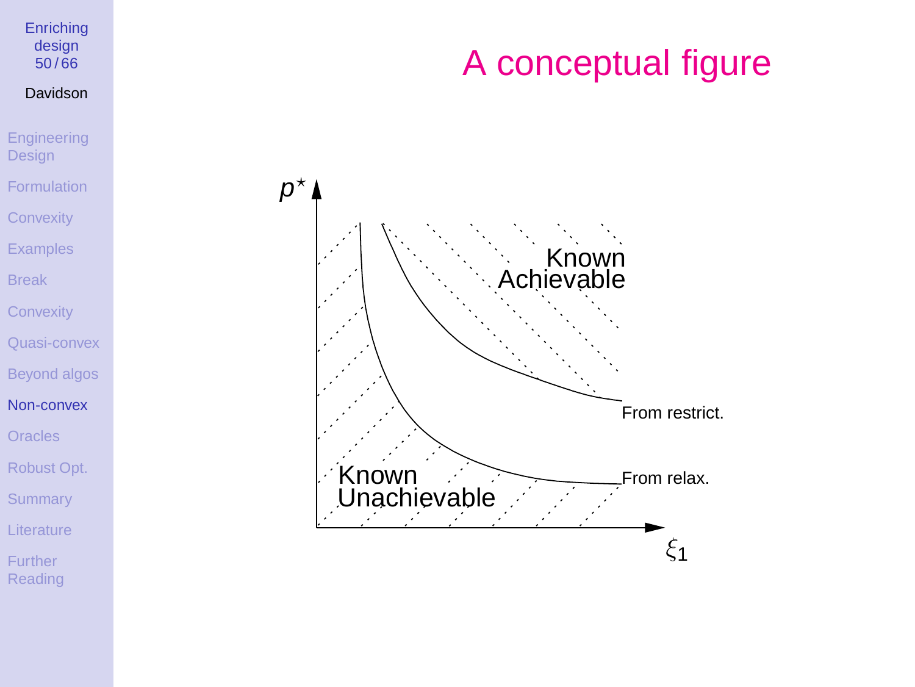# A conceptual figure

$p^\star$

Known Achievable

From restrict.

From relax.

Known Unachievable

$\xi_1$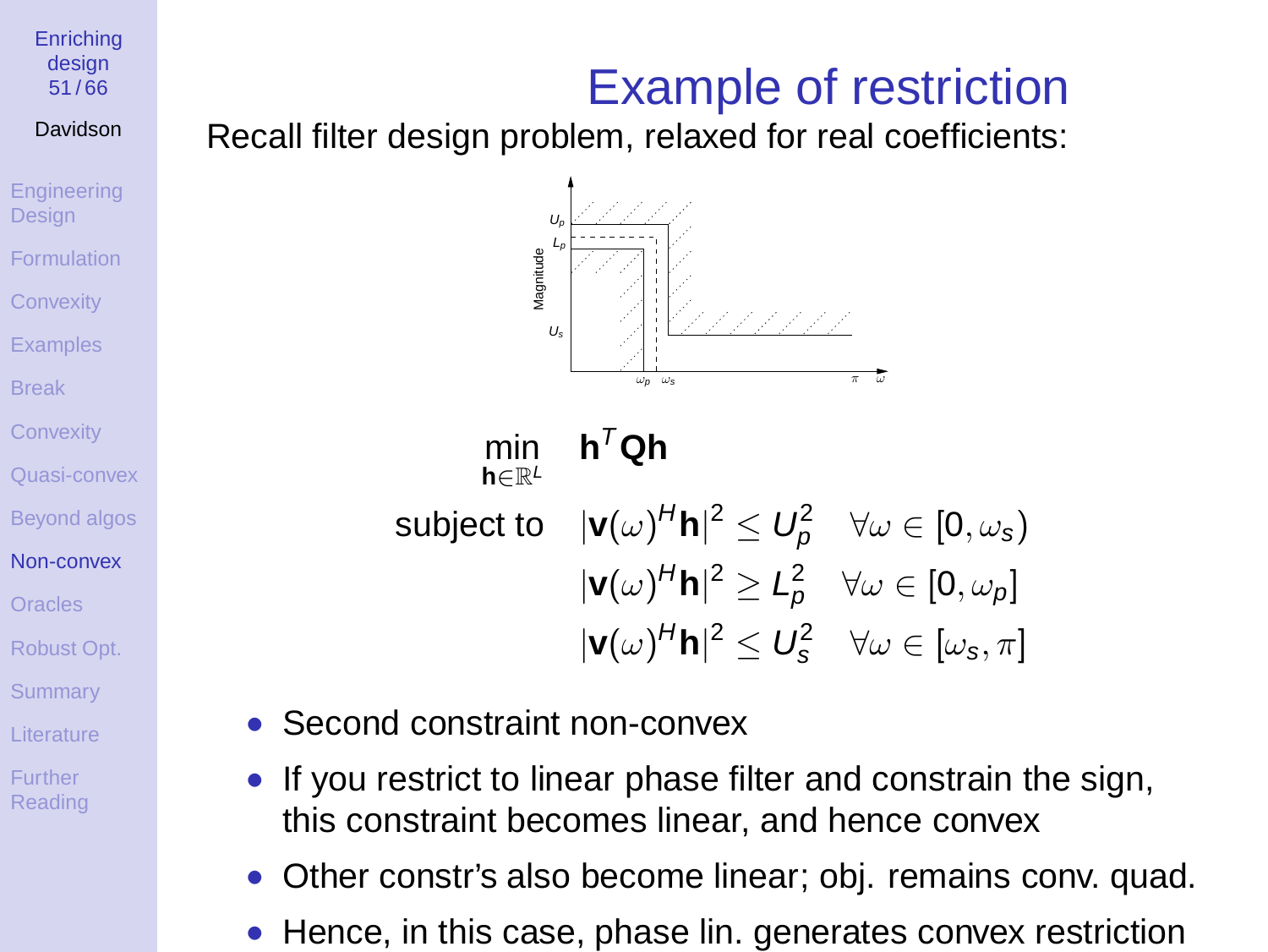# Example of restriction

Recall filter design problem, relaxed for real coefficients:

$$
\begin{aligned}
\min_{\mathbf{h}\in\mathbb{R}^L} \quad & \mathbf{h}^T\mathbf{Q}\mathbf{h} \\
\text{subject to} \quad & |\mathbf{v}(\omega)^H\mathbf{h}|^2 \le U_p^2 \quad \forall\omega \in [0,\omega_s) \\
& |\mathbf{v}(\omega)^H\mathbf{h}|^2 \ge L_p^2 \quad \forall\omega \in [0,\omega_p] \\
& |\mathbf{v}(\omega)^H\mathbf{h}|^2 \le U_s^2 \quad \forall\omega \in [\omega_s,\pi]
\end{aligned}
$$

- Second constraint non-convex
- If you restrict to linear phase filter and constrain the sign, this constraint becomes linear, and hence convex
- Other constr's also become linear; obj. remains conv. quad.
- Hence, in this case, phase lin. generates convex restriction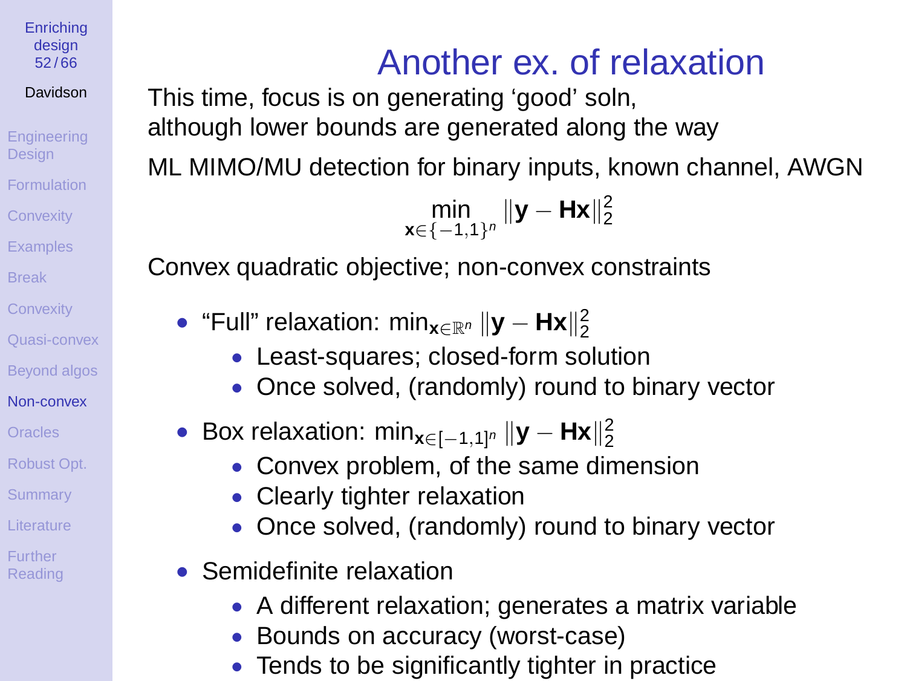# Another ex. of relaxation

This time, focus is on generating 'good' soln,
although lower bounds are generated along the way

ML MIMO/MU detection for binary inputs, known channel, AWGN

$$\min_{\mathbf{x} \in \{-1,1\}^n} \|\mathbf{y} - \mathbf{H}\mathbf{x}\|_2^2$$

Convex quadratic objective; non-convex constraints

- "Full" relaxation: $\min_{\mathbf{x} \in \mathbb{R}^n} \|\mathbf{y} - \mathbf{H}\mathbf{x}\|_2^2$
  - Least-squares; closed-form solution
  - Once solved, (randomly) round to binary vector
- Box relaxation: $\min_{\mathbf{x} \in [-1,1]^n} \|\mathbf{y} - \mathbf{H}\mathbf{x}\|_2^2$
  - Convex problem, of the same dimension
  - Clearly tighter relaxation
  - Once solved, (randomly) round to binary vector
- Semidefinite relaxation
  - A different relaxation; generates a matrix variable
  - Bounds on accuracy (worst-case)
  - Tends to be significantly tighter in practice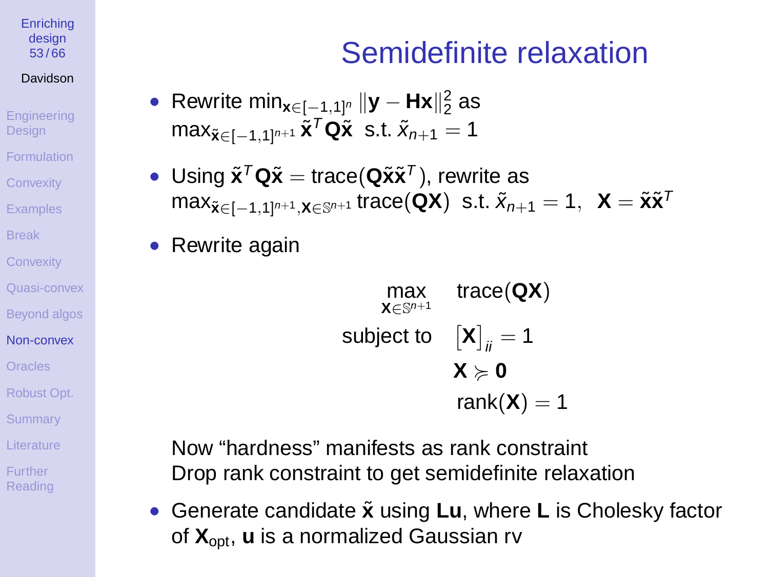# Semidefinite relaxation

- Rewrite $\min_{\mathbf{x}\in[-1,1]^n} \|\mathbf{y} - \mathbf{H}\mathbf{x}\|_2^2$ as $\max_{\tilde{\mathbf{x}}\in[-1,1]^{n+1}} \tilde{\mathbf{x}}^T\mathbf{Q}\tilde{\mathbf{x}}$ s.t. $\tilde{x}_{n+1} = 1$
- Using $\tilde{\mathbf{x}}^T\mathbf{Q}\tilde{\mathbf{x}} = \text{trace}(\mathbf{Q}\tilde{\mathbf{x}}\tilde{\mathbf{x}}^T)$, rewrite as $\max_{\tilde{\mathbf{x}}\in[-1,1]^{n+1}, \mathbf{X}\in\mathbb{S}^{n+1}} \text{trace}(\mathbf{Q}\mathbf{X})$ s.t. $\tilde{x}_{n+1} = 1, \;\; \mathbf{X} = \tilde{\mathbf{x}}\tilde{\mathbf{x}}^T$
- Rewrite again

$$
\begin{aligned}
\max_{\mathbf{X}\in\mathbb{S}^{n+1}} \quad & \text{trace}(\mathbf{Q}\mathbf{X}) \\
\text{subject to} \quad & \big[\mathbf{X}\big]_{ii} = 1 \\
& \mathbf{X} \succcurlyeq \mathbf{0} \\
& \text{rank}(\mathbf{X}) = 1
\end{aligned}
$$

  Now "hardness" manifests as rank constraint
  Drop rank constraint to get semidefinite relaxation

- Generate candidate $\tilde{\mathbf{x}}$ using $\mathbf{L}\mathbf{u}$, where $\mathbf{L}$ is Cholesky factor of $\mathbf{X}_{\text{opt}}$, $\mathbf{u}$ is a normalized Gaussian rv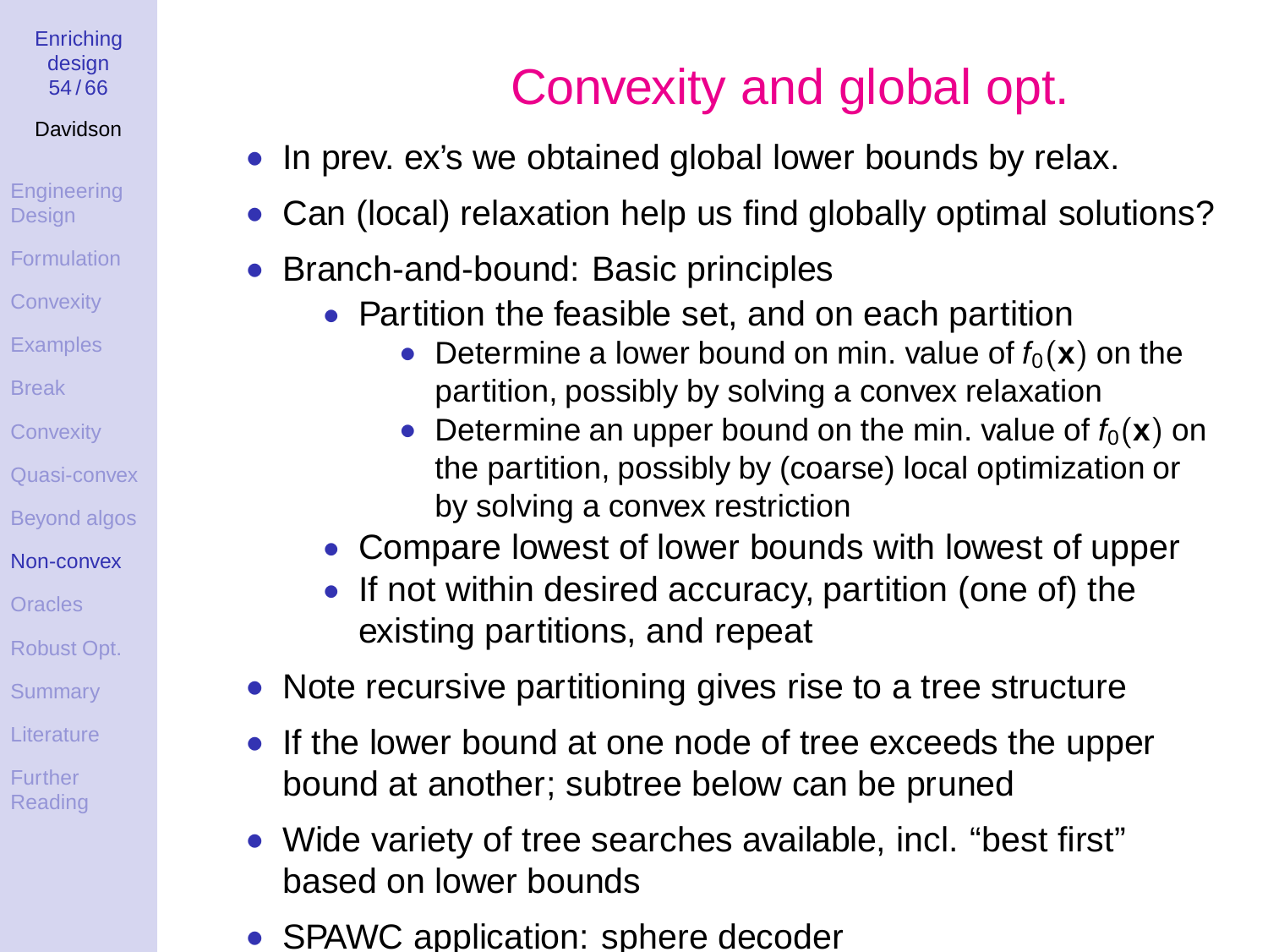# Convexity and global opt.

- In prev. ex's we obtained global lower bounds by relax.
- Can (local) relaxation help us find globally optimal solutions?
- Branch-and-bound: Basic principles
  - Partition the feasible set, and on each partition
    - Determine a lower bound on min. value of $f_0(\mathbf{x})$ on the partition, possibly by solving a convex relaxation
    - Determine an upper bound on the min. value of $f_0(\mathbf{x})$ on the partition, possibly by (coarse) local optimization or by solving a convex restriction
  - Compare lowest of lower bounds with lowest of upper
  - If not within desired accuracy, partition (one of) the existing partitions, and repeat
- Note recursive partitioning gives rise to a tree structure
- If the lower bound at one node of tree exceeds the upper bound at another; subtree below can be pruned
- Wide variety of tree searches available, incl. "best first" based on lower bounds
- SPAWC application: sphere decoder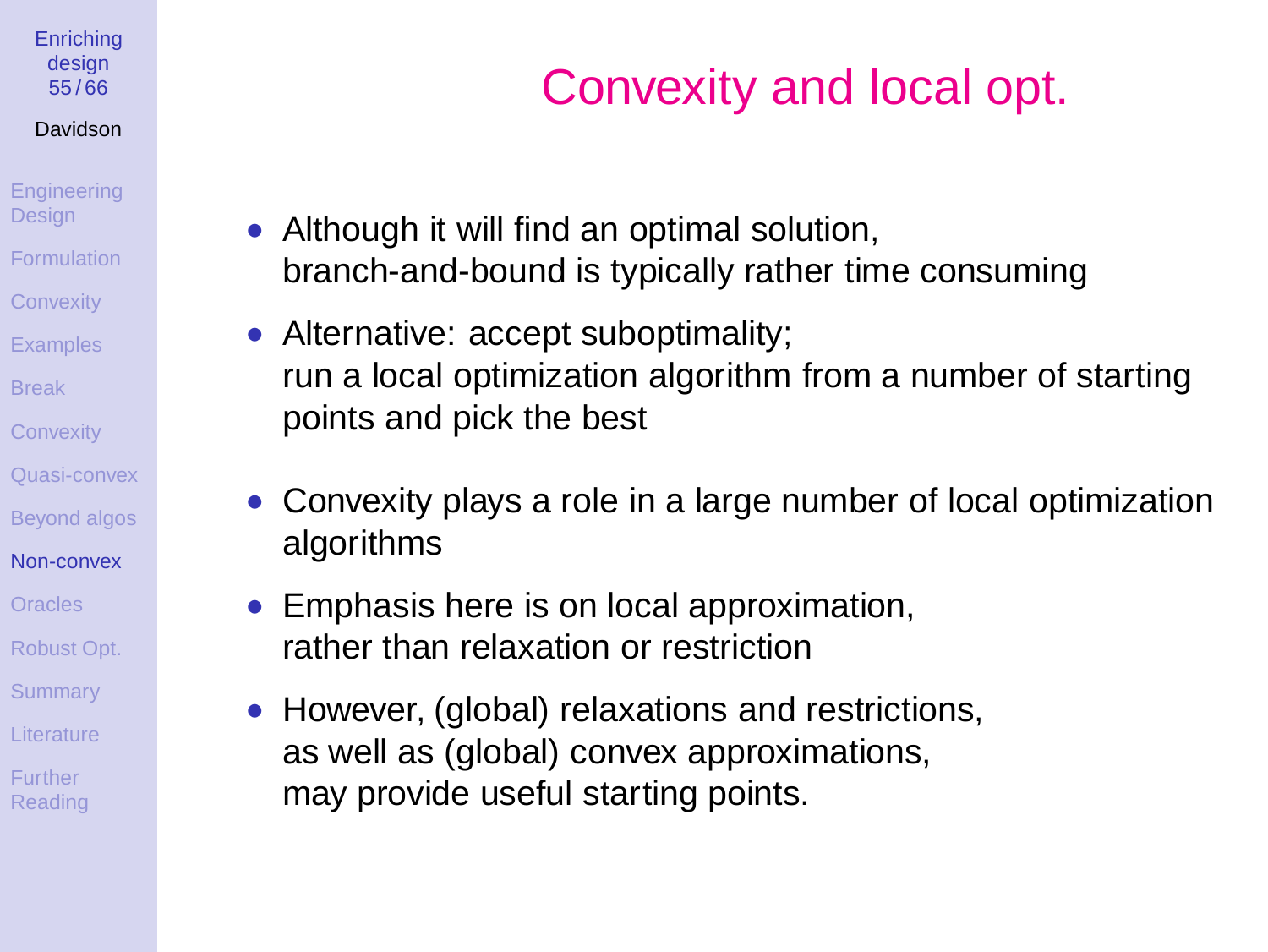# Convexity and local opt.

- Although it will find an optimal solution,
  branch-and-bound is typically rather time consuming
- Alternative: accept suboptimality;
  run a local optimization algorithm from a number of starting points and pick the best
- Convexity plays a role in a large number of local optimization algorithms
- Emphasis here is on local approximation,
  rather than relaxation or restriction
- However, (global) relaxations and restrictions,
  as well as (global) convex approximations,
  may provide useful starting points.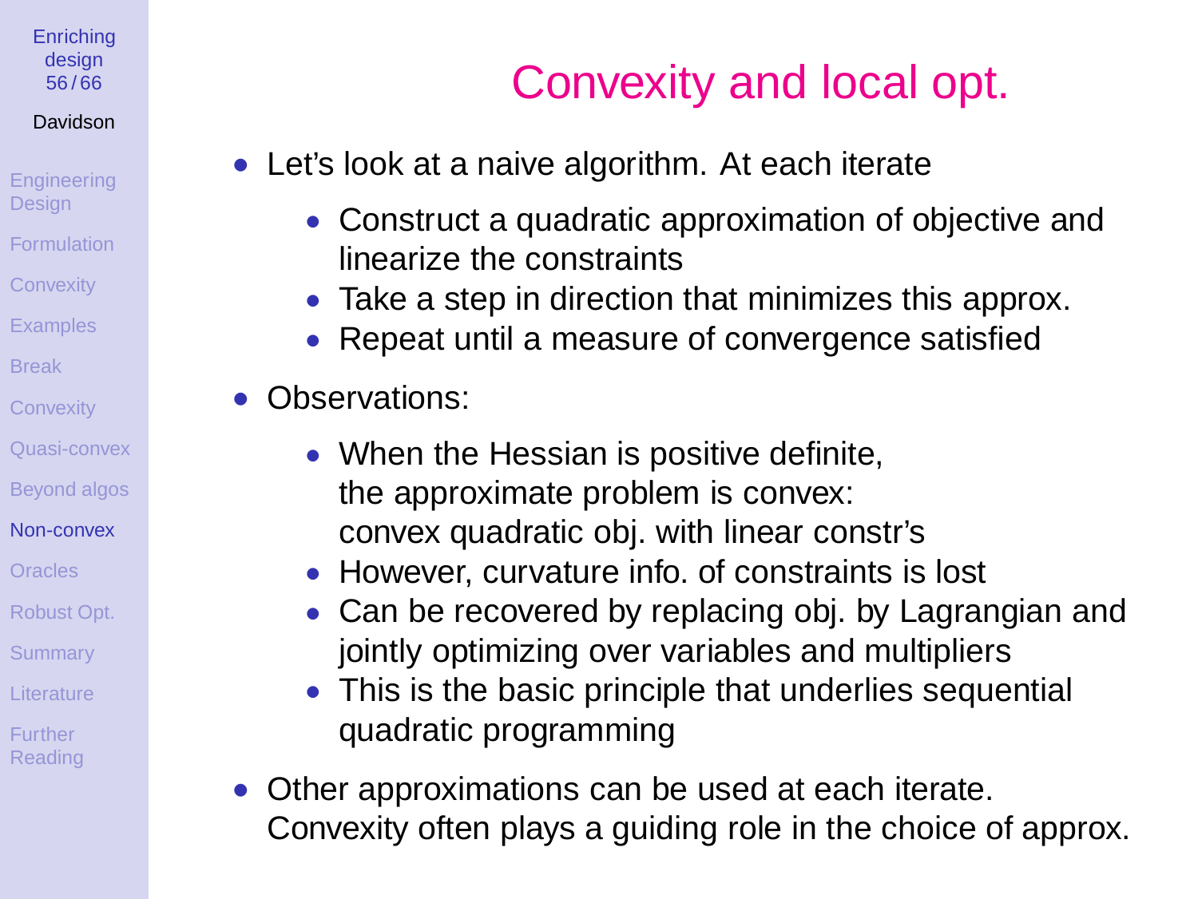# Convexity and local opt.

- Let's look at a naive algorithm. At each iterate
  - Construct a quadratic approximation of objective and linearize the constraints
  - Take a step in direction that minimizes this approx.
  - Repeat until a measure of convergence satisfied
- Observations:
  - When the Hessian is positive definite, the approximate problem is convex: convex quadratic obj. with linear constr's
  - However, curvature info. of constraints is lost
  - Can be recovered by replacing obj. by Lagrangian and jointly optimizing over variables and multipliers
  - This is the basic principle that underlies sequential quadratic programming
- Other approximations can be used at each iterate. Convexity often plays a guiding role in the choice of approx.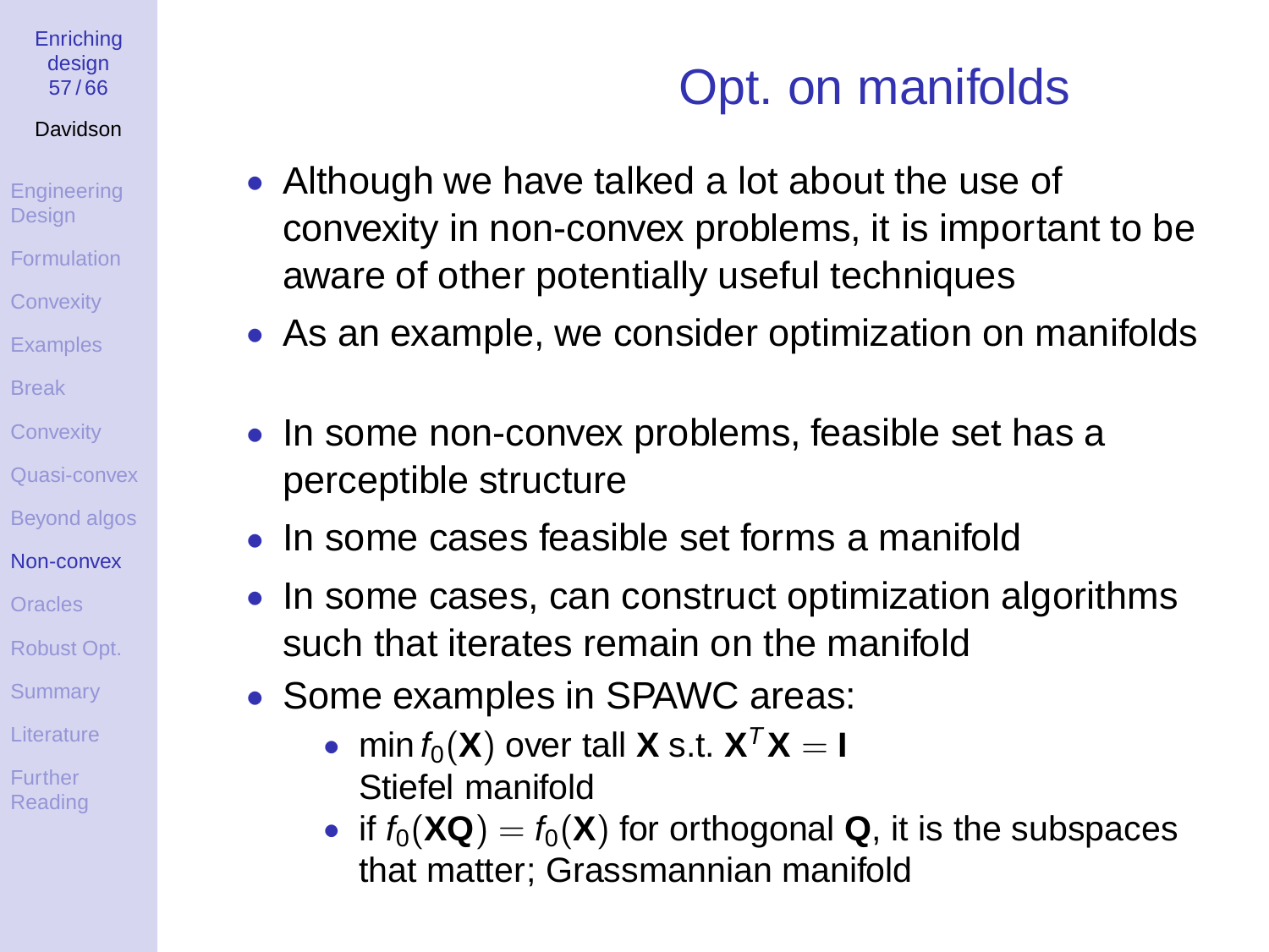# Opt. on manifolds

- Although we have talked a lot about the use of convexity in non-convex problems, it is important to be aware of other potentially useful techniques
- As an example, we consider optimization on manifolds

- In some non-convex problems, feasible set has a perceptible structure
- In some cases feasible set forms a manifold
- In some cases, can construct optimization algorithms such that iterates remain on the manifold
- Some examples in SPAWC areas:
  - $\min f_0(\mathbf{X})$ over tall $\mathbf{X}$ s.t. $\mathbf{X}^T\mathbf{X} = \mathbf{I}$
    Stiefel manifold
  - if $f_0(\mathbf{XQ}) = f_0(\mathbf{X})$ for orthogonal $\mathbf{Q}$, it is the subspaces that matter; Grassmannian manifold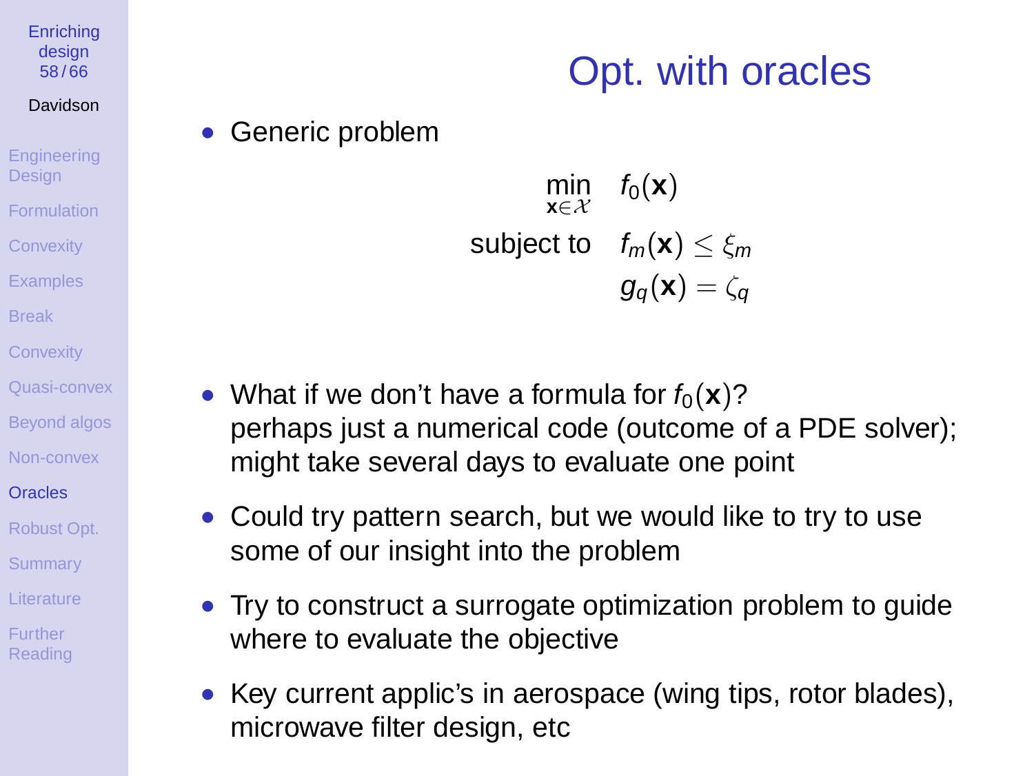# Opt. with oracles

- Generic problem

$$
\begin{aligned}
\min_{\mathbf{x} \in \mathcal{X}} \quad & f_0(\mathbf{x}) \\
\text{subject to} \quad & f_m(\mathbf{x}) \leq \xi_m \\
& g_q(\mathbf{x}) = \zeta_q
\end{aligned}
$$

- What if we don't have a formula for $f_0(\mathbf{x})$? perhaps just a numerical code (outcome of a PDE solver); might take several days to evaluate one point
- Could try pattern search, but we would like to try to use some of our insight into the problem
- Try to construct a surrogate optimization problem to guide where to evaluate the objective
- Key current applic's in aerospace (wing tips, rotor blades), microwave filter design, etc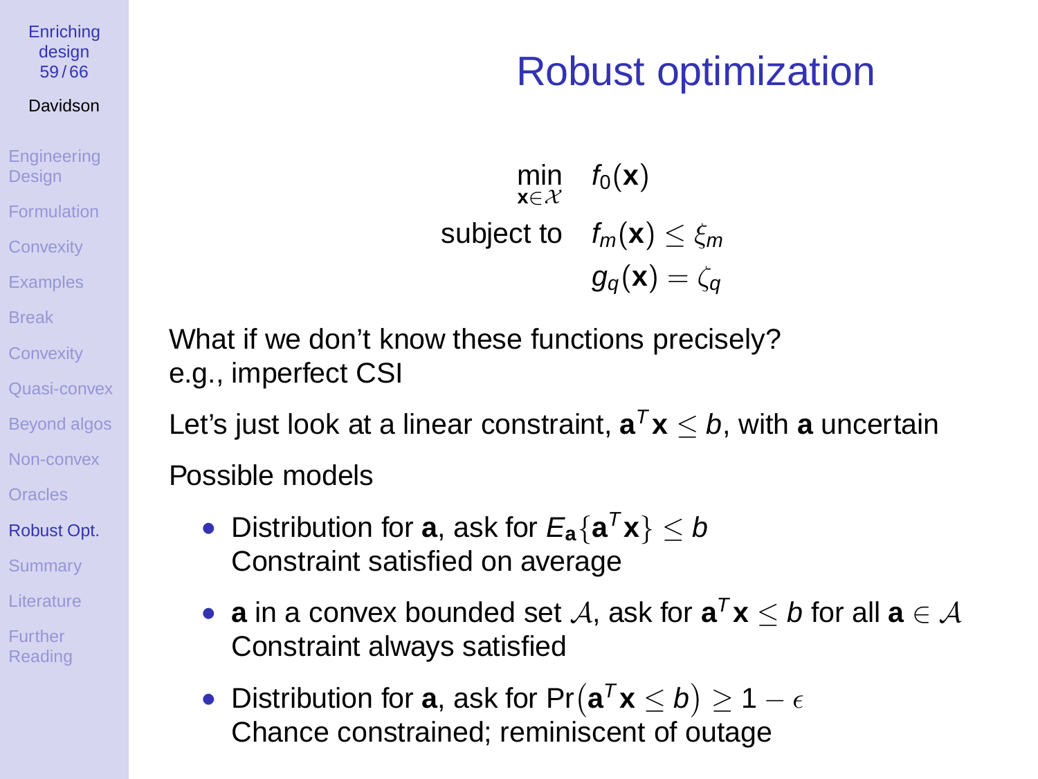# Robust optimization

$$
\begin{aligned}
\min_{\mathbf{x}\in\mathcal{X}} \quad & f_0(\mathbf{x}) \\
\text{subject to} \quad & f_m(\mathbf{x}) \le \xi_m \\
& g_q(\mathbf{x}) = \zeta_q
\end{aligned}
$$

What if we don't know these functions precisely?
e.g., imperfect CSI

Let's just look at a linear constraint, $\mathbf{a}^T\mathbf{x} \le b$, with $\mathbf{a}$ uncertain

Possible models

- Distribution for $\mathbf{a}$, ask for $E_{\mathbf{a}}\{\mathbf{a}^T\mathbf{x}\} \le b$
  Constraint satisfied on average
- $\mathbf{a}$ in a convex bounded set $\mathcal{A}$, ask for $\mathbf{a}^T\mathbf{x} \le b$ for all $\mathbf{a} \in \mathcal{A}$
  Constraint always satisfied
- Distribution for $\mathbf{a}$, ask for $\Pr\big(\mathbf{a}^T\mathbf{x} \le b\big) \ge 1 - \epsilon$
  Chance constrained; reminiscent of outage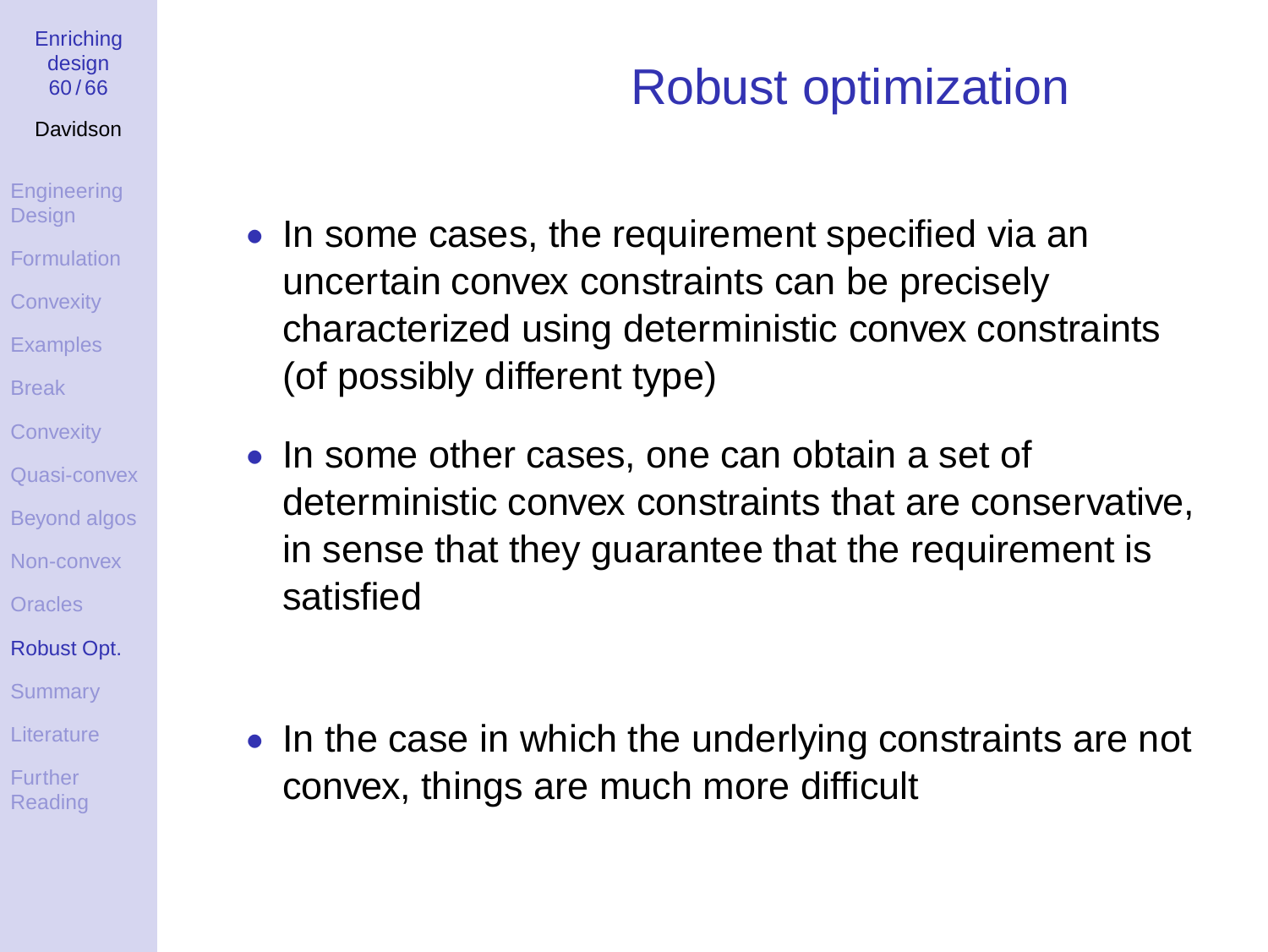# Robust optimization

- In some cases, the requirement specified via an uncertain convex constraints can be precisely characterized using deterministic convex constraints (of possibly different type)
- In some other cases, one can obtain a set of deterministic convex constraints that are conservative, in sense that they guarantee that the requirement is satisfied
- In the case in which the underlying constraints are not convex, things are much more difficult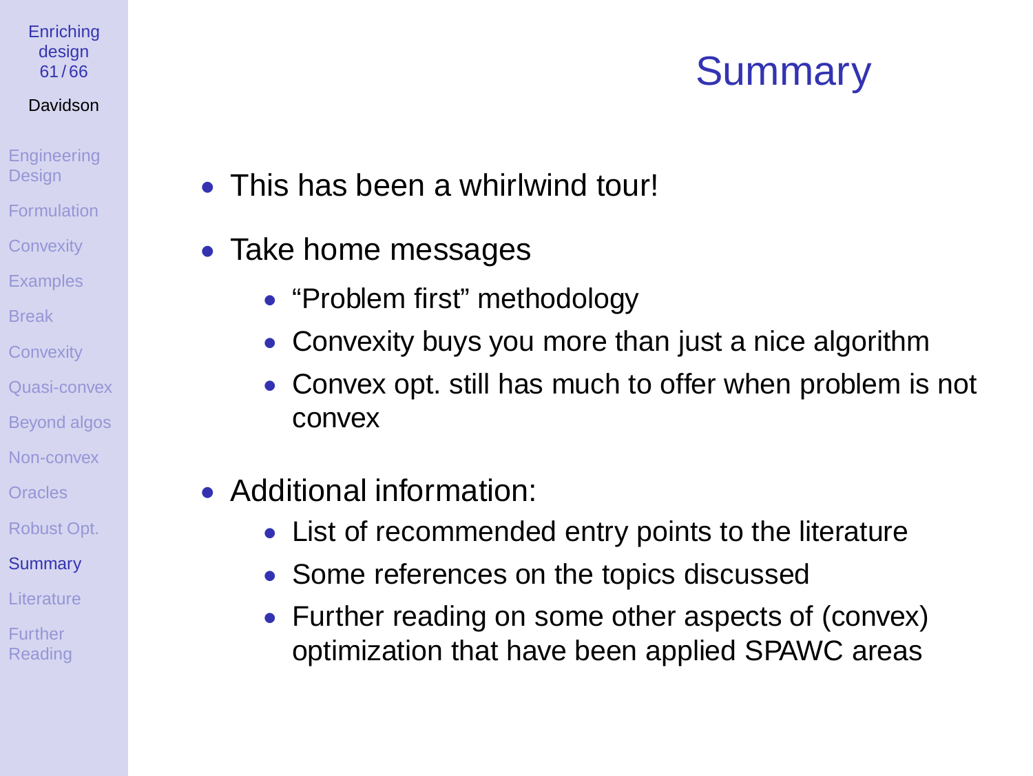# Summary

- This has been a whirlwind tour!
- Take home messages
  - “Problem first” methodology
  - Convexity buys you more than just a nice algorithm
  - Convex opt. still has much to offer when problem is not convex
- Additional information:
  - List of recommended entry points to the literature
  - Some references on the topics discussed
  - Further reading on some other aspects of (convex) optimization that have been applied SPAWC areas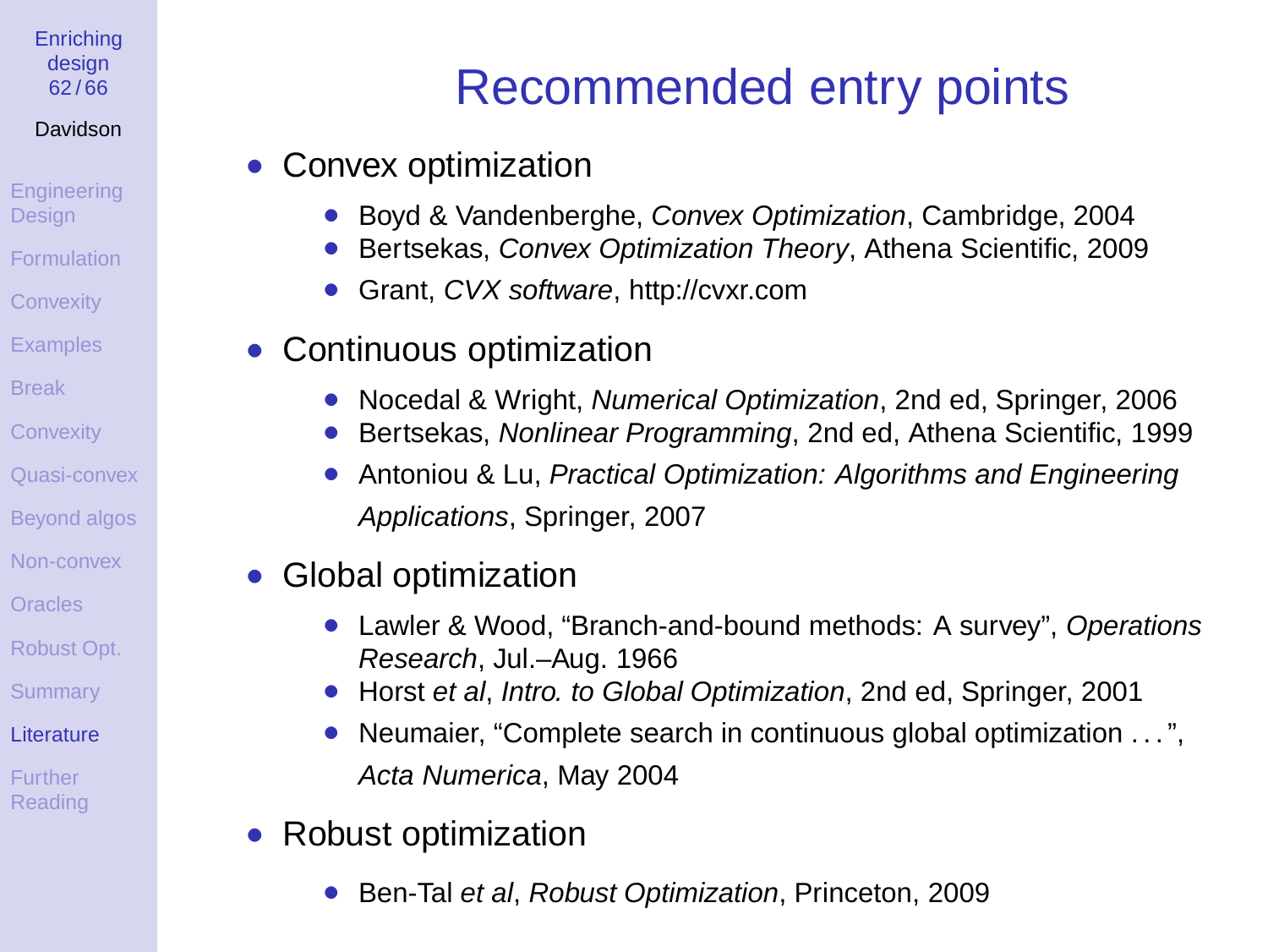# Recommended entry points

- Convex optimization
  - Boyd & Vandenberghe, *Convex Optimization*, Cambridge, 2004
  - Bertsekas, *Convex Optimization Theory*, Athena Scientific, 2009
  - Grant, *CVX software*, http://cvxr.com
- Continuous optimization
  - Nocedal & Wright, *Numerical Optimization*, 2nd ed, Springer, 2006
  - Bertsekas, *Nonlinear Programming*, 2nd ed, Athena Scientific, 1999
  - Antoniou & Lu, *Practical Optimization: Algorithms and Engineering Applications*, Springer, 2007
- Global optimization
  - Lawler & Wood, "Branch-and-bound methods: A survey", *Operations Research*, Jul.–Aug. 1966
  - Horst *et al*, *Intro. to Global Optimization*, 2nd ed, Springer, 2001
  - Neumaier, "Complete search in continuous global optimization ...", *Acta Numerica*, May 2004
- Robust optimization
  - Ben-Tal *et al*, *Robust Optimization*, Princeton, 2009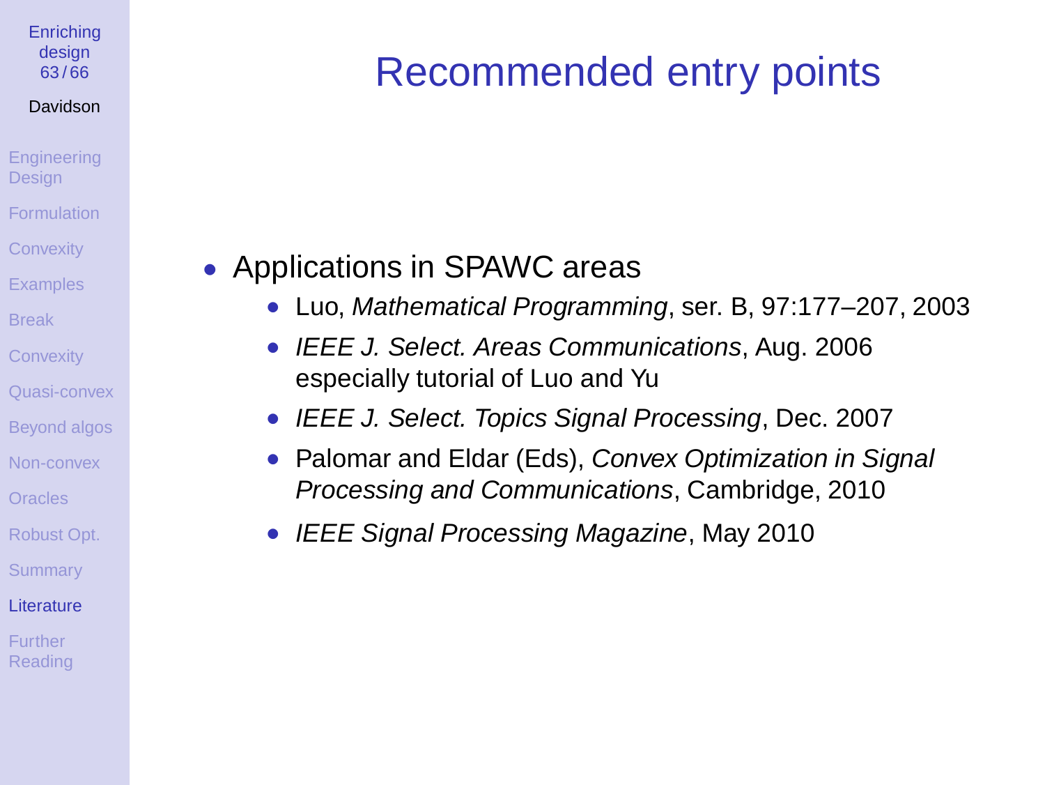# Recommended entry points

- Applications in SPAWC areas
  - Luo, *Mathematical Programming*, ser. B, 97:177–207, 2003
  - *IEEE J. Select. Areas Communications*, Aug. 2006 especially tutorial of Luo and Yu
  - *IEEE J. Select. Topics Signal Processing*, Dec. 2007
  - Palomar and Eldar (Eds), *Convex Optimization in Signal Processing and Communications*, Cambridge, 2010
  - *IEEE Signal Processing Magazine*, May 2010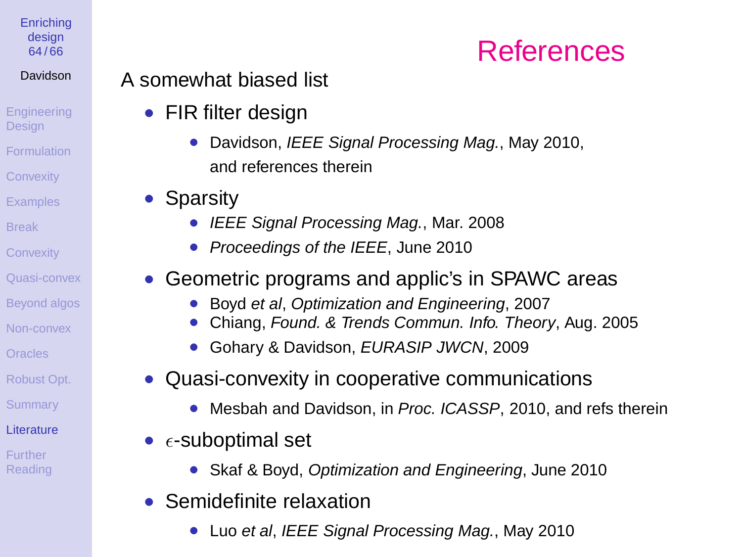# References

A somewhat biased list

- FIR filter design
  - Davidson, *IEEE Signal Processing Mag.*, May 2010, and references therein
- Sparsity
  - *IEEE Signal Processing Mag.*, Mar. 2008
  - *Proceedings of the IEEE*, June 2010
- Geometric programs and applic's in SPAWC areas
  - Boyd *et al*, *Optimization and Engineering*, 2007
  - Chiang, *Found. & Trends Commun. Info. Theory*, Aug. 2005
  - Gohary & Davidson, *EURASIP JWCN*, 2009
- Quasi-convexity in cooperative communications
  - Mesbah and Davidson, in *Proc. ICASSP*, 2010, and refs therein
- $\epsilon$-suboptimal set
  - Skaf & Boyd, *Optimization and Engineering*, June 2010
- Semidefinite relaxation
  - Luo *et al*, *IEEE Signal Processing Mag.*, May 2010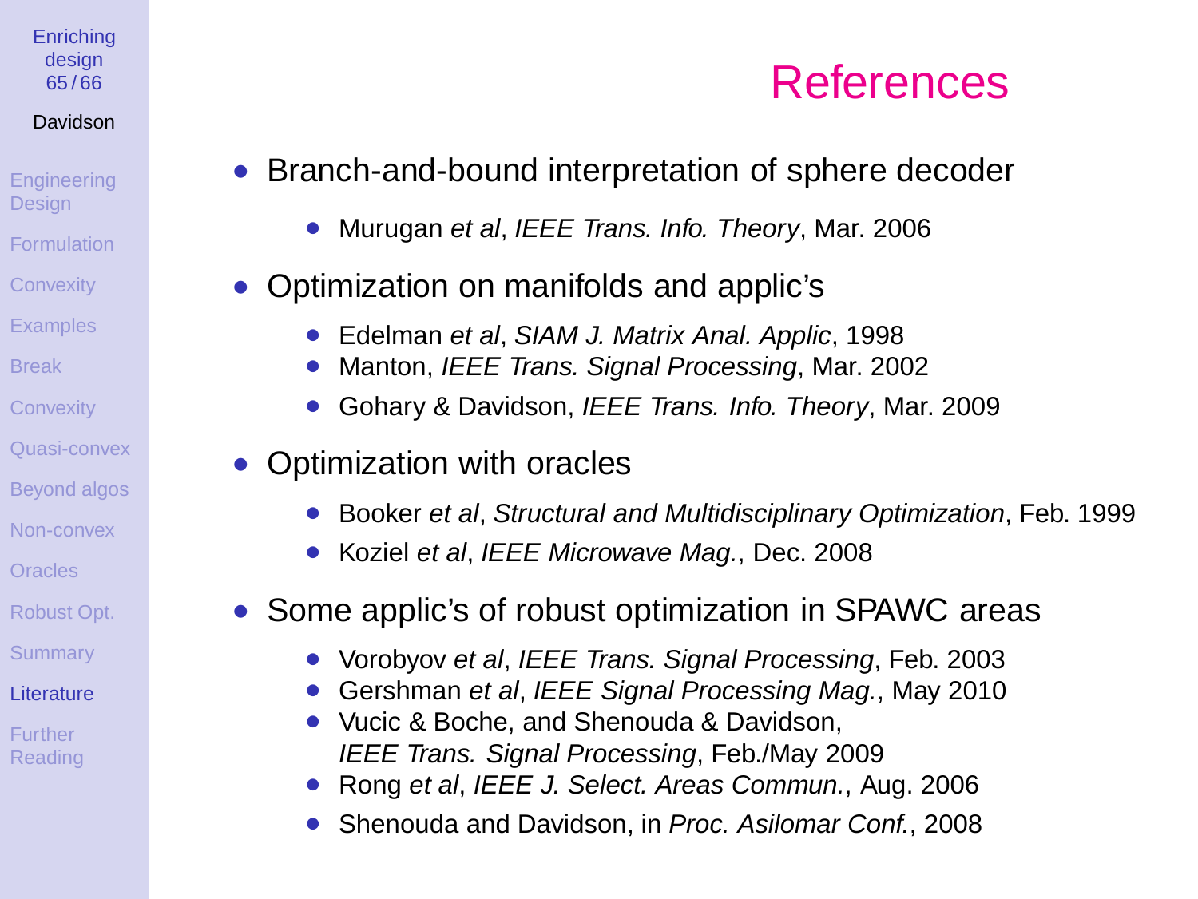# References

- Branch-and-bound interpretation of sphere decoder
  - Murugan *et al*, *IEEE Trans. Info. Theory*, Mar. 2006
- Optimization on manifolds and applic's
  - Edelman *et al*, *SIAM J. Matrix Anal. Applic*, 1998
  - Manton, *IEEE Trans. Signal Processing*, Mar. 2002
  - Gohary & Davidson, *IEEE Trans. Info. Theory*, Mar. 2009
- Optimization with oracles
  - Booker *et al*, *Structural and Multidisciplinary Optimization*, Feb. 1999
  - Koziel *et al*, *IEEE Microwave Mag.*, Dec. 2008
- Some applic's of robust optimization in SPAWC areas
  - Vorobyov *et al*, *IEEE Trans. Signal Processing*, Feb. 2003
  - Gershman *et al*, *IEEE Signal Processing Mag.*, May 2010
  - Vucic & Boche, and Shenouda & Davidson, *IEEE Trans. Signal Processing*, Feb./May 2009
  - Rong *et al*, *IEEE J. Select. Areas Commun.*, Aug. 2006
  - Shenouda and Davidson, in *Proc. Asilomar Conf.*, 2008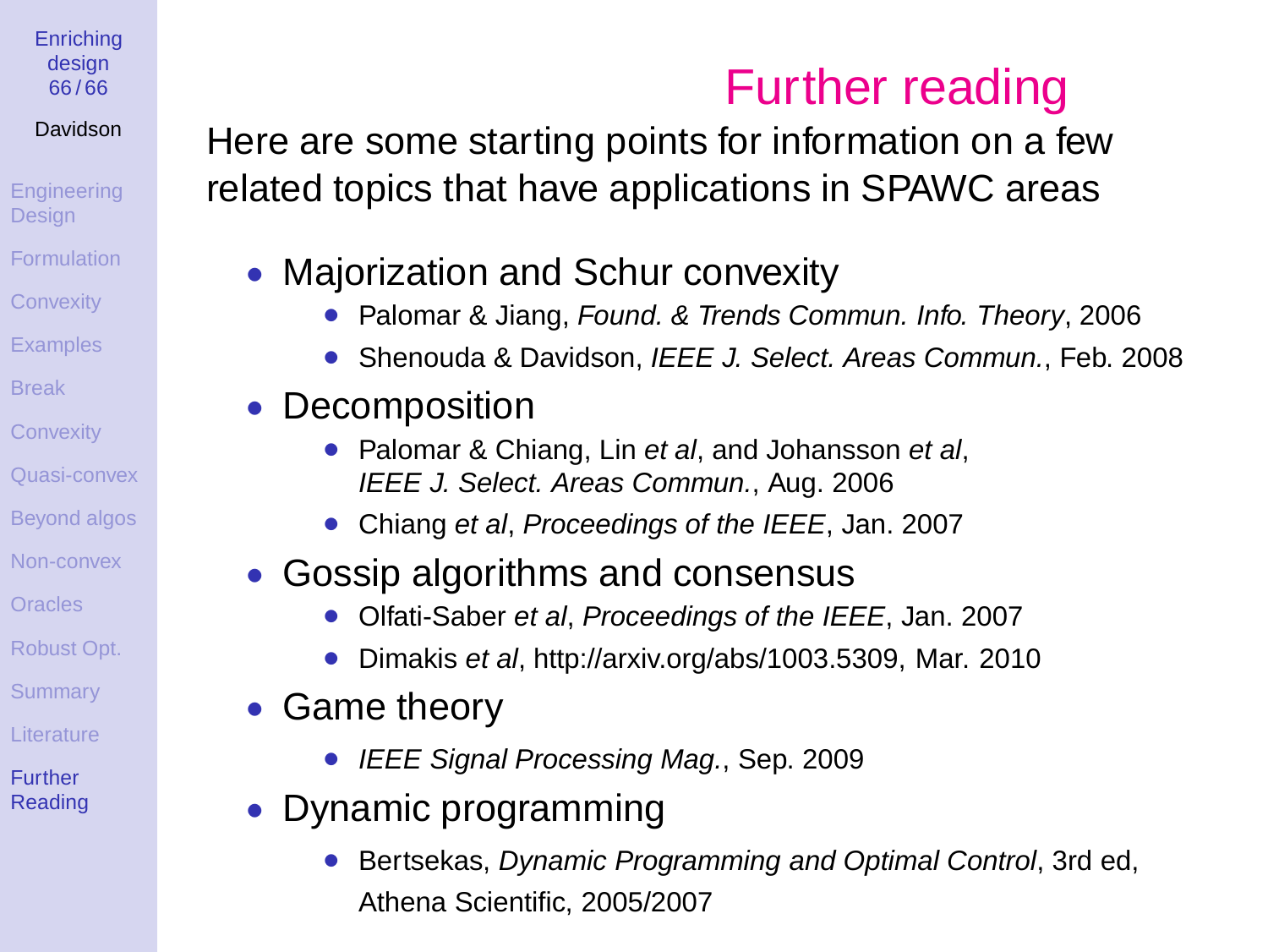# Further reading

Here are some starting points for information on a few related topics that have applications in SPAWC areas

- Majorization and Schur convexity
  - Palomar & Jiang, *Found. & Trends Commun. Info. Theory*, 2006
  - Shenouda & Davidson, *IEEE J. Select. Areas Commun.*, Feb. 2008
- Decomposition
  - Palomar & Chiang, Lin *et al*, and Johansson *et al*, *IEEE J. Select. Areas Commun.*, Aug. 2006
  - Chiang *et al*, *Proceedings of the IEEE*, Jan. 2007
- Gossip algorithms and consensus
  - Olfati-Saber *et al*, *Proceedings of the IEEE*, Jan. 2007
  - Dimakis *et al*, http://arxiv.org/abs/1003.5309, Mar. 2010
- Game theory
  - *IEEE Signal Processing Mag.*, Sep. 2009
- Dynamic programming
  - Bertsekas, *Dynamic Programming and Optimal Control*, 3rd ed, Athena Scientific, 2005/2007